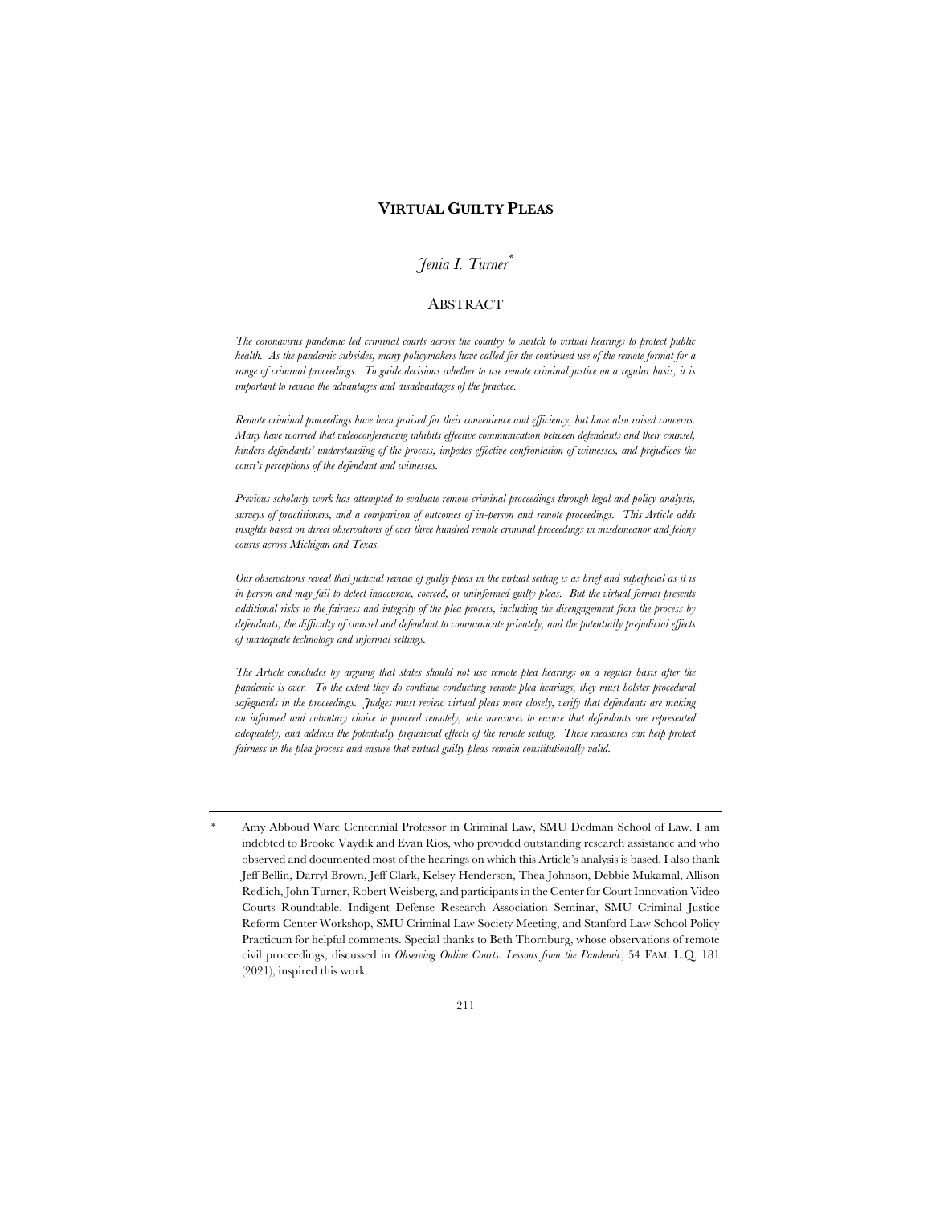# VIRTUAL GUILTY PLEAS

*Jenia I. Turner*[*]

## ABSTRACT

*The coronavirus pandemic led criminal courts across the country to switch to virtual hearings to protect public health. As the pandemic subsides, many policymakers have called for the continued use of the remote format for a range of criminal proceedings. To guide decisions whether to use remote criminal justice on a regular basis, it is important to review the advantages and disadvantages of the practice.*

*Remote criminal proceedings have been praised for their convenience and efficiency, but have also raised concerns. Many have worried that videoconferencing inhibits effective communication between defendants and their counsel, hinders defendants' understanding of the process, impedes effective confrontation of witnesses, and prejudices the court's perceptions of the defendant and witnesses.*

*Previous scholarly work has attempted to evaluate remote criminal proceedings through legal and policy analysis, surveys of practitioners, and a comparison of outcomes of in-person and remote proceedings. This Article adds insights based on direct observations of over three hundred remote criminal proceedings in misdemeanor and felony courts across Michigan and Texas.*

*Our observations reveal that judicial review of guilty pleas in the virtual setting is as brief and superficial as it is in person and may fail to detect inaccurate, coerced, or uninformed guilty pleas. But the virtual format presents additional risks to the fairness and integrity of the plea process, including the disengagement from the process by defendants, the difficulty of counsel and defendant to communicate privately, and the potentially prejudicial effects of inadequate technology and informal settings.*

*The Article concludes by arguing that states should not use remote plea hearings on a regular basis after the pandemic is over. To the extent they do continue conducting remote plea hearings, they must bolster procedural safeguards in the proceedings. Judges must review virtual pleas more closely, verify that defendants are making an informed and voluntary choice to proceed remotely, take measures to ensure that defendants are represented adequately, and address the potentially prejudicial effects of the remote setting. These measures can help protect fairness in the plea process and ensure that virtual guilty pleas remain constitutionally valid.*

---

[*] Amy Abboud Ware Centennial Professor in Criminal Law, SMU Dedman School of Law. I am indebted to Brooke Vaydik and Evan Rios, who provided outstanding research assistance and who observed and documented most of the hearings on which this Article's analysis is based. I also thank Jeff Bellin, Darryl Brown, Jeff Clark, Kelsey Henderson, Thea Johnson, Debbie Mukamal, Allison Redlich, John Turner, Robert Weisberg, and participants in the Center for Court Innovation Video Courts Roundtable, Indigent Defense Research Association Seminar, SMU Criminal Justice Reform Center Workshop, SMU Criminal Law Society Meeting, and Stanford Law School Policy Practicum for helpful comments. Special thanks to Beth Thornburg, whose observations of remote civil proceedings, discussed in *Observing Online Courts: Lessons from the Pandemic*, 54 FAM. L.Q. 181 (2021), inspired this work.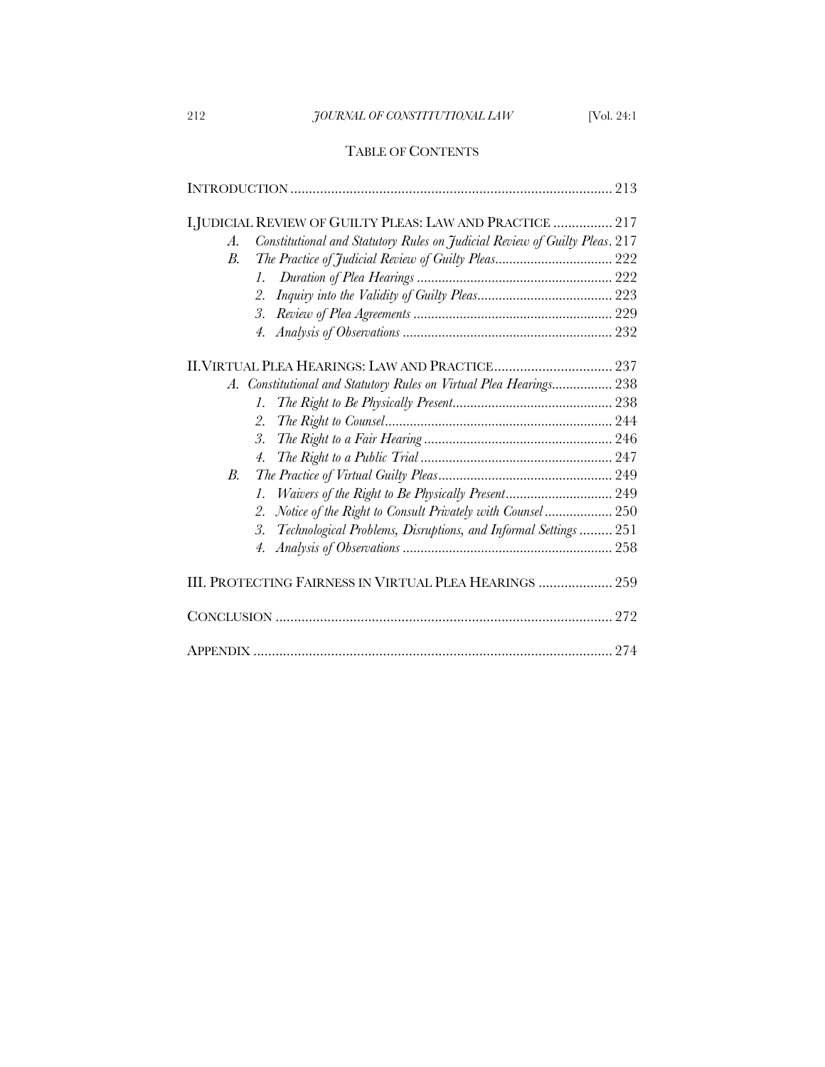## TABLE OF CONTENTS

INTRODUCTION ........................................................................................ 213

I. JUDICIAL REVIEW OF GUILTY PLEAS: LAW AND PRACTICE ................ 217

- A. *Constitutional and Statutory Rules on Judicial Review of Guilty Pleas*. 217
- B. *The Practice of Judicial Review of Guilty Pleas*................................. 222
  - 1. *Duration of Plea Hearings* ....................................................... 222
  - 2. *Inquiry into the Validity of Guilty Pleas*...................................... 223
  - 3. *Review of Plea Agreements* ....................................................... 229
  - 4. *Analysis of Observations* .......................................................... 232

II. VIRTUAL PLEA HEARINGS: LAW AND PRACTICE................................ 237

- A. *Constitutional and Statutory Rules on Virtual Plea Hearings*................. 238
  - 1. *The Right to Be Physically Present*............................................ 238
  - 2. *The Right to Counsel*............................................................... 244
  - 3. *The Right to a Fair Hearing* ..................................................... 246
  - 4. *The Right to a Public Trial* ...................................................... 247
- B. *The Practice of Virtual Guilty Pleas*................................................. 249
  - 1. *Waivers of the Right to Be Physically Present*.............................. 249
  - 2. *Notice of the Right to Consult Privately with Counsel* ................... 250
  - 3. *Technological Problems, Disruptions, and Informal Settings* ......... 251
  - 4. *Analysis of Observations* .......................................................... 258

III. PROTECTING FAIRNESS IN VIRTUAL PLEA HEARINGS .................... 259

CONCLUSION ........................................................................................... 272

APPENDIX ................................................................................................. 274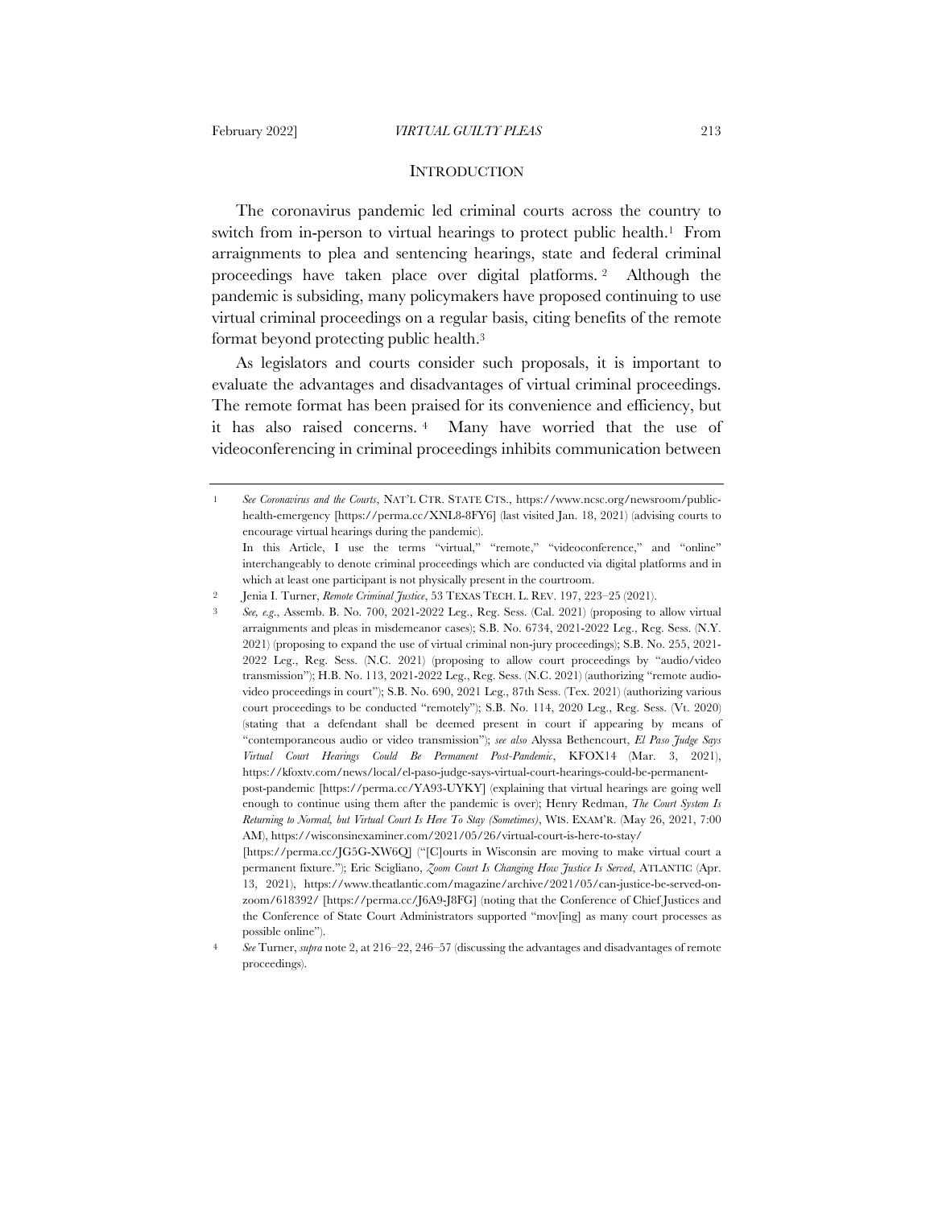## INTRODUCTION

The coronavirus pandemic led criminal courts across the country to switch from in-person to virtual hearings to protect public health.[1] From arraignments to plea and sentencing hearings, state and federal criminal proceedings have taken place over digital platforms.[2] Although the pandemic is subsiding, many policymakers have proposed continuing to use virtual criminal proceedings on a regular basis, citing benefits of the remote format beyond protecting public health.[3]

As legislators and courts consider such proposals, it is important to evaluate the advantages and disadvantages of virtual criminal proceedings. The remote format has been praised for its convenience and efficiency, but it has also raised concerns.[4] Many have worried that the use of videoconferencing in criminal proceedings inhibits communication between

---

1 *See Coronavirus and the Courts*, NAT'L CTR. STATE CTS., https://www.ncsc.org/newsroom/public-health-emergency [https://perma.cc/XNL8-8FY6] (last visited Jan. 18, 2021) (advising courts to encourage virtual hearings during the pandemic).

In this Article, I use the terms "virtual," "remote," "videoconference," and "online" interchangeably to denote criminal proceedings which are conducted via digital platforms and in which at least one participant is not physically present in the courtroom.

2 Jenia I. Turner, *Remote Criminal Justice*, 53 TEXAS TECH. L. REV. 197, 223–25 (2021).

3 *See, e.g.*, Assemb. B. No. 700, 2021-2022 Leg., Reg. Sess. (Cal. 2021) (proposing to allow virtual arraignments and pleas in misdemeanor cases); S.B. No. 6734, 2021-2022 Leg., Reg. Sess. (N.Y. 2021) (proposing to expand the use of virtual criminal non-jury proceedings); S.B. No. 255, 2021-2022 Leg., Reg. Sess. (N.C. 2021) (proposing to allow court proceedings by "audio/video transmission"); H.B. No. 113, 2021-2022 Leg., Reg. Sess. (N.C. 2021) (authorizing "remote audio-video proceedings in court"); S.B. No. 690, 2021 Leg., 87th Sess. (Tex. 2021) (authorizing various court proceedings to be conducted "remotely"); S.B. No. 114, 2020 Leg., Reg. Sess. (Vt. 2020) (stating that a defendant shall be deemed present in court if appearing by means of "contemporaneous audio or video transmission"); *see also* Alyssa Bethencourt, *El Paso Judge Says Virtual Court Hearings Could Be Permanent Post-Pandemic*, KFOX14 (Mar. 3, 2021), https://kfoxtv.com/news/local/el-paso-judge-says-virtual-court-hearings-could-be-permanent-post-pandemic [https://perma.cc/YA93-UYKY] (explaining that virtual hearings are going well enough to continue using them after the pandemic is over); Henry Redman, *The Court System Is Returning to Normal, but Virtual Court Is Here To Stay (Sometimes)*, WIS. EXAM'R. (May 26, 2021, 7:00 AM), https://wisconsinexaminer.com/2021/05/26/virtual-court-is-here-to-stay/ [https://perma.cc/JG5G-XW6Q] ("[C]ourts in Wisconsin are moving to make virtual court a permanent fixture."); Eric Scigliano, *Zoom Court Is Changing How Justice Is Served*, ATLANTIC (Apr. 13, 2021), https://www.theatlantic.com/magazine/archive/2021/05/can-justice-be-served-on-zoom/618392/ [https://perma.cc/J6A9-J8FG] (noting that the Conference of Chief Justices and the Conference of State Court Administrators supported "mov[ing] as many court processes as possible online").

4 *See* Turner, *supra* note 2, at 216–22, 246–57 (discussing the advantages and disadvantages of remote proceedings).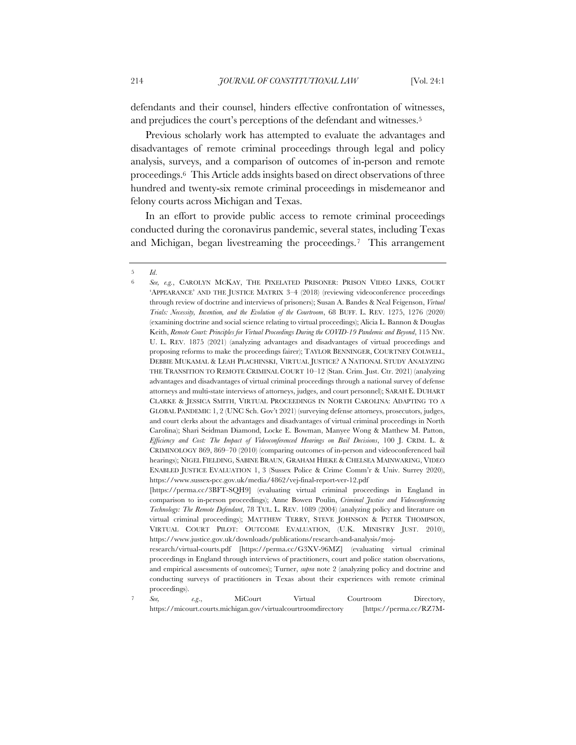defendants and their counsel, hinders effective confrontation of witnesses, and prejudices the court's perceptions of the defendant and witnesses.[5]

Previous scholarly work has attempted to evaluate the advantages and disadvantages of remote criminal proceedings through legal and policy analysis, surveys, and a comparison of outcomes of in-person and remote proceedings.[6] This Article adds insights based on direct observations of three hundred and twenty-six remote criminal proceedings in misdemeanor and felony courts across Michigan and Texas.

In an effort to provide public access to remote criminal proceedings conducted during the coronavirus pandemic, several states, including Texas and Michigan, began livestreaming the proceedings.[7] This arrangement

---

5 *Id.*

6 *See, e.g.*, CAROLYN MCKAY, THE PIXELATED PRISONER: PRISON VIDEO LINKS, COURT 'APPEARANCE' AND THE JUSTICE MATRIX 3–4 (2018) (reviewing videoconference proceedings through review of doctrine and interviews of prisoners); Susan A. Bandes & Neal Feigenson, *Virtual Trials: Necessity, Invention, and the Evolution of the Courtroom*, 68 BUFF. L. REV. 1275, 1276 (2020) (examining doctrine and social science relating to virtual proceedings); Alicia L. Bannon & Douglas Keith, *Remote Court: Principles for Virtual Proceedings During the COVID-19 Pandemic and Beyond*, 115 NW. U. L. REV. 1875 (2021) (analyzing advantages and disadvantages of virtual proceedings and proposing reforms to make the proceedings fairer); TAYLOR BENNINGER, COURTNEY COLWELL, DEBBIE MUKAMAL & LEAH PLACHINSKI, VIRTUAL JUSTICE? A NATIONAL STUDY ANALYZING THE TRANSITION TO REMOTE CRIMINAL COURT 10–12 (Stan. Crim. Just. Ctr. 2021) (analyzing advantages and disadvantages of virtual criminal proceedings through a national survey of defense attorneys and multi-state interviews of attorneys, judges, and court personnel); SARAH E. DUHART CLARKE & JESSICA SMITH, VIRTUAL PROCEEDINGS IN NORTH CAROLINA: ADAPTING TO A GLOBAL PANDEMIC 1, 2 (UNC Sch. Gov't 2021) (surveying defense attorneys, prosecutors, judges, and court clerks about the advantages and disadvantages of virtual criminal proceedings in North Carolina); Shari Seidman Diamond, Locke E. Bowman, Manyee Wong & Matthew M. Patton, *Efficiency and Cost: The Impact of Videoconferenced Hearings on Bail Decisions*, 100 J. CRIM. L. & CRIMINOLOGY 869, 869–70 (2010) (comparing outcomes of in-person and videoconferenced bail hearings); NIGEL FIELDING, SABINE BRAUN, GRAHAM HIEKE & CHELSEA MAINWARING, VIDEO ENABLED JUSTICE EVALUATION 1, 3 (Sussex Police & Crime Comm'r & Univ. Surrey 2020), https://www.sussex-pcc.gov.uk/media/4862/vej-final-report-ver-12.pdf [https://perma.cc/3BFT-SQH9] (evaluating virtual criminal proceedings in England in comparison to in-person proceedings); Anne Bowen Poulin, *Criminal Justice and Videoconferencing Technology: The Remote Defendant*, 78 TUL. L. REV. 1089 (2004) (analyzing policy and literature on virtual criminal proceedings); MATTHEW TERRY, STEVE JOHNSON & PETER THOMPSON, VIRTUAL COURT PILOT: OUTCOME EVALUATION, (U.K. MINISTRY JUST. 2010), https://www.justice.gov.uk/downloads/publications/research-and-analysis/moj-research/virtual-courts.pdf [https://perma.cc/G3XV-96MZ] (evaluating virtual criminal proceedings in England through interviews of practitioners, court and police station observations, and empirical assessments of outcomes); Turner, *supra* note 2 (analyzing policy and doctrine and conducting surveys of practitioners in Texas about their experiences with remote criminal proceedings).

7 *See, e.g.*, MiCourt Virtual Courtroom Directory, https://micourt.courts.michigan.gov/virtualcourtroomdirectory [https://perma.cc/RZ7M-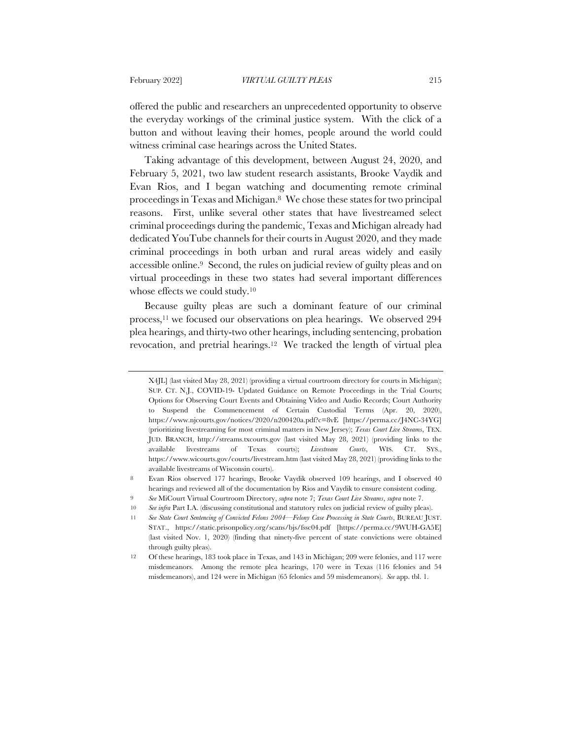offered the public and researchers an unprecedented opportunity to observe the everyday workings of the criminal justice system. With the click of a button and without leaving their homes, people around the world could witness criminal case hearings across the United States.

Taking advantage of this development, between August 24, 2020, and February 5, 2021, two law student research assistants, Brooke Vaydik and Evan Rios, and I began watching and documenting remote criminal proceedings in Texas and Michigan.[8] We chose these states for two principal reasons. First, unlike several other states that have livestreamed select criminal proceedings during the pandemic, Texas and Michigan already had dedicated YouTube channels for their courts in August 2020, and they made criminal proceedings in both urban and rural areas widely and easily accessible online.[9] Second, the rules on judicial review of guilty pleas and on virtual proceedings in these two states had several important differences whose effects we could study.[10]

Because guilty pleas are such a dominant feature of our criminal process,[11] we focused our observations on plea hearings. We observed 294 plea hearings, and thirty-two other hearings, including sentencing, probation revocation, and pretrial hearings.[12] We tracked the length of virtual plea

---

X4JL] (last visited May 28, 2021) (providing a virtual courtroom directory for courts in Michigan); SUP. CT. N.J., COVID-19- Updated Guidance on Remote Proceedings in the Trial Courts; Options for Observing Court Events and Obtaining Video and Audio Records; Court Authority to Suspend the Commencement of Certain Custodial Terms (Apr. 20, 2020), https://www.njcourts.gov/notices/2020/n200420a.pdf?c=8vE [https://perma.cc/J4NC-34YG] (prioritizing livestreaming for most criminal matters in New Jersey); *Texas Court Live Streams*, TEX. JUD. BRANCH, http://streams.txcourts.gov (last visited May 28, 2021) (providing links to the available livestreams of Texas courts); *Livestream Courts*, WIS. CT. SYS., https://www.wicourts.gov/courts/livestream.htm (last visited May 28, 2021) (providing links to the available livestreams of Wisconsin courts).

8 Evan Rios observed 177 hearings, Brooke Vaydik observed 109 hearings, and I observed 40 hearings and reviewed all of the documentation by Rios and Vaydik to ensure consistent coding.

9 *See* MiCourt Virtual Courtroom Directory, *supra* note 7; *Texas Court Live Streams*, *supra* note 7.

10 *See infra* Part I.A. (discussing constitutional and statutory rules on judicial review of guilty pleas).

11 *See State Court Sentencing of Convicted Felons 2004—Felony Case Processing in State Courts*, BUREAU JUST. STAT., https://static.prisonpolicy.org/scans/bjs/fssc04.pdf [https://perma.cc/9WUH-GA5E] (last visited Nov. 1, 2020) (finding that ninety-five percent of state convictions were obtained through guilty pleas).

12 Of these hearings, 183 took place in Texas, and 143 in Michigan; 209 were felonies, and 117 were misdemeanors. Among the remote plea hearings, 170 were in Texas (116 felonies and 54 misdemeanors), and 124 were in Michigan (65 felonies and 59 misdemeanors). *See* app. tbl. 1.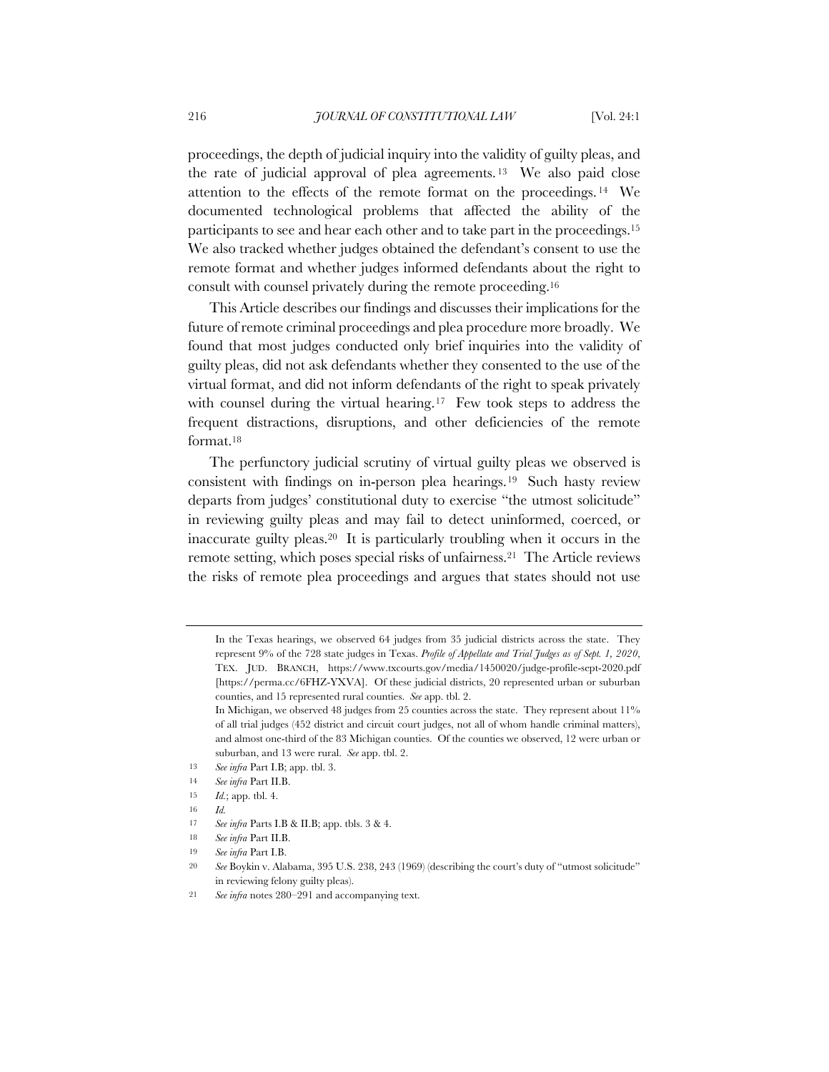proceedings, the depth of judicial inquiry into the validity of guilty pleas, and the rate of judicial approval of plea agreements.[13] We also paid close attention to the effects of the remote format on the proceedings.[14] We documented technological problems that affected the ability of the participants to see and hear each other and to take part in the proceedings.[15] We also tracked whether judges obtained the defendant's consent to use the remote format and whether judges informed defendants about the right to consult with counsel privately during the remote proceeding.[16]

This Article describes our findings and discusses their implications for the future of remote criminal proceedings and plea procedure more broadly. We found that most judges conducted only brief inquiries into the validity of guilty pleas, did not ask defendants whether they consented to the use of the virtual format, and did not inform defendants of the right to speak privately with counsel during the virtual hearing.[17] Few took steps to address the frequent distractions, disruptions, and other deficiencies of the remote format.[18]

The perfunctory judicial scrutiny of virtual guilty pleas we observed is consistent with findings on in-person plea hearings.[19] Such hasty review departs from judges' constitutional duty to exercise "the utmost solicitude" in reviewing guilty pleas and may fail to detect uninformed, coerced, or inaccurate guilty pleas.[20] It is particularly troubling when it occurs in the remote setting, which poses special risks of unfairness.[21] The Article reviews the risks of remote plea proceedings and argues that states should not use

---

In the Texas hearings, we observed 64 judges from 35 judicial districts across the state. They represent 9% of the 728 state judges in Texas. *Profile of Appellate and Trial Judges as of Sept. 1, 2020*, TEX. JUD. BRANCH, https://www.txcourts.gov/media/1450020/judge-profile-sept-2020.pdf [https://perma.cc/6FHZ-YXVA]. Of these judicial districts, 20 represented urban or suburban counties, and 15 represented rural counties. *See* app. tbl. 2.

In Michigan, we observed 48 judges from 25 counties across the state. They represent about 11% of all trial judges (452 district and circuit court judges, not all of whom handle criminal matters), and almost one-third of the 83 Michigan counties. Of the counties we observed, 12 were urban or suburban, and 13 were rural. *See* app. tbl. 2.

13 *See infra* Part I.B; app. tbl. 3.

14 *See infra* Part II.B.

15 *Id.*; app. tbl. 4.

16 *Id.*

17 *See infra* Parts I.B & II.B; app. tbls. 3 & 4.

18 *See infra* Part II.B.

19 *See infra* Part I.B.

20 *See* Boykin v. Alabama, 395 U.S. 238, 243 (1969) (describing the court's duty of "utmost solicitude" in reviewing felony guilty pleas).

21 *See infra* notes 280–291 and accompanying text.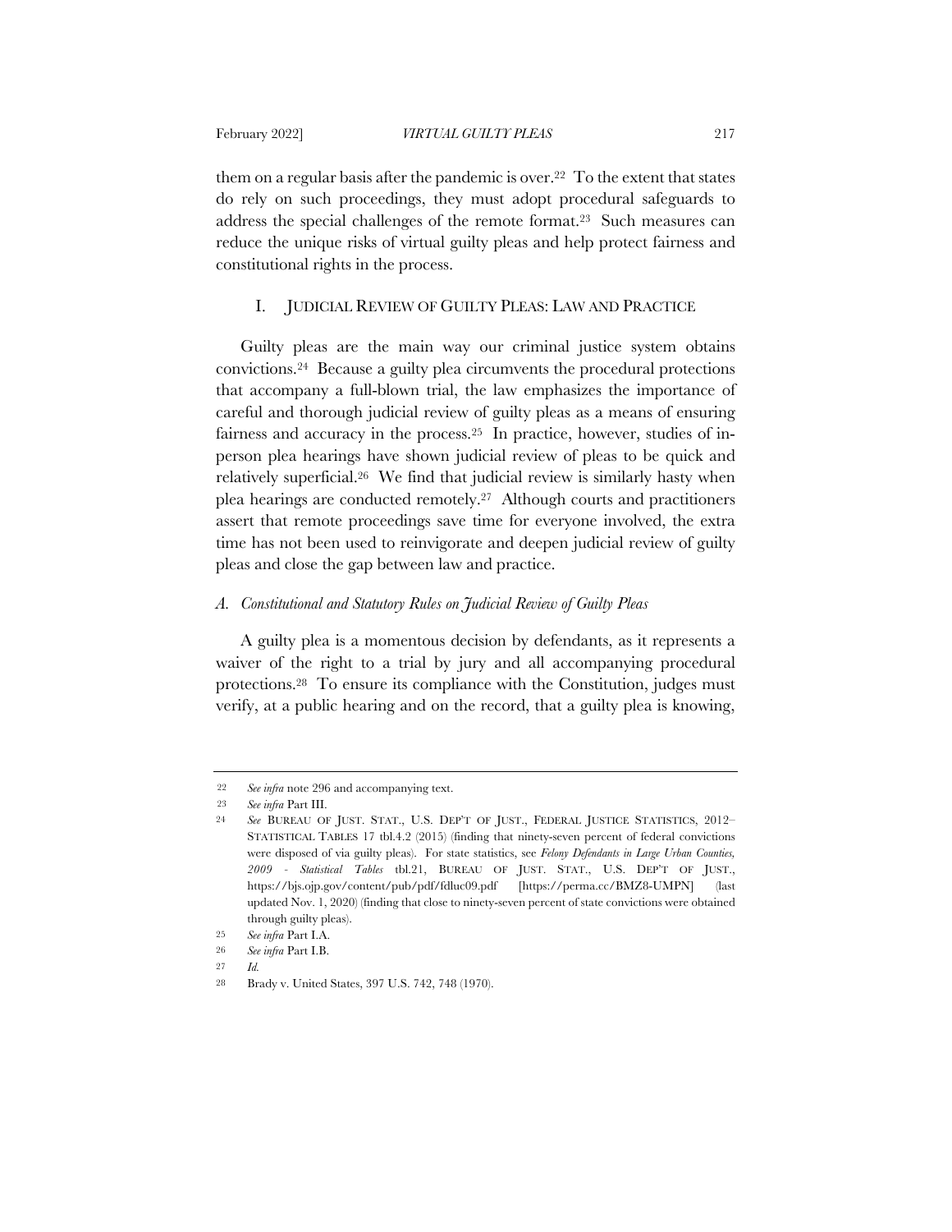them on a regular basis after the pandemic is over.[22] To the extent that states do rely on such proceedings, they must adopt procedural safeguards to address the special challenges of the remote format.[23] Such measures can reduce the unique risks of virtual guilty pleas and help protect fairness and constitutional rights in the process.

## I. JUDICIAL REVIEW OF GUILTY PLEAS: LAW AND PRACTICE

Guilty pleas are the main way our criminal justice system obtains convictions.[24] Because a guilty plea circumvents the procedural protections that accompany a full-blown trial, the law emphasizes the importance of careful and thorough judicial review of guilty pleas as a means of ensuring fairness and accuracy in the process.[25] In practice, however, studies of in-person plea hearings have shown judicial review of pleas to be quick and relatively superficial.[26] We find that judicial review is similarly hasty when plea hearings are conducted remotely.[27] Although courts and practitioners assert that remote proceedings save time for everyone involved, the extra time has not been used to reinvigorate and deepen judicial review of guilty pleas and close the gap between law and practice.

### *A. Constitutional and Statutory Rules on Judicial Review of Guilty Pleas*

A guilty plea is a momentous decision by defendants, as it represents a waiver of the right to a trial by jury and all accompanying procedural protections.[28] To ensure its compliance with the Constitution, judges must verify, at a public hearing and on the record, that a guilty plea is knowing,

---

22 *See infra* note 296 and accompanying text.

23 *See infra* Part III.

24 *See* BUREAU OF JUST. STAT., U.S. DEP'T OF JUST., FEDERAL JUSTICE STATISTICS, 2012–STATISTICAL TABLES 17 tbl.4.2 (2015) (finding that ninety-seven percent of federal convictions were disposed of via guilty pleas). For state statistics, see *Felony Defendants in Large Urban Counties, 2009 - Statistical Tables* tbl.21, BUREAU OF JUST. STAT., U.S. DEP'T OF JUST., https://bjs.ojp.gov/content/pub/pdf/fdluc09.pdf [https://perma.cc/BMZ8-UMPN] (last updated Nov. 1, 2020) (finding that close to ninety-seven percent of state convictions were obtained through guilty pleas).

25 *See infra* Part I.A.

26 *See infra* Part I.B.

27 *Id.*

28 Brady v. United States, 397 U.S. 742, 748 (1970).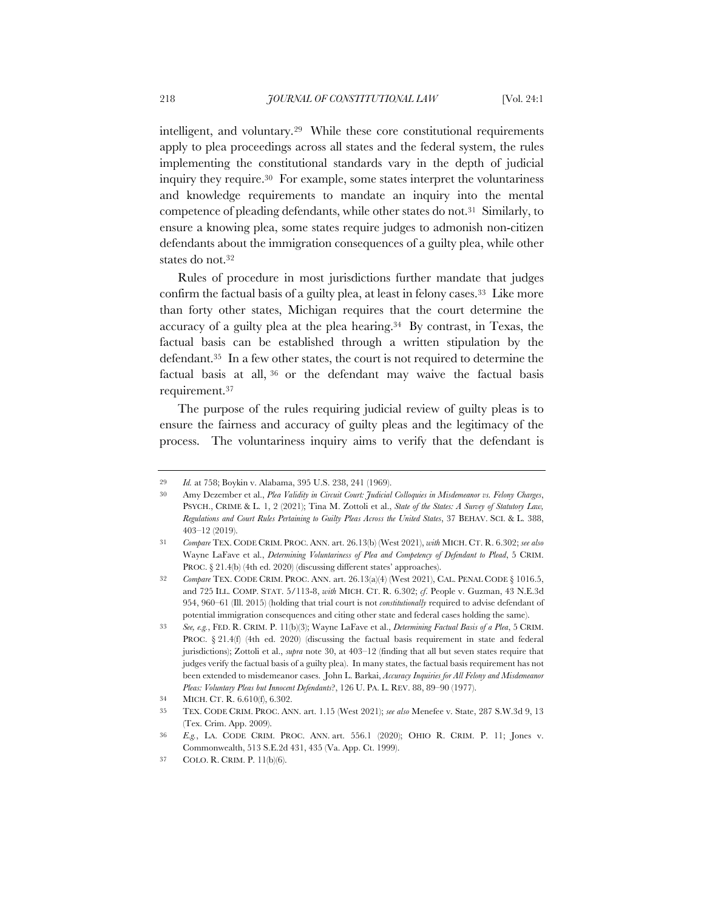intelligent, and voluntary.[29] While these core constitutional requirements apply to plea proceedings across all states and the federal system, the rules implementing the constitutional standards vary in the depth of judicial inquiry they require.[30] For example, some states interpret the voluntariness and knowledge requirements to mandate an inquiry into the mental competence of pleading defendants, while other states do not.[31] Similarly, to ensure a knowing plea, some states require judges to admonish non-citizen defendants about the immigration consequences of a guilty plea, while other states do not.[32]

Rules of procedure in most jurisdictions further mandate that judges confirm the factual basis of a guilty plea, at least in felony cases.[33] Like more than forty other states, Michigan requires that the court determine the accuracy of a guilty plea at the plea hearing.[34] By contrast, in Texas, the factual basis can be established through a written stipulation by the defendant.[35] In a few other states, the court is not required to determine the factual basis at all,[36] or the defendant may waive the factual basis requirement.[37]

The purpose of the rules requiring judicial review of guilty pleas is to ensure the fairness and accuracy of guilty pleas and the legitimacy of the process. The voluntariness inquiry aims to verify that the defendant is

---

29 *Id.* at 758; Boykin v. Alabama, 395 U.S. 238, 241 (1969).

30 Amy Dezember et al., *Plea Validity in Circuit Court: Judicial Colloquies in Misdemeanor vs. Felony Charges*, PSYCH., CRIME & L. 1, 2 (2021); Tina M. Zottoli et al., *State of the States: A Survey of Statutory Law, Regulations and Court Rules Pertaining to Guilty Pleas Across the United States*, 37 BEHAV. SCI. & L. 388, 403–12 (2019).

31 *Compare* TEX. CODE CRIM. PROC. ANN. art. 26.13(b) (West 2021), *with* MICH. CT. R. 6.302; *see also* Wayne LaFave et al., *Determining Voluntariness of Plea and Competency of Defendant to Plead*, 5 CRIM. PROC. § 21.4(b) (4th ed. 2020) (discussing different states' approaches).

32 *Compare* TEX. CODE CRIM. PROC. ANN. art. 26.13(a)(4) (West 2021), CAL. PENAL CODE § 1016.5, and 725 ILL. COMP. STAT. 5/113-8, *with* MICH. CT. R. 6.302; *cf.* People v. Guzman, 43 N.E.3d 954, 960–61 (Ill. 2015) (holding that trial court is not *constitutionally* required to advise defendant of potential immigration consequences and citing other state and federal cases holding the same).

33 *See, e.g.*, FED. R. CRIM. P. 11(b)(3); Wayne LaFave et al., *Determining Factual Basis of a Plea*, 5 CRIM. PROC. § 21.4(f) (4th ed. 2020) (discussing the factual basis requirement in state and federal jurisdictions); Zottoli et al., *supra* note 30, at 403–12 (finding that all but seven states require that judges verify the factual basis of a guilty plea). In many states, the factual basis requirement has not been extended to misdemeanor cases. John L. Barkai, *Accuracy Inquiries for All Felony and Misdemeanor Pleas: Voluntary Pleas but Innocent Defendants?*, 126 U. PA. L. REV. 88, 89–90 (1977).

34 MICH. CT. R. 6.610(f), 6.302.

35 TEX. CODE CRIM. PROC. ANN. art. 1.15 (West 2021); *see also* Menefee v. State, 287 S.W.3d 9, 13 (Tex. Crim. App. 2009).

36 *E.g.*, LA. CODE CRIM. PROC. ANN. art. 556.1 (2020); OHIO R. CRIM. P. 11; Jones v. Commonwealth, 513 S.E.2d 431, 435 (Va. App. Ct. 1999).

37 COLO. R. CRIM. P. 11(b)(6).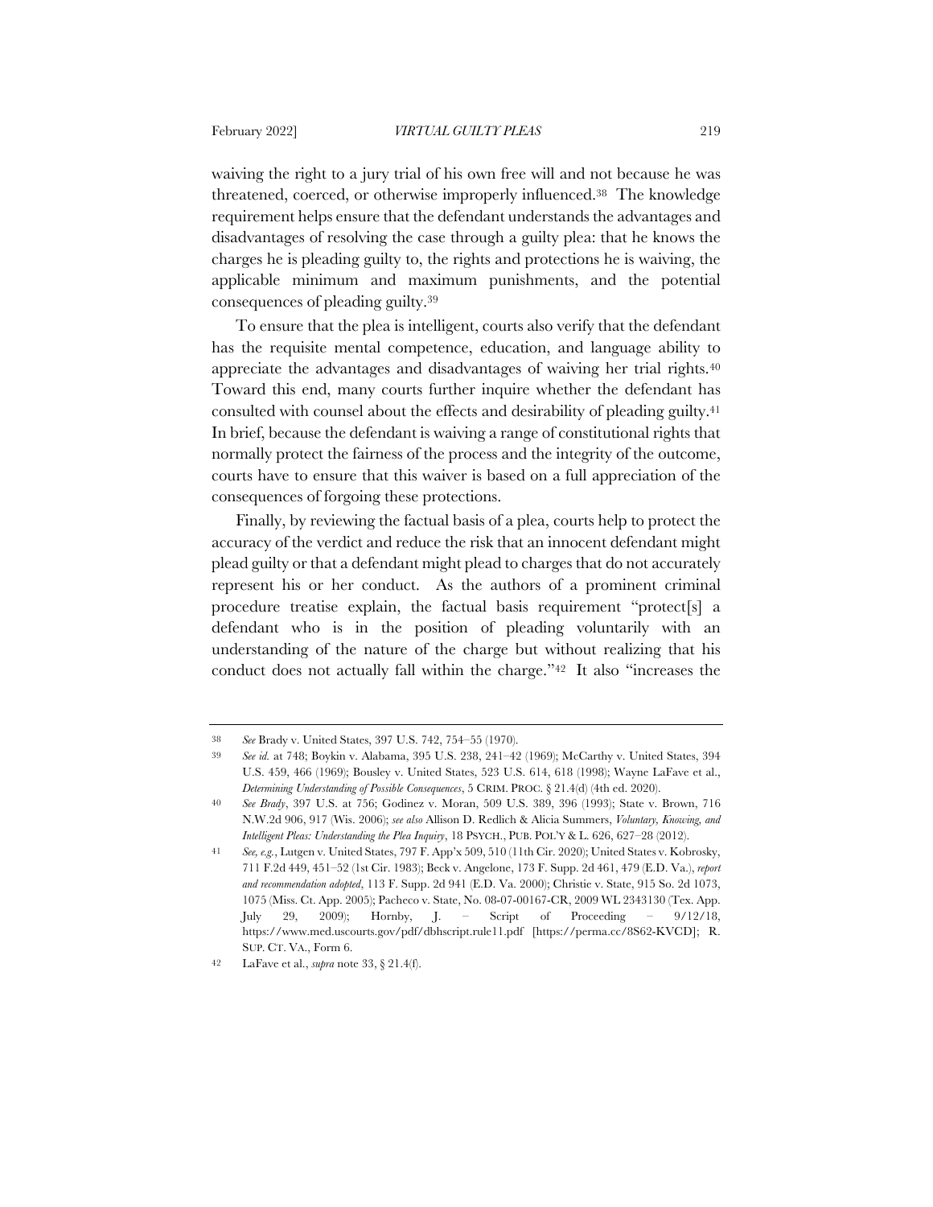waiving the right to a jury trial of his own free will and not because he was threatened, coerced, or otherwise improperly influenced.[38] The knowledge requirement helps ensure that the defendant understands the advantages and disadvantages of resolving the case through a guilty plea: that he knows the charges he is pleading guilty to, the rights and protections he is waiving, the applicable minimum and maximum punishments, and the potential consequences of pleading guilty.[39]

To ensure that the plea is intelligent, courts also verify that the defendant has the requisite mental competence, education, and language ability to appreciate the advantages and disadvantages of waiving her trial rights.[40] Toward this end, many courts further inquire whether the defendant has consulted with counsel about the effects and desirability of pleading guilty.[41] In brief, because the defendant is waiving a range of constitutional rights that normally protect the fairness of the process and the integrity of the outcome, courts have to ensure that this waiver is based on a full appreciation of the consequences of forgoing these protections.

Finally, by reviewing the factual basis of a plea, courts help to protect the accuracy of the verdict and reduce the risk that an innocent defendant might plead guilty or that a defendant might plead to charges that do not accurately represent his or her conduct. As the authors of a prominent criminal procedure treatise explain, the factual basis requirement "protect[s] a defendant who is in the position of pleading voluntarily with an understanding of the nature of the charge but without realizing that his conduct does not actually fall within the charge."[42] It also "increases the

---

38 *See* Brady v. United States, 397 U.S. 742, 754–55 (1970).

39 *See id.* at 748; Boykin v. Alabama, 395 U.S. 238, 241–42 (1969); McCarthy v. United States, 394 U.S. 459, 466 (1969); Bousley v. United States, 523 U.S. 614, 618 (1998); Wayne LaFave et al., *Determining Understanding of Possible Consequences*, 5 CRIM. PROC. § 21.4(d) (4th ed. 2020).

40 *See Brady*, 397 U.S. at 756; Godinez v. Moran, 509 U.S. 389, 396 (1993); State v. Brown, 716 N.W.2d 906, 917 (Wis. 2006); *see also* Allison D. Redlich & Alicia Summers, *Voluntary, Knowing, and Intelligent Pleas: Understanding the Plea Inquiry*, 18 PSYCH., PUB. POL'Y & L. 626, 627–28 (2012).

41 *See, e.g.*, Lutgen v. United States, 797 F. App'x 509, 510 (11th Cir. 2020); United States v. Kobrosky, 711 F.2d 449, 451–52 (1st Cir. 1983); Beck v. Angelone, 173 F. Supp. 2d 461, 479 (E.D. Va.), *report and recommendation adopted*, 113 F. Supp. 2d 941 (E.D. Va. 2000); Christie v. State, 915 So. 2d 1073, 1075 (Miss. Ct. App. 2005); Pacheco v. State, No. 08-07-00167-CR, 2009 WL 2343130 (Tex. App. July 29, 2009); Hornby, J. – Script of Proceeding – 9/12/18, https://www.med.uscourts.gov/pdf/dbhscript.rule11.pdf [https://perma.cc/8S62-KVCD]; R. SUP. CT. VA., Form 6.

42 LaFave et al., *supra* note 33, § 21.4(f).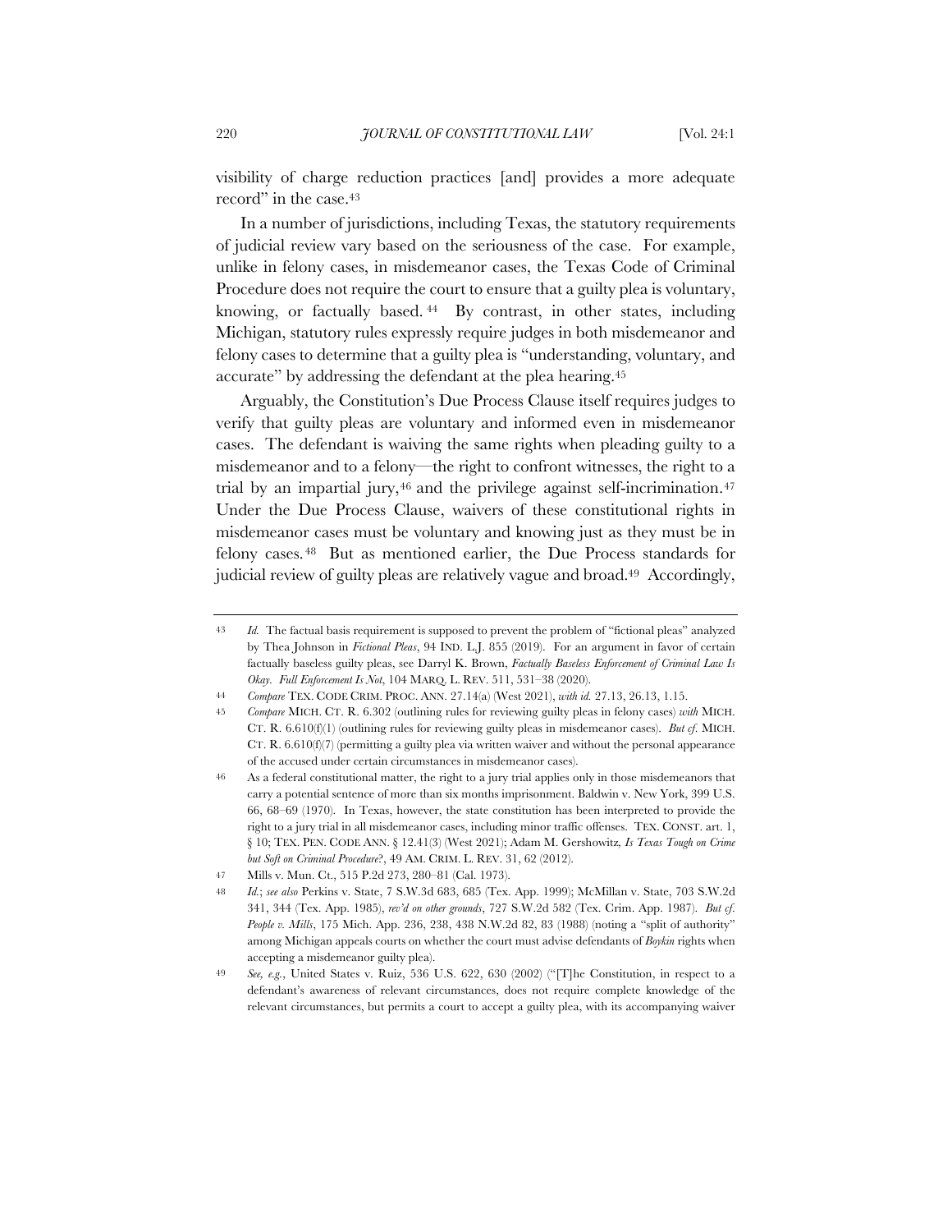visibility of charge reduction practices [and] provides a more adequate record" in the case.[43]

In a number of jurisdictions, including Texas, the statutory requirements of judicial review vary based on the seriousness of the case. For example, unlike in felony cases, in misdemeanor cases, the Texas Code of Criminal Procedure does not require the court to ensure that a guilty plea is voluntary, knowing, or factually based.[44] By contrast, in other states, including Michigan, statutory rules expressly require judges in both misdemeanor and felony cases to determine that a guilty plea is "understanding, voluntary, and accurate" by addressing the defendant at the plea hearing.[45]

Arguably, the Constitution's Due Process Clause itself requires judges to verify that guilty pleas are voluntary and informed even in misdemeanor cases. The defendant is waiving the same rights when pleading guilty to a misdemeanor and to a felony—the right to confront witnesses, the right to a trial by an impartial jury,[46] and the privilege against self-incrimination.[47] Under the Due Process Clause, waivers of these constitutional rights in misdemeanor cases must be voluntary and knowing just as they must be in felony cases.[48] But as mentioned earlier, the Due Process standards for judicial review of guilty pleas are relatively vague and broad.[49] Accordingly,

---

43 *Id.* The factual basis requirement is supposed to prevent the problem of "fictional pleas" analyzed by Thea Johnson in *Fictional Pleas*, 94 IND. L.J. 855 (2019). For an argument in favor of certain factually baseless guilty pleas, see Darryl K. Brown, *Factually Baseless Enforcement of Criminal Law Is Okay. Full Enforcement Is Not*, 104 MARQ. L. REV. 511, 531–38 (2020).

44 *Compare* TEX. CODE CRIM. PROC. ANN. 27.14(a) (West 2021), *with id.* 27.13, 26.13, 1.15.

45 *Compare* MICH. CT. R. 6.302 (outlining rules for reviewing guilty pleas in felony cases) *with* MICH. CT. R. 6.610(f)(1) (outlining rules for reviewing guilty pleas in misdemeanor cases). *But cf.* MICH. CT. R. 6.610(f)(7) (permitting a guilty plea via written waiver and without the personal appearance of the accused under certain circumstances in misdemeanor cases).

46 As a federal constitutional matter, the right to a jury trial applies only in those misdemeanors that carry a potential sentence of more than six months imprisonment. Baldwin v. New York, 399 U.S. 66, 68–69 (1970). In Texas, however, the state constitution has been interpreted to provide the right to a jury trial in all misdemeanor cases, including minor traffic offenses. TEX. CONST. art. 1, § 10; TEX. PEN. CODE ANN. § 12.41(3) (West 2021); Adam M. Gershowitz, *Is Texas Tough on Crime but Soft on Criminal Procedure?*, 49 AM. CRIM. L. REV. 31, 62 (2012).

47 Mills v. Mun. Ct., 515 P.2d 273, 280–81 (Cal. 1973).

48 *Id.*; *see also* Perkins v. State, 7 S.W.3d 683, 685 (Tex. App. 1999); McMillan v. State, 703 S.W.2d 341, 344 (Tex. App. 1985), *rev'd on other grounds*, 727 S.W.2d 582 (Tex. Crim. App. 1987). *But cf. People v. Mills*, 175 Mich. App. 236, 238, 438 N.W.2d 82, 83 (1988) (noting a "split of authority" among Michigan appeals courts on whether the court must advise defendants of *Boykin* rights when accepting a misdemeanor guilty plea).

49 *See, e.g.*, United States v. Ruiz, 536 U.S. 622, 630 (2002) ("[T]he Constitution, in respect to a defendant's awareness of relevant circumstances, does not require complete knowledge of the relevant circumstances, but permits a court to accept a guilty plea, with its accompanying waiver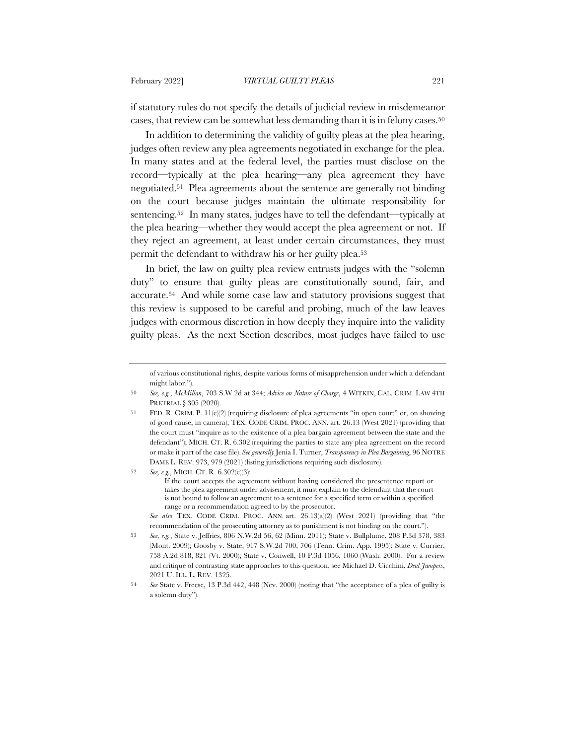if statutory rules do not specify the details of judicial review in misdemeanor cases, that review can be somewhat less demanding than it is in felony cases.[50]

In addition to determining the validity of guilty pleas at the plea hearing, judges often review any plea agreements negotiated in exchange for the plea. In many states and at the federal level, the parties must disclose on the record—typically at the plea hearing—any plea agreement they have negotiated.[51] Plea agreements about the sentence are generally not binding on the court because judges maintain the ultimate responsibility for sentencing.[52] In many states, judges have to tell the defendant—typically at the plea hearing—whether they would accept the plea agreement or not. If they reject an agreement, at least under certain circumstances, they must permit the defendant to withdraw his or her guilty plea.[53]

In brief, the law on guilty plea review entrusts judges with the "solemn duty" to ensure that guilty pleas are constitutionally sound, fair, and accurate.[54] And while some case law and statutory provisions suggest that this review is supposed to be careful and probing, much of the law leaves judges with enormous discretion in how deeply they inquire into the validity guilty pleas. As the next Section describes, most judges have failed to use

---

of various constitutional rights, despite various forms of misapprehension under which a defendant might labor.").

50 *See, e.g.*, *McMillan*, 703 S.W.2d at 344; *Advice on Nature of Charge*, 4 WITKIN, CAL. CRIM. LAW 4TH PRETRIAL § 305 (2020).

51 FED. R. CRIM. P. 11(c)(2) (requiring disclosure of plea agreements "in open court" or, on showing of good cause, in camera); TEX. CODE CRIM. PROC. ANN. art. 26.13 (West 2021) (providing that the court must "inquire as to the existence of a plea bargain agreement between the state and the defendant"); MICH. CT. R. 6.302 (requiring the parties to state any plea agreement on the record or make it part of the case file). *See generally* Jenia I. Turner, *Transparency in Plea Bargaining*, 96 NOTRE DAME L. REV. 973, 979 (2021) (listing jurisdictions requiring such disclosure).

52 *See, e.g.*, MICH. CT. R. 6.302(c)(3):

> If the court accepts the agreement without having considered the presentence report or takes the plea agreement under advisement, it must explain to the defendant that the court is not bound to follow an agreement to a sentence for a specified term or within a specified range or a recommendation agreed to by the prosecutor.

*See also* TEX. CODE CRIM. PROC. ANN. art. 26.13(a)(2) (West 2021) (providing that "the recommendation of the prosecuting attorney as to punishment is not binding on the court.").

53 *See, e.g.*, State v. Jeffries, 806 N.W.2d 56, 62 (Minn. 2011); State v. Bullplume, 208 P.3d 378, 383 (Mont. 2009); Goosby v. State, 917 S.W.2d 700, 706 (Tenn. Crim. App. 1995); State v. Currier, 758 A.2d 818, 821 (Vt. 2000); State v. Conwell, 10 P.3d 1056, 1060 (Wash. 2000). For a review and critique of contrasting state approaches to this question, see Michael D. Cicchini, *Deal Jumpers*, 2021 U. ILL. L. REV. 1325.

54 *See* State v. Freese, 13 P.3d 442, 448 (Nev. 2000) (noting that "the acceptance of a plea of guilty is a solemn duty").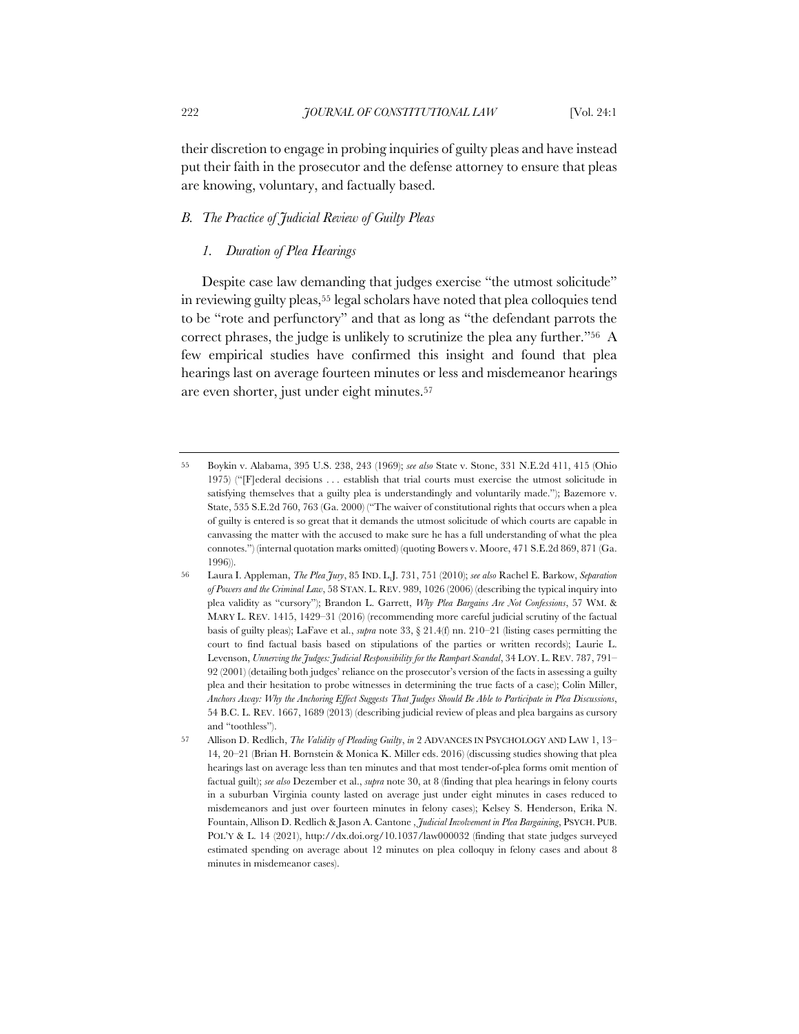their discretion to engage in probing inquiries of guilty pleas and have instead put their faith in the prosecutor and the defense attorney to ensure that pleas are knowing, voluntary, and factually based.

### *B. The Practice of Judicial Review of Guilty Pleas*

#### *1. Duration of Plea Hearings*

Despite case law demanding that judges exercise "the utmost solicitude" in reviewing guilty pleas,[55] legal scholars have noted that plea colloquies tend to be "rote and perfunctory" and that as long as "the defendant parrots the correct phrases, the judge is unlikely to scrutinize the plea any further."[56] A few empirical studies have confirmed this insight and found that plea hearings last on average fourteen minutes or less and misdemeanor hearings are even shorter, just under eight minutes.[57]

---

55 Boykin v. Alabama, 395 U.S. 238, 243 (1969); *see also* State v. Stone, 331 N.E.2d 411, 415 (Ohio 1975) ("[F]ederal decisions . . . establish that trial courts must exercise the utmost solicitude in satisfying themselves that a guilty plea is understandingly and voluntarily made."); Bazemore v. State, 535 S.E.2d 760, 763 (Ga. 2000) ("The waiver of constitutional rights that occurs when a plea of guilty is entered is so great that it demands the utmost solicitude of which courts are capable in canvassing the matter with the accused to make sure he has a full understanding of what the plea connotes.") (internal quotation marks omitted) (quoting Bowers v. Moore, 471 S.E.2d 869, 871 (Ga. 1996)).

56 Laura I. Appleman, *The Plea Jury*, 85 IND. L.J. 731, 751 (2010); *see also* Rachel E. Barkow, *Separation of Powers and the Criminal Law*, 58 STAN. L. REV. 989, 1026 (2006) (describing the typical inquiry into plea validity as "cursory"); Brandon L. Garrett, *Why Plea Bargains Are Not Confessions*, 57 WM. & MARY L. REV. 1415, 1429–31 (2016) (recommending more careful judicial scrutiny of the factual basis of guilty pleas); LaFave et al., *supra* note 33, § 21.4(f) nn. 210–21 (listing cases permitting the court to find factual basis based on stipulations of the parties or written records); Laurie L. Levenson, *Unnerving the Judges: Judicial Responsibility for the Rampart Scandal*, 34 LOY. L. REV. 787, 791–92 (2001) (detailing both judges' reliance on the prosecutor's version of the facts in assessing a guilty plea and their hesitation to probe witnesses in determining the true facts of a case); Colin Miller, *Anchors Away: Why the Anchoring Effect Suggests That Judges Should Be Able to Participate in Plea Discussions*, 54 B.C. L. REV. 1667, 1689 (2013) (describing judicial review of pleas and plea bargains as cursory and "toothless").

57 Allison D. Redlich, *The Validity of Pleading Guilty*, *in* 2 ADVANCES IN PSYCHOLOGY AND LAW 1, 13–14, 20–21 (Brian H. Bornstein & Monica K. Miller eds. 2016) (discussing studies showing that plea hearings last on average less than ten minutes and that most tender-of-plea forms omit mention of factual guilt); *see also* Dezember et al., *supra* note 30, at 8 (finding that plea hearings in felony courts in a suburban Virginia county lasted on average just under eight minutes in cases reduced to misdemeanors and just over fourteen minutes in felony cases); Kelsey S. Henderson, Erika N. Fountain, Allison D. Redlich & Jason A. Cantone , *Judicial Involvement in Plea Bargaining*, PSYCH. PUB. POL'Y & L. 14 (2021), http://dx.doi.org/10.1037/law000032 (finding that state judges surveyed estimated spending on average about 12 minutes on plea colloquy in felony cases and about 8 minutes in misdemeanor cases).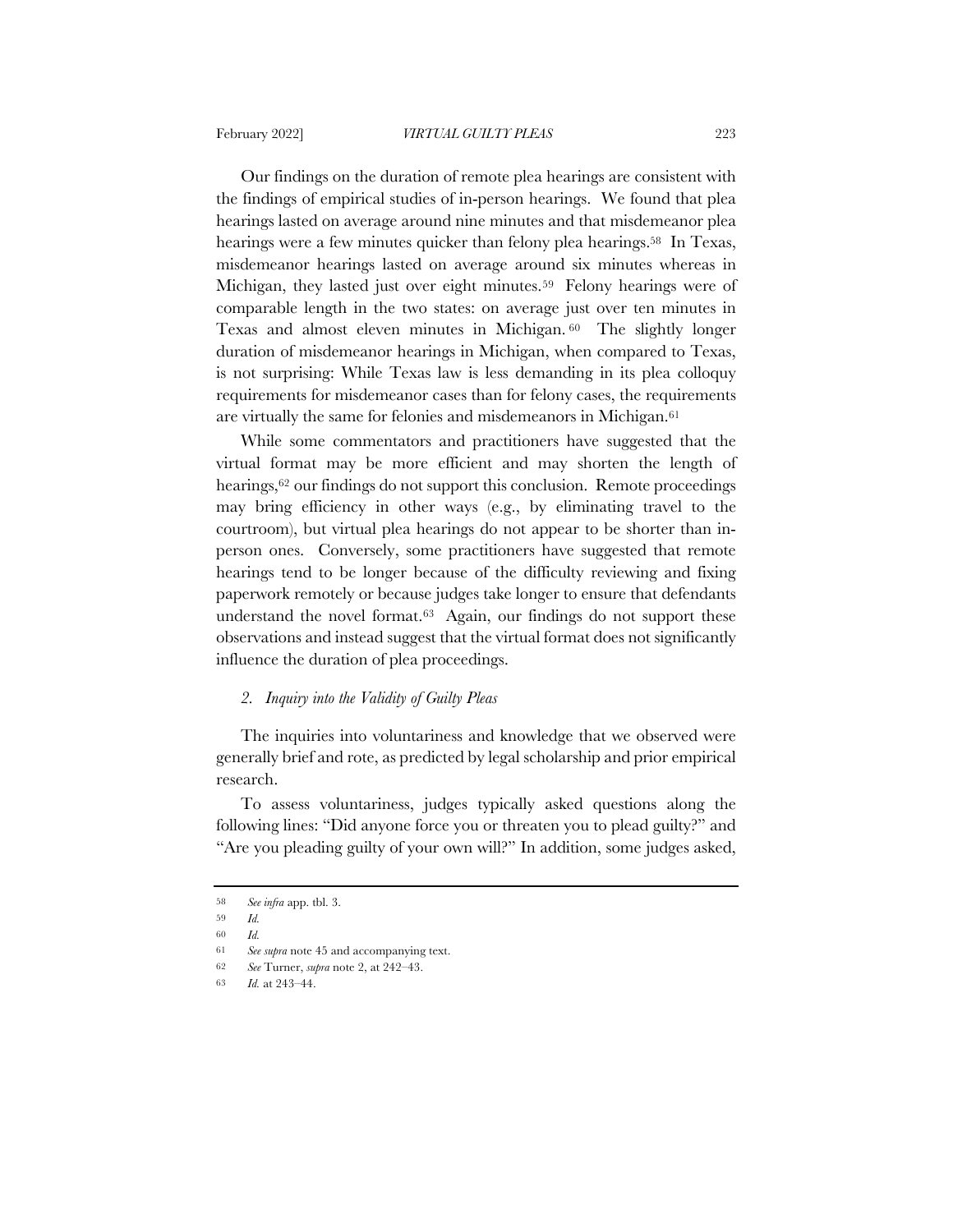Our findings on the duration of remote plea hearings are consistent with the findings of empirical studies of in-person hearings. We found that plea hearings lasted on average around nine minutes and that misdemeanor plea hearings were a few minutes quicker than felony plea hearings.[58] In Texas, misdemeanor hearings lasted on average around six minutes whereas in Michigan, they lasted just over eight minutes.[59] Felony hearings were of comparable length in the two states: on average just over ten minutes in Texas and almost eleven minutes in Michigan.[60] The slightly longer duration of misdemeanor hearings in Michigan, when compared to Texas, is not surprising: While Texas law is less demanding in its plea colloquy requirements for misdemeanor cases than for felony cases, the requirements are virtually the same for felonies and misdemeanors in Michigan.[61]

While some commentators and practitioners have suggested that the virtual format may be more efficient and may shorten the length of hearings,[62] our findings do not support this conclusion. Remote proceedings may bring efficiency in other ways (e.g., by eliminating travel to the courtroom), but virtual plea hearings do not appear to be shorter than in-person ones. Conversely, some practitioners have suggested that remote hearings tend to be longer because of the difficulty reviewing and fixing paperwork remotely or because judges take longer to ensure that defendants understand the novel format.[63] Again, our findings do not support these observations and instead suggest that the virtual format does not significantly influence the duration of plea proceedings.

### *2. Inquiry into the Validity of Guilty Pleas*

The inquiries into voluntariness and knowledge that we observed were generally brief and rote, as predicted by legal scholarship and prior empirical research.

To assess voluntariness, judges typically asked questions along the following lines: "Did anyone force you or threaten you to plead guilty?" and "Are you pleading guilty of your own will?" In addition, some judges asked,

---

58 *See infra* app. tbl. 3.

59 *Id.*

60 *Id.*

61 *See supra* note 45 and accompanying text.

62 *See* Turner, *supra* note 2, at 242–43.

63 *Id.* at 243–44.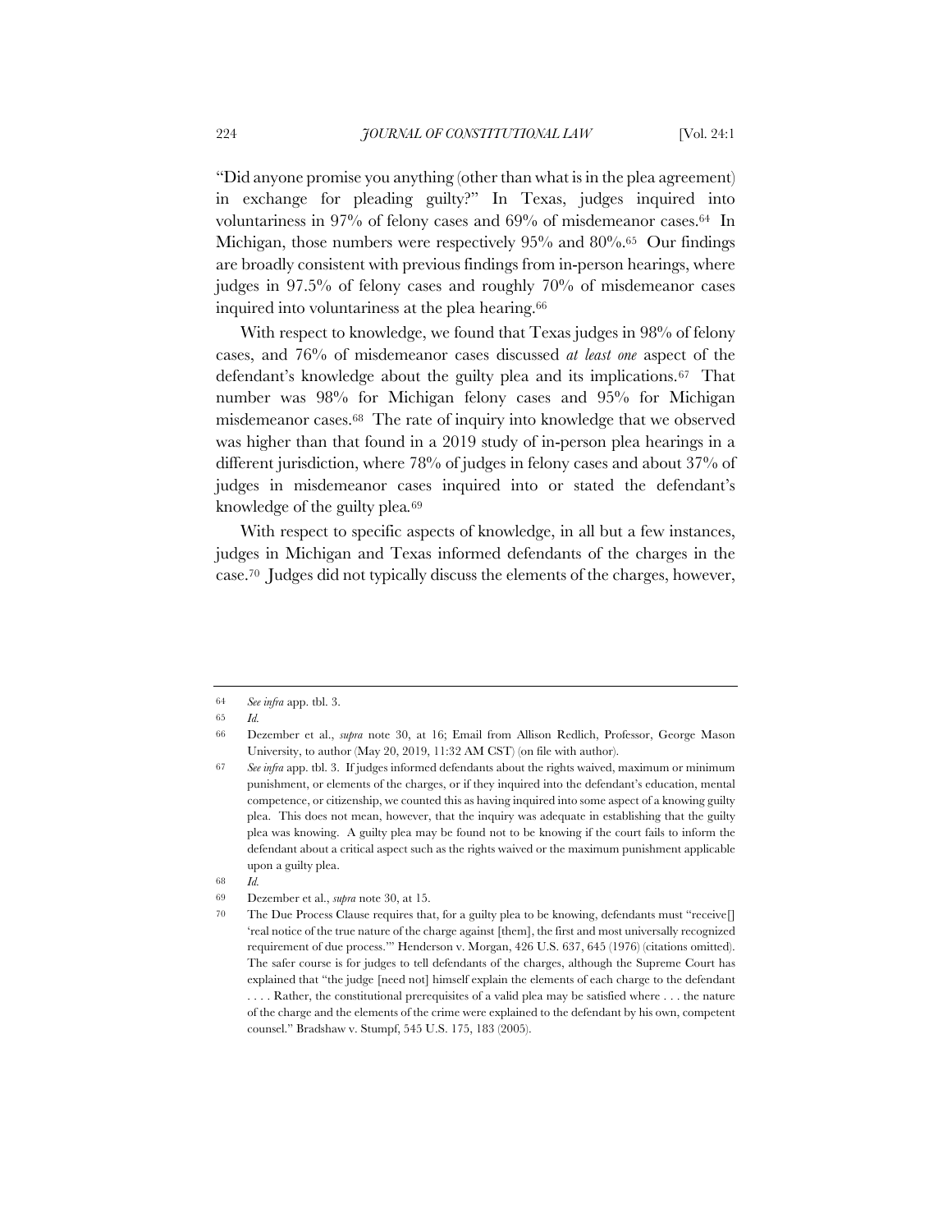"Did anyone promise you anything (other than what is in the plea agreement) in exchange for pleading guilty?" In Texas, judges inquired into voluntariness in 97% of felony cases and 69% of misdemeanor cases.[64] In Michigan, those numbers were respectively 95% and 80%.[65] Our findings are broadly consistent with previous findings from in-person hearings, where judges in 97.5% of felony cases and roughly 70% of misdemeanor cases inquired into voluntariness at the plea hearing.[66]

With respect to knowledge, we found that Texas judges in 98% of felony cases, and 76% of misdemeanor cases discussed *at least one* aspect of the defendant's knowledge about the guilty plea and its implications.[67] That number was 98% for Michigan felony cases and 95% for Michigan misdemeanor cases.[68] The rate of inquiry into knowledge that we observed was higher than that found in a 2019 study of in-person plea hearings in a different jurisdiction, where 78% of judges in felony cases and about 37% of judges in misdemeanor cases inquired into or stated the defendant's knowledge of the guilty plea.[69]

With respect to specific aspects of knowledge, in all but a few instances, judges in Michigan and Texas informed defendants of the charges in the case.[70] Judges did not typically discuss the elements of the charges, however,

---

64 *See infra* app. tbl. 3.

65 *Id.*

66 Dezember et al., *supra* note 30, at 16; Email from Allison Redlich, Professor, George Mason University, to author (May 20, 2019, 11:32 AM CST) (on file with author).

67 *See infra* app. tbl. 3. If judges informed defendants about the rights waived, maximum or minimum punishment, or elements of the charges, or if they inquired into the defendant's education, mental competence, or citizenship, we counted this as having inquired into some aspect of a knowing guilty plea. This does not mean, however, that the inquiry was adequate in establishing that the guilty plea was knowing. A guilty plea may be found not to be knowing if the court fails to inform the defendant about a critical aspect such as the rights waived or the maximum punishment applicable upon a guilty plea.

68 *Id.*

69 Dezember et al., *supra* note 30, at 15.

70 The Due Process Clause requires that, for a guilty plea to be knowing, defendants must "receive[] 'real notice of the true nature of the charge against [them], the first and most universally recognized requirement of due process.'" Henderson v. Morgan, 426 U.S. 637, 645 (1976) (citations omitted). The safer course is for judges to tell defendants of the charges, although the Supreme Court has explained that "the judge [need not] himself explain the elements of each charge to the defendant . . . . Rather, the constitutional prerequisites of a valid plea may be satisfied where . . . the nature of the charge and the elements of the crime were explained to the defendant by his own, competent counsel." Bradshaw v. Stumpf, 545 U.S. 175, 183 (2005).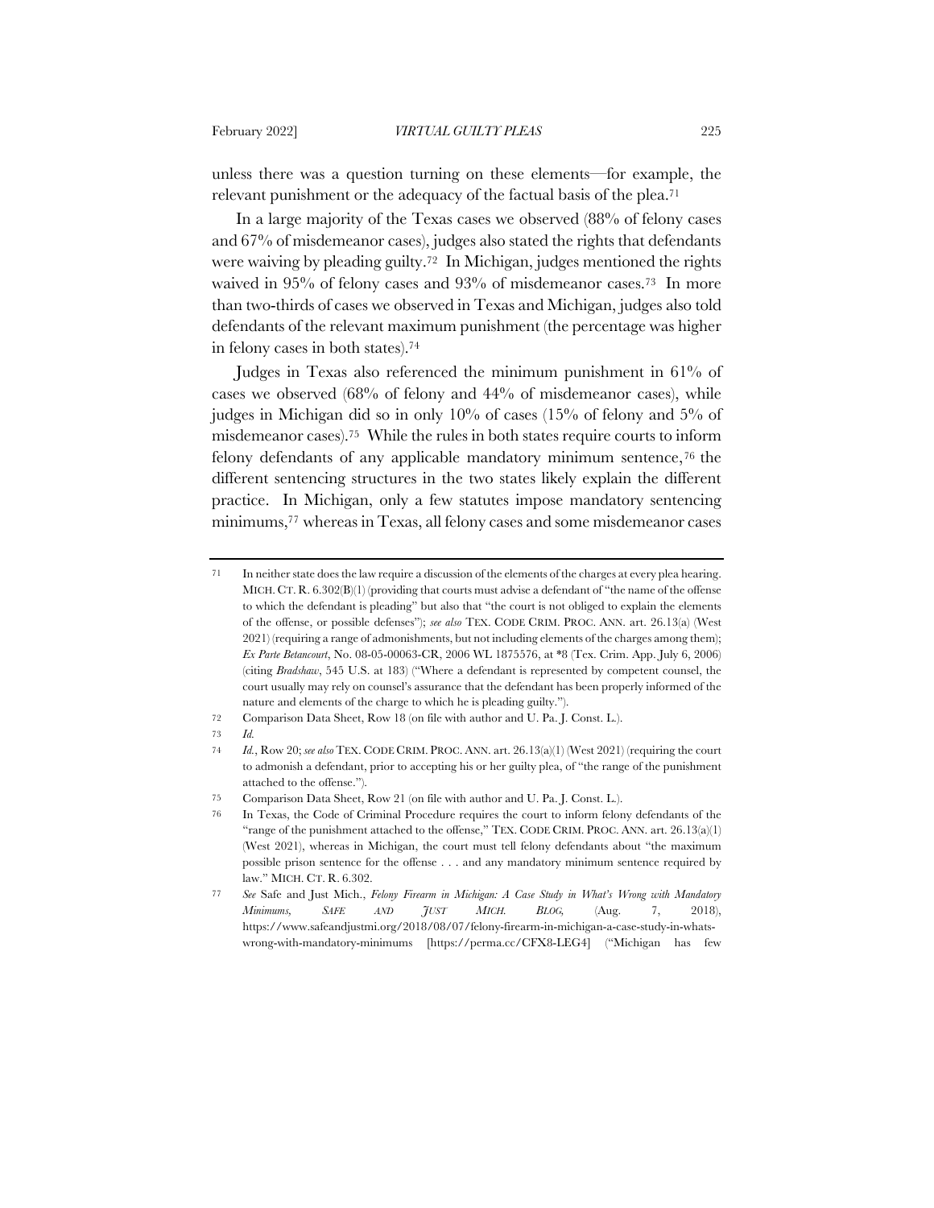unless there was a question turning on these elements—for example, the relevant punishment or the adequacy of the factual basis of the plea.[71]

In a large majority of the Texas cases we observed (88% of felony cases and 67% of misdemeanor cases), judges also stated the rights that defendants were waiving by pleading guilty.[72] In Michigan, judges mentioned the rights waived in 95% of felony cases and 93% of misdemeanor cases.[73] In more than two-thirds of cases we observed in Texas and Michigan, judges also told defendants of the relevant maximum punishment (the percentage was higher in felony cases in both states).[74]

Judges in Texas also referenced the minimum punishment in 61% of cases we observed (68% of felony and 44% of misdemeanor cases), while judges in Michigan did so in only 10% of cases (15% of felony and 5% of misdemeanor cases).[75] While the rules in both states require courts to inform felony defendants of any applicable mandatory minimum sentence,[76] the different sentencing structures in the two states likely explain the different practice. In Michigan, only a few statutes impose mandatory sentencing minimums,[77] whereas in Texas, all felony cases and some misdemeanor cases

---

[71] In neither state does the law require a discussion of the elements of the charges at every plea hearing. MICH. CT. R. 6.302(B)(1) (providing that courts must advise a defendant of "the name of the offense to which the defendant is pleading" but also that "the court is not obliged to explain the elements of the offense, or possible defenses"); *see also* TEX. CODE CRIM. PROC. ANN. art. 26.13(a) (West 2021) (requiring a range of admonishments, but not including elements of the charges among them); *Ex Parte Betancourt*, No. 08-05-00063-CR, 2006 WL 1875576, at *8 (Tex. Crim. App. July 6, 2006) (citing *Bradshaw*, 545 U.S. at 183) ("Where a defendant is represented by competent counsel, the court usually may rely on counsel's assurance that the defendant has been properly informed of the nature and elements of the charge to which he is pleading guilty.").

[72] Comparison Data Sheet, Row 18 (on file with author and U. Pa. J. Const. L.).

[73] *Id.*

[74] *Id.*, Row 20; *see also* TEX. CODE CRIM. PROC. ANN. art. 26.13(a)(1) (West 2021) (requiring the court to admonish a defendant, prior to accepting his or her guilty plea, of "the range of the punishment attached to the offense.").

[75] Comparison Data Sheet, Row 21 (on file with author and U. Pa. J. Const. L.).

[76] In Texas, the Code of Criminal Procedure requires the court to inform felony defendants of the "range of the punishment attached to the offense," TEX. CODE CRIM. PROC. ANN. art. 26.13(a)(1) (West 2021), whereas in Michigan, the court must tell felony defendants about "the maximum possible prison sentence for the offense . . . and any mandatory minimum sentence required by law." MICH. CT. R. 6.302.

[77] *See* Safe and Just Mich., *Felony Firearm in Michigan: A Case Study in What's Wrong with Mandatory Minimums*, *SAFE AND JUST MICH. BLOG*, (Aug. 7, 2018), https://www.safeandjustmi.org/2018/08/07/felony-firearm-in-michigan-a-case-study-in-whats-wrong-with-mandatory-minimums [https://perma.cc/CFX8-LEG4] ("Michigan has few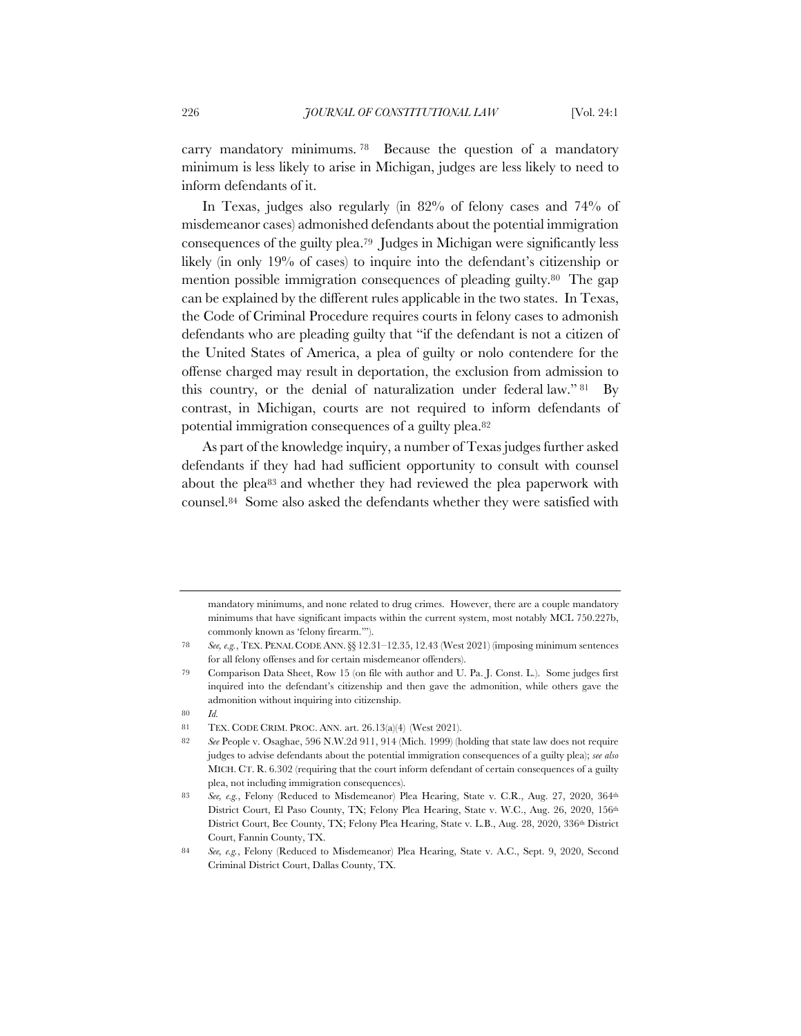carry mandatory minimums.[78] Because the question of a mandatory minimum is less likely to arise in Michigan, judges are less likely to need to inform defendants of it.

In Texas, judges also regularly (in 82% of felony cases and 74% of misdemeanor cases) admonished defendants about the potential immigration consequences of the guilty plea.[79] Judges in Michigan were significantly less likely (in only 19% of cases) to inquire into the defendant's citizenship or mention possible immigration consequences of pleading guilty.[80] The gap can be explained by the different rules applicable in the two states. In Texas, the Code of Criminal Procedure requires courts in felony cases to admonish defendants who are pleading guilty that "if the defendant is not a citizen of the United States of America, a plea of guilty or nolo contendere for the offense charged may result in deportation, the exclusion from admission to this country, or the denial of naturalization under federal law."[81] By contrast, in Michigan, courts are not required to inform defendants of potential immigration consequences of a guilty plea.[82]

As part of the knowledge inquiry, a number of Texas judges further asked defendants if they had had sufficient opportunity to consult with counsel about the plea[83] and whether they had reviewed the plea paperwork with counsel.[84] Some also asked the defendants whether they were satisfied with

---

mandatory minimums, and none related to drug crimes. However, there are a couple mandatory minimums that have significant impacts within the current system, most notably MCL 750.227b, commonly known as 'felony firearm.'").

[78] *See, e.g.*, TEX. PENAL CODE ANN. §§ 12.31–12.35, 12.43 (West 2021) (imposing minimum sentences for all felony offenses and for certain misdemeanor offenders).

[79] Comparison Data Sheet, Row 15 (on file with author and U. Pa. J. Const. L.). Some judges first inquired into the defendant's citizenship and then gave the admonition, while others gave the admonition without inquiring into citizenship.

[80] *Id.*

[81] TEX. CODE CRIM. PROC. ANN. art. 26.13(a)(4) (West 2021).

[82] *See* People v. Osaghae, 596 N.W.2d 911, 914 (Mich. 1999) (holding that state law does not require judges to advise defendants about the potential immigration consequences of a guilty plea); *see also* MICH. CT. R. 6.302 (requiring that the court inform defendant of certain consequences of a guilty plea, not including immigration consequences).

[83] *See, e.g.*, Felony (Reduced to Misdemeanor) Plea Hearing, State v. C.R., Aug. 27, 2020, 364th District Court, El Paso County, TX; Felony Plea Hearing, State v. W.C., Aug. 26, 2020, 156th District Court, Bee County, TX; Felony Plea Hearing, State v. L.B., Aug. 28, 2020, 336th District Court, Fannin County, TX.

[84] *See, e.g.*, Felony (Reduced to Misdemeanor) Plea Hearing, State v. A.C., Sept. 9, 2020, Second Criminal District Court, Dallas County, TX.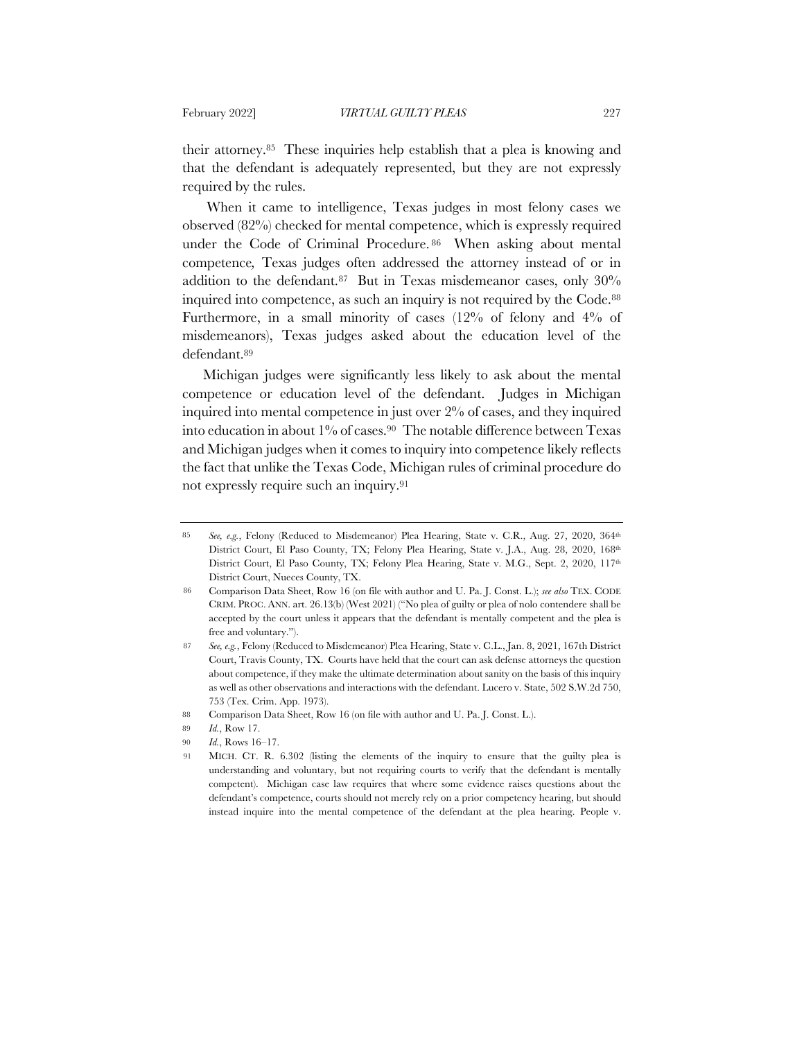their attorney.[85] These inquiries help establish that a plea is knowing and that the defendant is adequately represented, but they are not expressly required by the rules.

When it came to intelligence, Texas judges in most felony cases we observed (82%) checked for mental competence, which is expressly required under the Code of Criminal Procedure.[86] When asking about mental competence, Texas judges often addressed the attorney instead of or in addition to the defendant.[87] But in Texas misdemeanor cases, only 30% inquired into competence, as such an inquiry is not required by the Code.[88] Furthermore, in a small minority of cases (12% of felony and 4% of misdemeanors), Texas judges asked about the education level of the defendant.[89]

Michigan judges were significantly less likely to ask about the mental competence or education level of the defendant. Judges in Michigan inquired into mental competence in just over 2% of cases, and they inquired into education in about 1% of cases.[90] The notable difference between Texas and Michigan judges when it comes to inquiry into competence likely reflects the fact that unlike the Texas Code, Michigan rules of criminal procedure do not expressly require such an inquiry.[91]

---

85 *See, e.g.*, Felony (Reduced to Misdemeanor) Plea Hearing, State v. C.R., Aug. 27, 2020, 364th District Court, El Paso County, TX; Felony Plea Hearing, State v. J.A., Aug. 28, 2020, 168th District Court, El Paso County, TX; Felony Plea Hearing, State v. M.G., Sept. 2, 2020, 117th District Court, Nueces County, TX.

86 Comparison Data Sheet, Row 16 (on file with author and U. Pa. J. Const. L.); *see also* TEX. CODE CRIM. PROC. ANN. art. 26.13(b) (West 2021) ("No plea of guilty or plea of nolo contendere shall be accepted by the court unless it appears that the defendant is mentally competent and the plea is free and voluntary.").

87 *See, e.g.*, Felony (Reduced to Misdemeanor) Plea Hearing, State v. C.L., Jan. 8, 2021, 167th District Court, Travis County, TX. Courts have held that the court can ask defense attorneys the question about competence, if they make the ultimate determination about sanity on the basis of this inquiry as well as other observations and interactions with the defendant. Lucero v. State, 502 S.W.2d 750, 753 (Tex. Crim. App. 1973).

88 Comparison Data Sheet, Row 16 (on file with author and U. Pa. J. Const. L.).

89 *Id.*, Row 17.

90 *Id.*, Rows 16–17.

91 MICH. CT. R. 6.302 (listing the elements of the inquiry to ensure that the guilty plea is understanding and voluntary, but not requiring courts to verify that the defendant is mentally competent). Michigan case law requires that where some evidence raises questions about the defendant's competence, courts should not merely rely on a prior competency hearing, but should instead inquire into the mental competence of the defendant at the plea hearing. People v.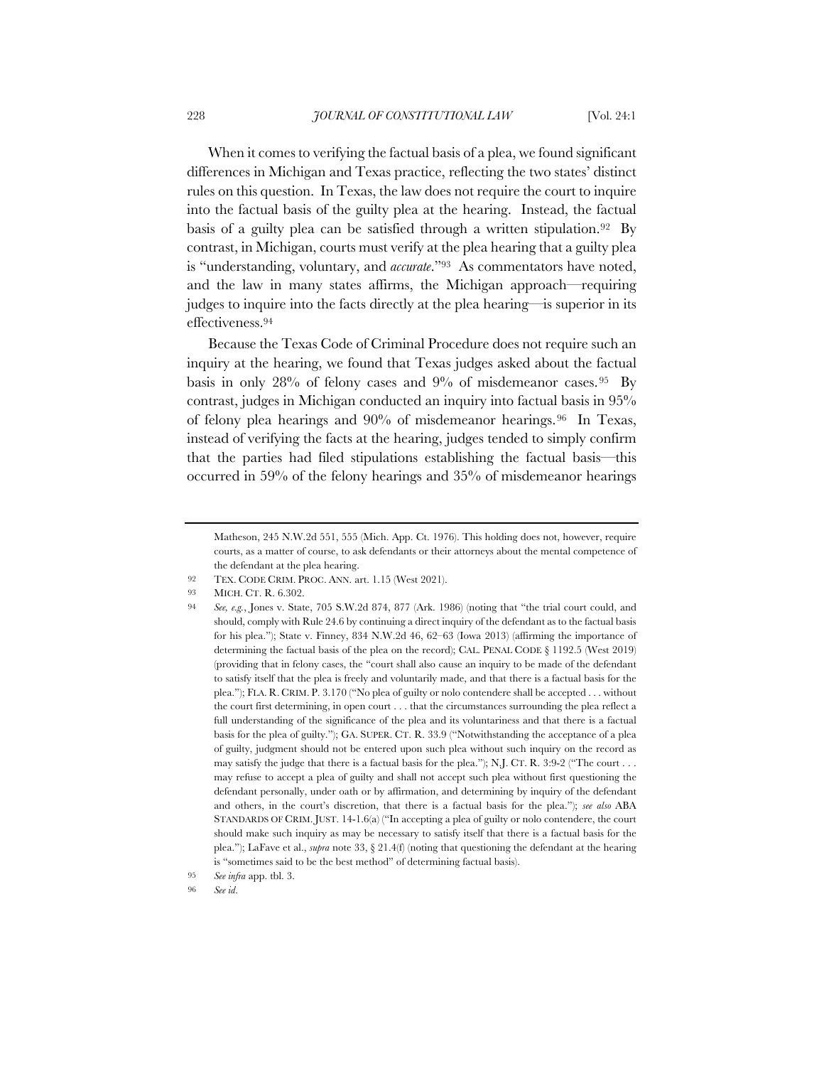When it comes to verifying the factual basis of a plea, we found significant differences in Michigan and Texas practice, reflecting the two states' distinct rules on this question. In Texas, the law does not require the court to inquire into the factual basis of the guilty plea at the hearing. Instead, the factual basis of a guilty plea can be satisfied through a written stipulation.[92] By contrast, in Michigan, courts must verify at the plea hearing that a guilty plea is "understanding, voluntary, and *accurate*."[93] As commentators have noted, and the law in many states affirms, the Michigan approach—requiring judges to inquire into the facts directly at the plea hearing—is superior in its effectiveness.[94]

Because the Texas Code of Criminal Procedure does not require such an inquiry at the hearing, we found that Texas judges asked about the factual basis in only 28% of felony cases and 9% of misdemeanor cases.[95] By contrast, judges in Michigan conducted an inquiry into factual basis in 95% of felony plea hearings and 90% of misdemeanor hearings.[96] In Texas, instead of verifying the facts at the hearing, judges tended to simply confirm that the parties had filed stipulations establishing the factual basis—this occurred in 59% of the felony hearings and 35% of misdemeanor hearings

---

Matheson, 245 N.W.2d 551, 555 (Mich. App. Ct. 1976). This holding does not, however, require courts, as a matter of course, to ask defendants or their attorneys about the mental competence of the defendant at the plea hearing.

92 TEX. CODE CRIM. PROC. ANN. art. 1.15 (West 2021).

93 MICH. CT. R. 6.302.

94 *See, e.g.*, Jones v. State, 705 S.W.2d 874, 877 (Ark. 1986) (noting that "the trial court could, and should, comply with Rule 24.6 by continuing a direct inquiry of the defendant as to the factual basis for his plea."); State v. Finney, 834 N.W.2d 46, 62–63 (Iowa 2013) (affirming the importance of determining the factual basis of the plea on the record); CAL. PENAL CODE § 1192.5 (West 2019) (providing that in felony cases, the "court shall also cause an inquiry to be made of the defendant to satisfy itself that the plea is freely and voluntarily made, and that there is a factual basis for the plea."); FLA. R. CRIM. P. 3.170 ("No plea of guilty or nolo contendere shall be accepted . . . without the court first determining, in open court . . . that the circumstances surrounding the plea reflect a full understanding of the significance of the plea and its voluntariness and that there is a factual basis for the plea of guilty."); GA. SUPER. CT. R. 33.9 ("Notwithstanding the acceptance of a plea of guilty, judgment should not be entered upon such plea without such inquiry on the record as may satisfy the judge that there is a factual basis for the plea."); N.J. CT. R. 3:9-2 ("The court . . . may refuse to accept a plea of guilty and shall not accept such plea without first questioning the defendant personally, under oath or by affirmation, and determining by inquiry of the defendant and others, in the court's discretion, that there is a factual basis for the plea."); *see also* ABA STANDARDS OF CRIM. JUST. 14-1.6(a) ("In accepting a plea of guilty or nolo contendere, the court should make such inquiry as may be necessary to satisfy itself that there is a factual basis for the plea."); LaFave et al., *supra* note 33, § 21.4(f) (noting that questioning the defendant at the hearing is "sometimes said to be the best method" of determining factual basis).

95 *See infra* app. tbl. 3.

96 *See id.*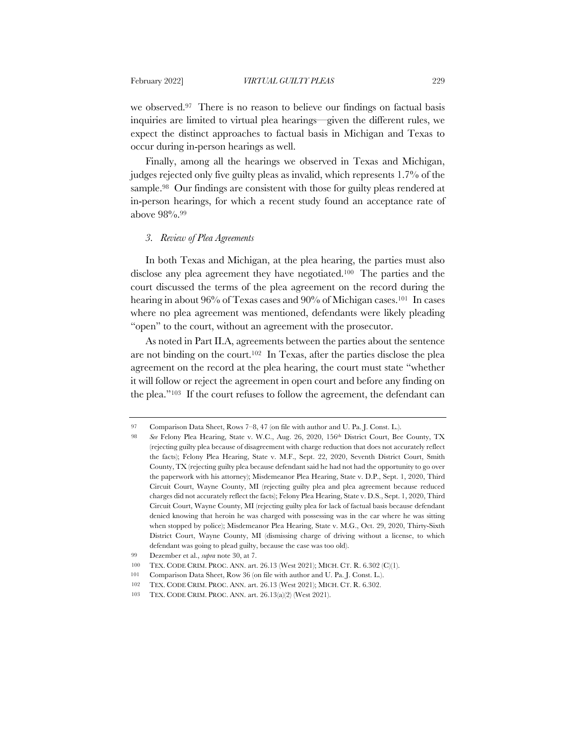we observed.[97] There is no reason to believe our findings on factual basis inquiries are limited to virtual plea hearings—given the different rules, we expect the distinct approaches to factual basis in Michigan and Texas to occur during in-person hearings as well.

Finally, among all the hearings we observed in Texas and Michigan, judges rejected only five guilty pleas as invalid, which represents 1.7% of the sample.[98] Our findings are consistent with those for guilty pleas rendered at in-person hearings, for which a recent study found an acceptance rate of above 98%.[99]

### *3. Review of Plea Agreements*

In both Texas and Michigan, at the plea hearing, the parties must also disclose any plea agreement they have negotiated.[100] The parties and the court discussed the terms of the plea agreement on the record during the hearing in about 96% of Texas cases and 90% of Michigan cases.[101] In cases where no plea agreement was mentioned, defendants were likely pleading "open" to the court, without an agreement with the prosecutor.

As noted in Part II.A, agreements between the parties about the sentence are not binding on the court.[102] In Texas, after the parties disclose the plea agreement on the record at the plea hearing, the court must state "whether it will follow or reject the agreement in open court and before any finding on the plea."[103] If the court refuses to follow the agreement, the defendant can

---

97 Comparison Data Sheet, Rows 7–8, 47 (on file with author and U. Pa. J. Const. L.).

98 *See* Felony Plea Hearing, State v. W.C., Aug. 26, 2020, 156th District Court, Bee County, TX (rejecting guilty plea because of disagreement with charge reduction that does not accurately reflect the facts); Felony Plea Hearing, State v. M.F., Sept. 22, 2020, Seventh District Court, Smith County, TX (rejecting guilty plea because defendant said he had not had the opportunity to go over the paperwork with his attorney); Misdemeanor Plea Hearing, State v. D.P., Sept. 1, 2020, Third Circuit Court, Wayne County, MI (rejecting guilty plea and plea agreement because reduced charges did not accurately reflect the facts); Felony Plea Hearing, State v. D.S., Sept. 1, 2020, Third Circuit Court, Wayne County, MI (rejecting guilty plea for lack of factual basis because defendant denied knowing that heroin he was charged with possessing was in the car where he was sitting when stopped by police); Misdemeanor Plea Hearing, State v. M.G., Oct. 29, 2020, Thirty-Sixth District Court, Wayne County, MI (dismissing charge of driving without a license, to which defendant was going to plead guilty, because the case was too old).

99 Dezember et al., *supra* note 30, at 7.

100 TEX. CODE CRIM. PROC. ANN. art. 26.13 (West 2021); MICH. CT. R. 6.302 (C)(1).

101 Comparison Data Sheet, Row 36 (on file with author and U. Pa. J. Const. L.).

102 TEX. CODE CRIM. PROC. ANN. art. 26.13 (West 2021); MICH. CT. R. 6.302.

103 TEX. CODE CRIM. PROC. ANN. art. 26.13(a)(2) (West 2021).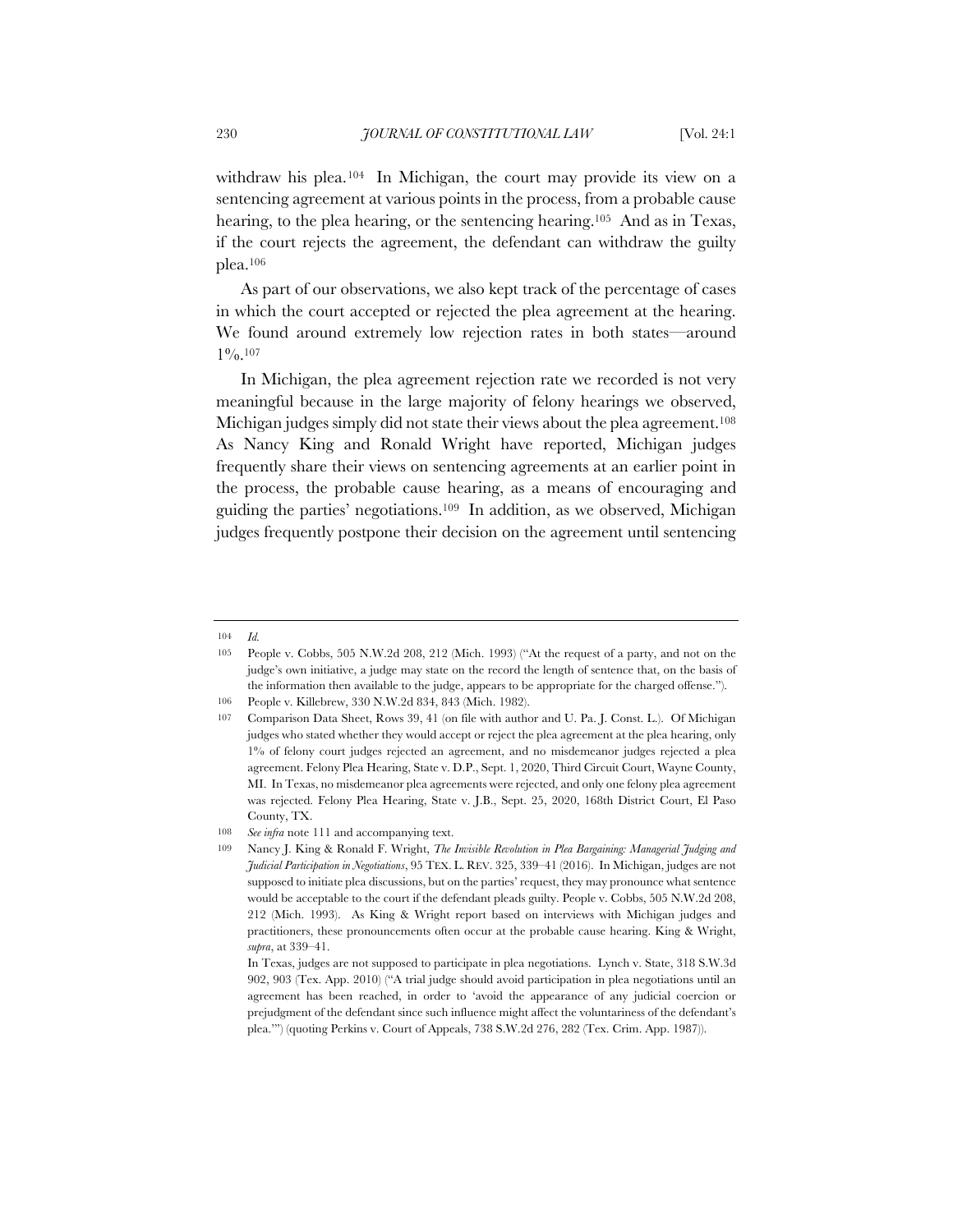withdraw his plea.[104] In Michigan, the court may provide its view on a sentencing agreement at various points in the process, from a probable cause hearing, to the plea hearing, or the sentencing hearing.[105] And as in Texas, if the court rejects the agreement, the defendant can withdraw the guilty plea.[106]

As part of our observations, we also kept track of the percentage of cases in which the court accepted or rejected the plea agreement at the hearing. We found around extremely low rejection rates in both states—around 1%.[107]

In Michigan, the plea agreement rejection rate we recorded is not very meaningful because in the large majority of felony hearings we observed, Michigan judges simply did not state their views about the plea agreement.[108] As Nancy King and Ronald Wright have reported, Michigan judges frequently share their views on sentencing agreements at an earlier point in the process, the probable cause hearing, as a means of encouraging and guiding the parties' negotiations.[109] In addition, as we observed, Michigan judges frequently postpone their decision on the agreement until sentencing

---

104 *Id.*

105 People v. Cobbs, 505 N.W.2d 208, 212 (Mich. 1993) ("At the request of a party, and not on the judge's own initiative, a judge may state on the record the length of sentence that, on the basis of the information then available to the judge, appears to be appropriate for the charged offense.").

106 People v. Killebrew, 330 N.W.2d 834, 843 (Mich. 1982).

107 Comparison Data Sheet, Rows 39, 41 (on file with author and U. Pa. J. Const. L.). Of Michigan judges who stated whether they would accept or reject the plea agreement at the plea hearing, only 1% of felony court judges rejected an agreement, and no misdemeanor judges rejected a plea agreement. Felony Plea Hearing, State v. D.P., Sept. 1, 2020, Third Circuit Court, Wayne County, MI. In Texas, no misdemeanor plea agreements were rejected, and only one felony plea agreement was rejected. Felony Plea Hearing, State v. J.B., Sept. 25, 2020, 168th District Court, El Paso County, TX.

108 *See infra* note 111 and accompanying text.

109 Nancy J. King & Ronald F. Wright, *The Invisible Revolution in Plea Bargaining: Managerial Judging and Judicial Participation in Negotiations*, 95 TEX. L. REV. 325, 339–41 (2016). In Michigan, judges are not supposed to initiate plea discussions, but on the parties' request, they may pronounce what sentence would be acceptable to the court if the defendant pleads guilty. People v. Cobbs, 505 N.W.2d 208, 212 (Mich. 1993). As King & Wright report based on interviews with Michigan judges and practitioners, these pronouncements often occur at the probable cause hearing. King & Wright, *supra*, at 339–41.

In Texas, judges are not supposed to participate in plea negotiations. Lynch v. State, 318 S.W.3d 902, 903 (Tex. App. 2010) ("A trial judge should avoid participation in plea negotiations until an agreement has been reached, in order to 'avoid the appearance of any judicial coercion or prejudgment of the defendant since such influence might affect the voluntariness of the defendant's plea.'") (quoting Perkins v. Court of Appeals, 738 S.W.2d 276, 282 (Tex. Crim. App. 1987)).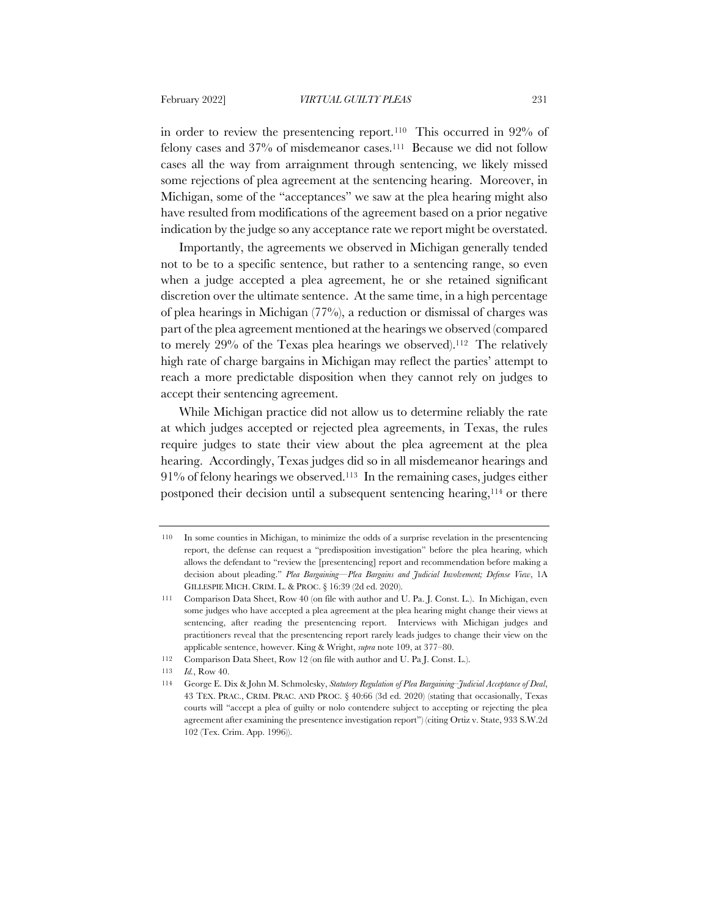in order to review the presentencing report.[110] This occurred in 92% of felony cases and 37% of misdemeanor cases.[111] Because we did not follow cases all the way from arraignment through sentencing, we likely missed some rejections of plea agreement at the sentencing hearing. Moreover, in Michigan, some of the "acceptances" we saw at the plea hearing might also have resulted from modifications of the agreement based on a prior negative indication by the judge so any acceptance rate we report might be overstated.

Importantly, the agreements we observed in Michigan generally tended not to be to a specific sentence, but rather to a sentencing range, so even when a judge accepted a plea agreement, he or she retained significant discretion over the ultimate sentence. At the same time, in a high percentage of plea hearings in Michigan (77%), a reduction or dismissal of charges was part of the plea agreement mentioned at the hearings we observed (compared to merely 29% of the Texas plea hearings we observed).[112] The relatively high rate of charge bargains in Michigan may reflect the parties' attempt to reach a more predictable disposition when they cannot rely on judges to accept their sentencing agreement.

While Michigan practice did not allow us to determine reliably the rate at which judges accepted or rejected plea agreements, in Texas, the rules require judges to state their view about the plea agreement at the plea hearing. Accordingly, Texas judges did so in all misdemeanor hearings and 91% of felony hearings we observed.[113] In the remaining cases, judges either postponed their decision until a subsequent sentencing hearing,[114] or there

---

[110] In some counties in Michigan, to minimize the odds of a surprise revelation in the presentencing report, the defense can request a "predisposition investigation" before the plea hearing, which allows the defendant to "review the [presentencing] report and recommendation before making a decision about pleading." *Plea Bargaining—Plea Bargains and Judicial Involvement; Defense View*, 1A GILLESPIE MICH. CRIM. L. & PROC. § 16:39 (2d ed. 2020).

[111] Comparison Data Sheet, Row 40 (on file with author and U. Pa. J. Const. L.). In Michigan, even some judges who have accepted a plea agreement at the plea hearing might change their views at sentencing, after reading the presentencing report. Interviews with Michigan judges and practitioners reveal that the presentencing report rarely leads judges to change their view on the applicable sentence, however. King & Wright, *supra* note 109, at 377–80.

[112] Comparison Data Sheet, Row 12 (on file with author and U. Pa J. Const. L.).

[113] *Id.*, Row 40.

[114] George E. Dix & John M. Schmolesky, *Statutory Regulation of Plea Bargaining–Judicial Acceptance of Deal*, 43 TEX. PRAC., CRIM. PRAC. AND PROC. § 40:66 (3d ed. 2020) (stating that occasionally, Texas courts will "accept a plea of guilty or nolo contendere subject to accepting or rejecting the plea agreement after examining the presentence investigation report") (citing Ortiz v. State, 933 S.W.2d 102 (Tex. Crim. App. 1996)).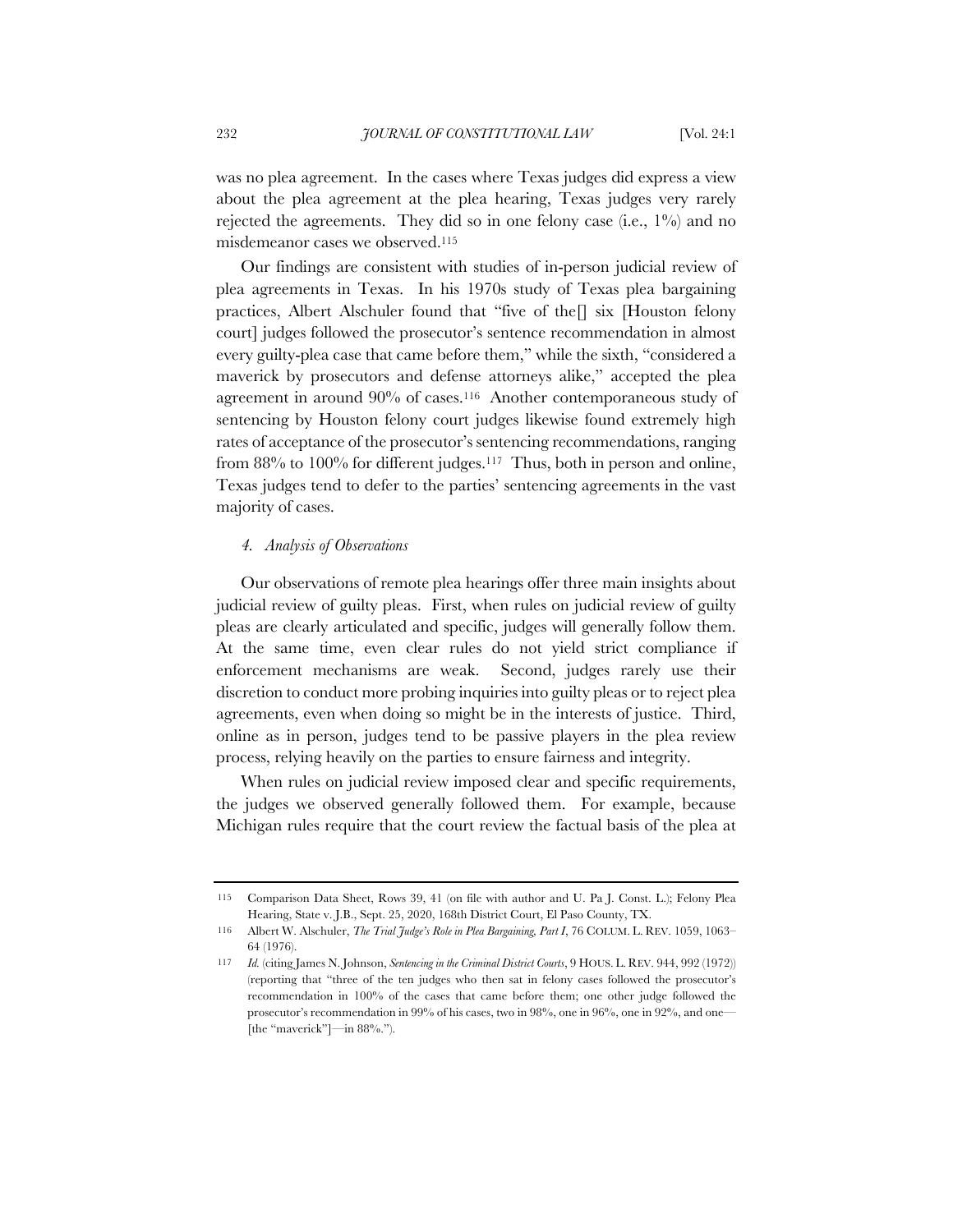was no plea agreement. In the cases where Texas judges did express a view about the plea agreement at the plea hearing, Texas judges very rarely rejected the agreements. They did so in one felony case (i.e., 1%) and no misdemeanor cases we observed.[115]

Our findings are consistent with studies of in-person judicial review of plea agreements in Texas. In his 1970s study of Texas plea bargaining practices, Albert Alschuler found that "five of the[] six [Houston felony court] judges followed the prosecutor's sentence recommendation in almost every guilty-plea case that came before them," while the sixth, "considered a maverick by prosecutors and defense attorneys alike," accepted the plea agreement in around 90% of cases.[116] Another contemporaneous study of sentencing by Houston felony court judges likewise found extremely high rates of acceptance of the prosecutor's sentencing recommendations, ranging from 88% to 100% for different judges.[117] Thus, both in person and online, Texas judges tend to defer to the parties' sentencing agreements in the vast majority of cases.

#### *4. Analysis of Observations*

Our observations of remote plea hearings offer three main insights about judicial review of guilty pleas. First, when rules on judicial review of guilty pleas are clearly articulated and specific, judges will generally follow them. At the same time, even clear rules do not yield strict compliance if enforcement mechanisms are weak. Second, judges rarely use their discretion to conduct more probing inquiries into guilty pleas or to reject plea agreements, even when doing so might be in the interests of justice. Third, online as in person, judges tend to be passive players in the plea review process, relying heavily on the parties to ensure fairness and integrity.

When rules on judicial review imposed clear and specific requirements, the judges we observed generally followed them. For example, because Michigan rules require that the court review the factual basis of the plea at

---

115 Comparison Data Sheet, Rows 39, 41 (on file with author and U. Pa J. Const. L.); Felony Plea Hearing, State v. J.B., Sept. 25, 2020, 168th District Court, El Paso County, TX.

116 Albert W. Alschuler, *The Trial Judge's Role in Plea Bargaining, Part I*, 76 COLUM. L. REV. 1059, 1063–64 (1976).

117 *Id.* (citing James N. Johnson, *Sentencing in the Criminal District Courts*, 9 HOUS. L. REV. 944, 992 (1972)) (reporting that "three of the ten judges who then sat in felony cases followed the prosecutor's recommendation in 100% of the cases that came before them; one other judge followed the prosecutor's recommendation in 99% of his cases, two in 98%, one in 96%, one in 92%, and one—[the "maverick"]—in 88%.").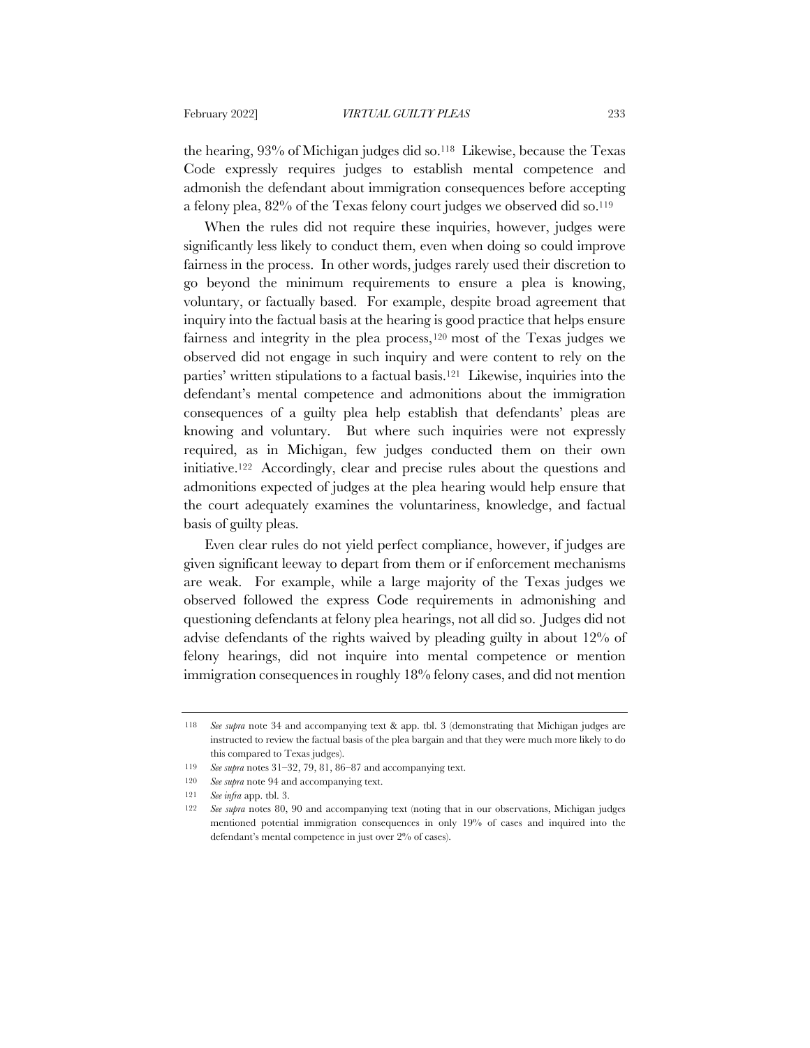the hearing, 93% of Michigan judges did so.[118] Likewise, because the Texas Code expressly requires judges to establish mental competence and admonish the defendant about immigration consequences before accepting a felony plea, 82% of the Texas felony court judges we observed did so.[119]

When the rules did not require these inquiries, however, judges were significantly less likely to conduct them, even when doing so could improve fairness in the process. In other words, judges rarely used their discretion to go beyond the minimum requirements to ensure a plea is knowing, voluntary, or factually based. For example, despite broad agreement that inquiry into the factual basis at the hearing is good practice that helps ensure fairness and integrity in the plea process,[120] most of the Texas judges we observed did not engage in such inquiry and were content to rely on the parties' written stipulations to a factual basis.[121] Likewise, inquiries into the defendant's mental competence and admonitions about the immigration consequences of a guilty plea help establish that defendants' pleas are knowing and voluntary. But where such inquiries were not expressly required, as in Michigan, few judges conducted them on their own initiative.[122] Accordingly, clear and precise rules about the questions and admonitions expected of judges at the plea hearing would help ensure that the court adequately examines the voluntariness, knowledge, and factual basis of guilty pleas.

Even clear rules do not yield perfect compliance, however, if judges are given significant leeway to depart from them or if enforcement mechanisms are weak. For example, while a large majority of the Texas judges we observed followed the express Code requirements in admonishing and questioning defendants at felony plea hearings, not all did so. Judges did not advise defendants of the rights waived by pleading guilty in about 12% of felony hearings, did not inquire into mental competence or mention immigration consequences in roughly 18% felony cases, and did not mention

---

118 *See supra* note 34 and accompanying text & app. tbl. 3 (demonstrating that Michigan judges are instructed to review the factual basis of the plea bargain and that they were much more likely to do this compared to Texas judges).

119 *See supra* notes 31–32, 79, 81, 86–87 and accompanying text.

120 *See supra* note 94 and accompanying text.

121 *See infra* app. tbl. 3.

122 *See supra* notes 80, 90 and accompanying text (noting that in our observations, Michigan judges mentioned potential immigration consequences in only 19% of cases and inquired into the defendant's mental competence in just over 2% of cases).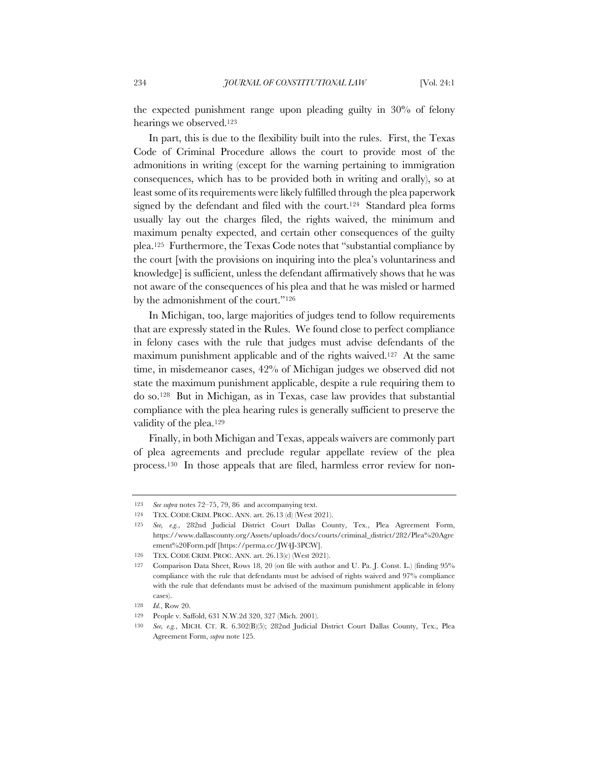the expected punishment range upon pleading guilty in 30% of felony hearings we observed.[123]

In part, this is due to the flexibility built into the rules. First, the Texas Code of Criminal Procedure allows the court to provide most of the admonitions in writing (except for the warning pertaining to immigration consequences, which has to be provided both in writing and orally), so at least some of its requirements were likely fulfilled through the plea paperwork signed by the defendant and filed with the court.[124] Standard plea forms usually lay out the charges filed, the rights waived, the minimum and maximum penalty expected, and certain other consequences of the guilty plea.[125] Furthermore, the Texas Code notes that "substantial compliance by the court [with the provisions on inquiring into the plea's voluntariness and knowledge] is sufficient, unless the defendant affirmatively shows that he was not aware of the consequences of his plea and that he was misled or harmed by the admonishment of the court."[126]

In Michigan, too, large majorities of judges tend to follow requirements that are expressly stated in the Rules. We found close to perfect compliance in felony cases with the rule that judges must advise defendants of the maximum punishment applicable and of the rights waived.[127] At the same time, in misdemeanor cases, 42% of Michigan judges we observed did not state the maximum punishment applicable, despite a rule requiring them to do so.[128] But in Michigan, as in Texas, case law provides that substantial compliance with the plea hearing rules is generally sufficient to preserve the validity of the plea.[129]

Finally, in both Michigan and Texas, appeals waivers are commonly part of plea agreements and preclude regular appellate review of the plea process.[130] In those appeals that are filed, harmless error review for non-

---

123 *See supra* notes 72–75, 79, 86 and accompanying text.

124 TEX. CODE CRIM. PROC. ANN. art. 26.13 (d) (West 2021).

125 *See, e.g.*, 282nd Judicial District Court Dallas County, Tex., Plea Agreement Form, https://www.dallascounty.org/Assets/uploads/docs/courts/criminal_district/282/Plea%20Agreement%20Form.pdf [https://perma.cc/JW4J-3PCW].

126 TEX. CODE CRIM. PROC. ANN. art. 26.13(c) (West 2021).

127 Comparison Data Sheet, Rows 18, 20 (on file with author and U. Pa. J. Const. L.) (finding 95% compliance with the rule that defendants must be advised of rights waived and 97% compliance with the rule that defendants must be advised of the maximum punishment applicable in felony cases).

128 *Id.*, Row 20.

129 People v. Saffold, 631 N.W.2d 320, 327 (Mich. 2001).

130 *See, e.g.*, MICH. CT. R. 6.302(B)(5); 282nd Judicial District Court Dallas County, Tex., Plea Agreement Form, *supra* note 125.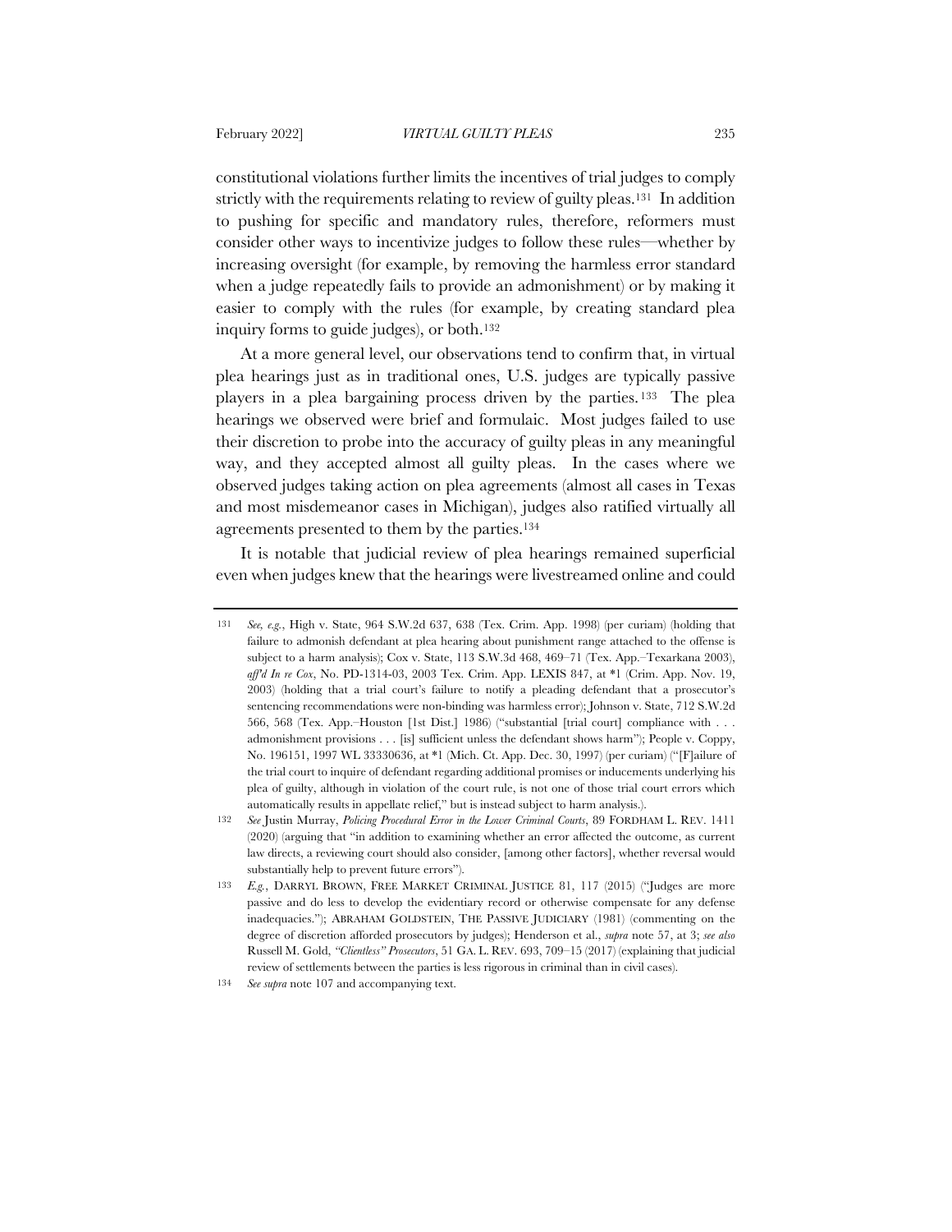constitutional violations further limits the incentives of trial judges to comply strictly with the requirements relating to review of guilty pleas.[131] In addition to pushing for specific and mandatory rules, therefore, reformers must consider other ways to incentivize judges to follow these rules—whether by increasing oversight (for example, by removing the harmless error standard when a judge repeatedly fails to provide an admonishment) or by making it easier to comply with the rules (for example, by creating standard plea inquiry forms to guide judges), or both.[132]

At a more general level, our observations tend to confirm that, in virtual plea hearings just as in traditional ones, U.S. judges are typically passive players in a plea bargaining process driven by the parties.[133] The plea hearings we observed were brief and formulaic. Most judges failed to use their discretion to probe into the accuracy of guilty pleas in any meaningful way, and they accepted almost all guilty pleas. In the cases where we observed judges taking action on plea agreements (almost all cases in Texas and most misdemeanor cases in Michigan), judges also ratified virtually all agreements presented to them by the parties.[134]

It is notable that judicial review of plea hearings remained superficial even when judges knew that the hearings were livestreamed online and could

---

131 *See, e.g.*, High v. State, 964 S.W.2d 637, 638 (Tex. Crim. App. 1998) (per curiam) (holding that failure to admonish defendant at plea hearing about punishment range attached to the offense is subject to a harm analysis); Cox v. State, 113 S.W.3d 468, 469–71 (Tex. App.–Texarkana 2003), *aff'd In re Cox*, No. PD-1314-03, 2003 Tex. Crim. App. LEXIS 847, at *1 (Crim. App. Nov. 19, 2003) (holding that a trial court's failure to notify a pleading defendant that a prosecutor's sentencing recommendations were non-binding was harmless error); Johnson v. State, 712 S.W.2d 566, 568 (Tex. App.–Houston [1st Dist.] 1986) ("substantial [trial court] compliance with . . . admonishment provisions . . . [is] sufficient unless the defendant shows harm"); People v. Coppy, No. 196151, 1997 WL 33330636, at *1 (Mich. Ct. App. Dec. 30, 1997) (per curiam) ("[F]ailure of the trial court to inquire of defendant regarding additional promises or inducements underlying his plea of guilty, although in violation of the court rule, is not one of those trial court errors which automatically results in appellate relief," but is instead subject to harm analysis.).

132 *See* Justin Murray, *Policing Procedural Error in the Lower Criminal Courts*, 89 FORDHAM L. REV. 1411 (2020) (arguing that "in addition to examining whether an error affected the outcome, as current law directs, a reviewing court should also consider, [among other factors], whether reversal would substantially help to prevent future errors").

133 *E.g.*, DARRYL BROWN, FREE MARKET CRIMINAL JUSTICE 81, 117 (2015) ("Judges are more passive and do less to develop the evidentiary record or otherwise compensate for any defense inadequacies."); ABRAHAM GOLDSTEIN, THE PASSIVE JUDICIARY (1981) (commenting on the degree of discretion afforded prosecutors by judges); Henderson et al., *supra* note 57, at 3; *see also* Russell M. Gold, *"Clientless" Prosecutors*, 51 GA. L. REV. 693, 709–15 (2017) (explaining that judicial review of settlements between the parties is less rigorous in criminal than in civil cases).

134 *See supra* note 107 and accompanying text.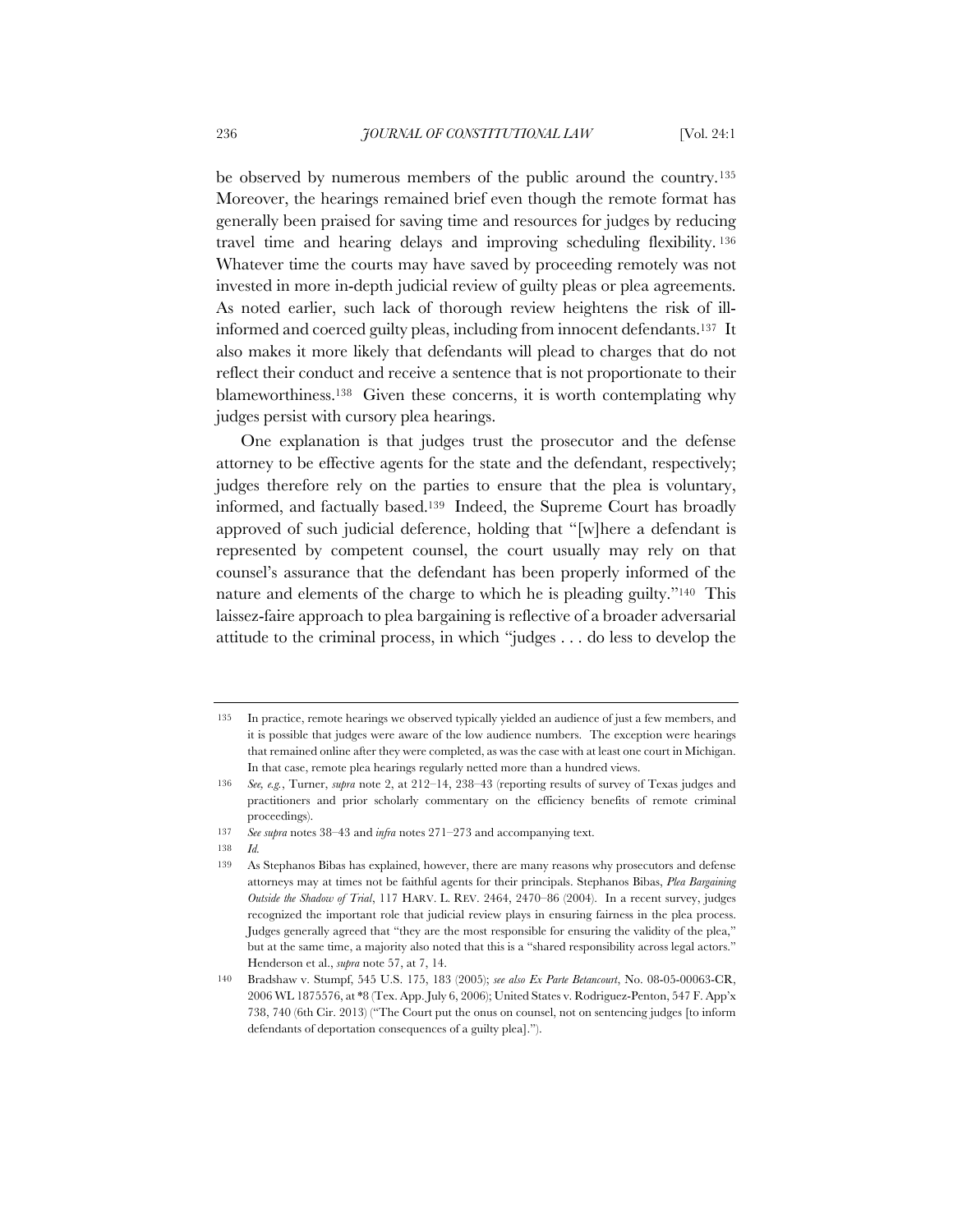be observed by numerous members of the public around the country.[135] Moreover, the hearings remained brief even though the remote format has generally been praised for saving time and resources for judges by reducing travel time and hearing delays and improving scheduling flexibility.[136] Whatever time the courts may have saved by proceeding remotely was not invested in more in-depth judicial review of guilty pleas or plea agreements. As noted earlier, such lack of thorough review heightens the risk of ill-informed and coerced guilty pleas, including from innocent defendants.[137] It also makes it more likely that defendants will plead to charges that do not reflect their conduct and receive a sentence that is not proportionate to their blameworthiness.[138] Given these concerns, it is worth contemplating why judges persist with cursory plea hearings.

One explanation is that judges trust the prosecutor and the defense attorney to be effective agents for the state and the defendant, respectively; judges therefore rely on the parties to ensure that the plea is voluntary, informed, and factually based.[139] Indeed, the Supreme Court has broadly approved of such judicial deference, holding that "[w]here a defendant is represented by competent counsel, the court usually may rely on that counsel's assurance that the defendant has been properly informed of the nature and elements of the charge to which he is pleading guilty."[140] This laissez-faire approach to plea bargaining is reflective of a broader adversarial attitude to the criminal process, in which "judges . . . do less to develop the

---

135 In practice, remote hearings we observed typically yielded an audience of just a few members, and it is possible that judges were aware of the low audience numbers. The exception were hearings that remained online after they were completed, as was the case with at least one court in Michigan. In that case, remote plea hearings regularly netted more than a hundred views.

136 *See, e.g.*, Turner, *supra* note 2, at 212–14, 238–43 (reporting results of survey of Texas judges and practitioners and prior scholarly commentary on the efficiency benefits of remote criminal proceedings).

137 *See supra* notes 38–43 and *infra* notes 271–273 and accompanying text.

138 *Id.*

139 As Stephanos Bibas has explained, however, there are many reasons why prosecutors and defense attorneys may at times not be faithful agents for their principals. Stephanos Bibas, *Plea Bargaining Outside the Shadow of Trial*, 117 HARV. L. REV. 2464, 2470–86 (2004). In a recent survey, judges recognized the important role that judicial review plays in ensuring fairness in the plea process. Judges generally agreed that "they are the most responsible for ensuring the validity of the plea," but at the same time, a majority also noted that this is a "shared responsibility across legal actors." Henderson et al., *supra* note 57, at 7, 14.

140 Bradshaw v. Stumpf, 545 U.S. 175, 183 (2005); *see also Ex Parte Betancourt*, No. 08-05-00063-CR, 2006 WL 1875576, at *8 (Tex. App. July 6, 2006); United States v. Rodriguez-Penton, 547 F. App'x 738, 740 (6th Cir. 2013) ("The Court put the onus on counsel, not on sentencing judges [to inform defendants of deportation consequences of a guilty plea].").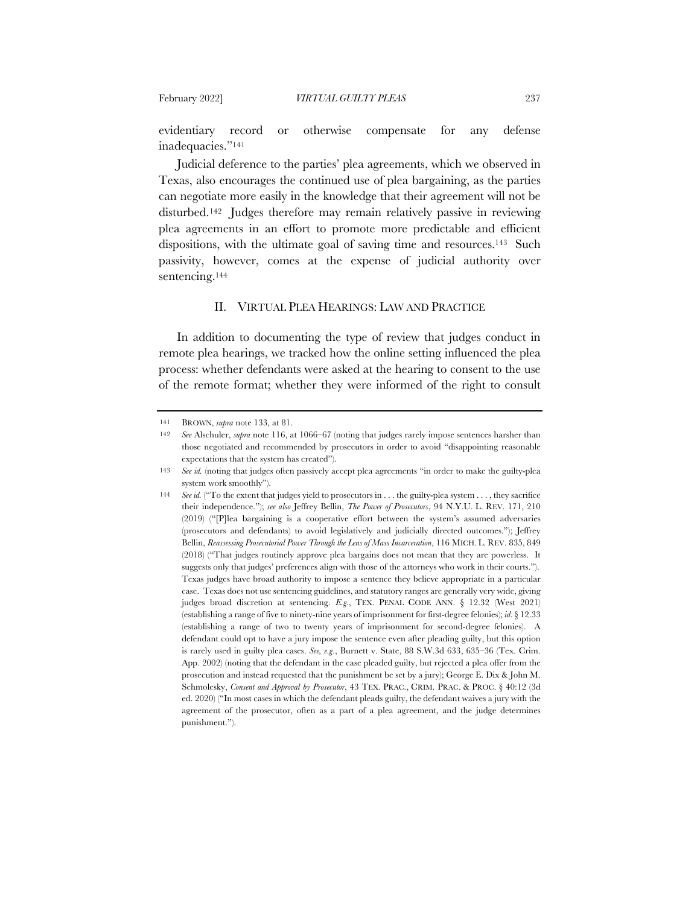evidentiary record or otherwise compensate for any defense inadequacies."[141]

Judicial deference to the parties' plea agreements, which we observed in Texas, also encourages the continued use of plea bargaining, as the parties can negotiate more easily in the knowledge that their agreement will not be disturbed.[142] Judges therefore may remain relatively passive in reviewing plea agreements in an effort to promote more predictable and efficient dispositions, with the ultimate goal of saving time and resources.[143] Such passivity, however, comes at the expense of judicial authority over sentencing.[144]

## II. VIRTUAL PLEA HEARINGS: LAW AND PRACTICE

In addition to documenting the type of review that judges conduct in remote plea hearings, we tracked how the online setting influenced the plea process: whether defendants were asked at the hearing to consent to the use of the remote format; whether they were informed of the right to consult

---

141 BROWN, *supra* note 133, at 81.

142 *See* Alschuler, *supra* note 116, at 1066–67 (noting that judges rarely impose sentences harsher than those negotiated and recommended by prosecutors in order to avoid "disappointing reasonable expectations that the system has created").

143 *See id.* (noting that judges often passively accept plea agreements "in order to make the guilty-plea system work smoothly").

144 *See id.* ("To the extent that judges yield to prosecutors in . . . the guilty-plea system . . . , they sacrifice their independence."); *see also* Jeffrey Bellin, *The Power of Prosecutors*, 94 N.Y.U. L. REV. 171, 210 (2019) ("[P]lea bargaining is a cooperative effort between the system's assumed adversaries (prosecutors and defendants) to avoid legislatively and judicially directed outcomes."); Jeffrey Bellin, *Reassessing Prosecutorial Power Through the Lens of Mass Incarceration*, 116 MICH. L. REV. 835, 849 (2018) ("That judges routinely approve plea bargains does not mean that they are powerless. It suggests only that judges' preferences align with those of the attorneys who work in their courts."). Texas judges have broad authority to impose a sentence they believe appropriate in a particular case. Texas does not use sentencing guidelines, and statutory ranges are generally very wide, giving judges broad discretion at sentencing. *E.g.*, TEX. PENAL CODE ANN. § 12.32 (West 2021) (establishing a range of five to ninety-nine years of imprisonment for first-degree felonies); *id.* § 12.33 (establishing a range of two to twenty years of imprisonment for second-degree felonies). A defendant could opt to have a jury impose the sentence even after pleading guilty, but this option is rarely used in guilty plea cases. *See, e.g.*, Burnett v. State, 88 S.W.3d 633, 635–36 (Tex. Crim. App. 2002) (noting that the defendant in the case pleaded guilty, but rejected a plea offer from the prosecution and instead requested that the punishment be set by a jury); George E. Dix & John M. Schmolesky, *Consent and Approval by Prosecutor*, 43 TEX. PRAC., CRIM. PRAC. & PROC. § 40:12 (3d ed. 2020) ("In most cases in which the defendant pleads guilty, the defendant waives a jury with the agreement of the prosecutor, often as a part of a plea agreement, and the judge determines punishment.").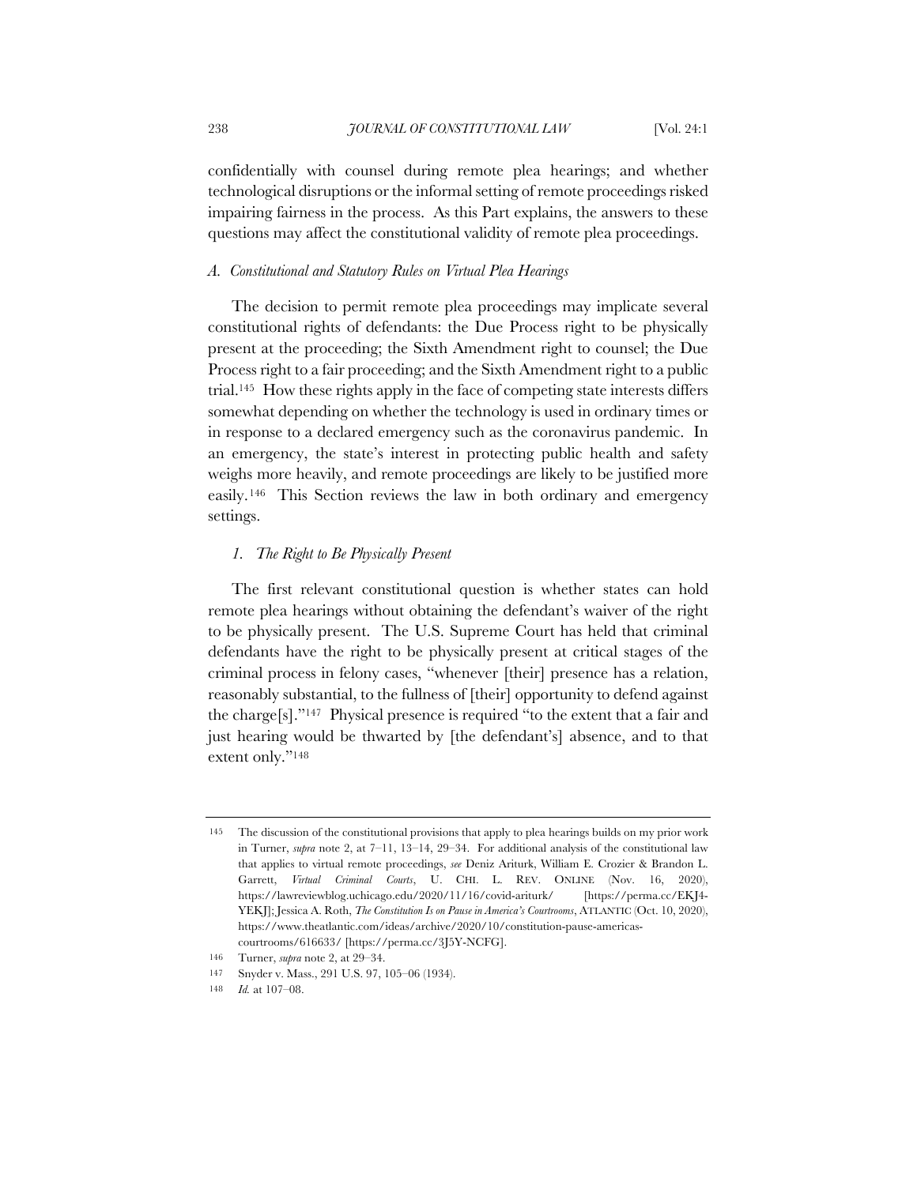confidentially with counsel during remote plea hearings; and whether technological disruptions or the informal setting of remote proceedings risked impairing fairness in the process. As this Part explains, the answers to these questions may affect the constitutional validity of remote plea proceedings.

### *A. Constitutional and Statutory Rules on Virtual Plea Hearings*

The decision to permit remote plea proceedings may implicate several constitutional rights of defendants: the Due Process right to be physically present at the proceeding; the Sixth Amendment right to counsel; the Due Process right to a fair proceeding; and the Sixth Amendment right to a public trial.[145] How these rights apply in the face of competing state interests differs somewhat depending on whether the technology is used in ordinary times or in response to a declared emergency such as the coronavirus pandemic. In an emergency, the state's interest in protecting public health and safety weighs more heavily, and remote proceedings are likely to be justified more easily.[146] This Section reviews the law in both ordinary and emergency settings.

#### *1. The Right to Be Physically Present*

The first relevant constitutional question is whether states can hold remote plea hearings without obtaining the defendant's waiver of the right to be physically present. The U.S. Supreme Court has held that criminal defendants have the right to be physically present at critical stages of the criminal process in felony cases, "whenever [their] presence has a relation, reasonably substantial, to the fullness of [their] opportunity to defend against the charge[s]."[147] Physical presence is required "to the extent that a fair and just hearing would be thwarted by [the defendant's] absence, and to that extent only."[148]

---

145 The discussion of the constitutional provisions that apply to plea hearings builds on my prior work in Turner, *supra* note 2, at 7–11, 13–14, 29–34. For additional analysis of the constitutional law that applies to virtual remote proceedings, *see* Deniz Ariturk, William E. Crozier & Brandon L. Garrett, *Virtual Criminal Courts*, U. CHI. L. REV. ONLINE (Nov. 16, 2020), https://lawreviewblog.uchicago.edu/2020/11/16/covid-ariturk/ [https://perma.cc/EKJ4-YEKJ]; Jessica A. Roth, *The Constitution Is on Pause in America's Courtrooms*, ATLANTIC (Oct. 10, 2020), https://www.theatlantic.com/ideas/archive/2020/10/constitution-pause-americas-courtrooms/616633/ [https://perma.cc/3J5Y-NCFG].

146 Turner, *supra* note 2, at 29–34.

147 Snyder v. Mass., 291 U.S. 97, 105–06 (1934).

148 *Id.* at 107–08.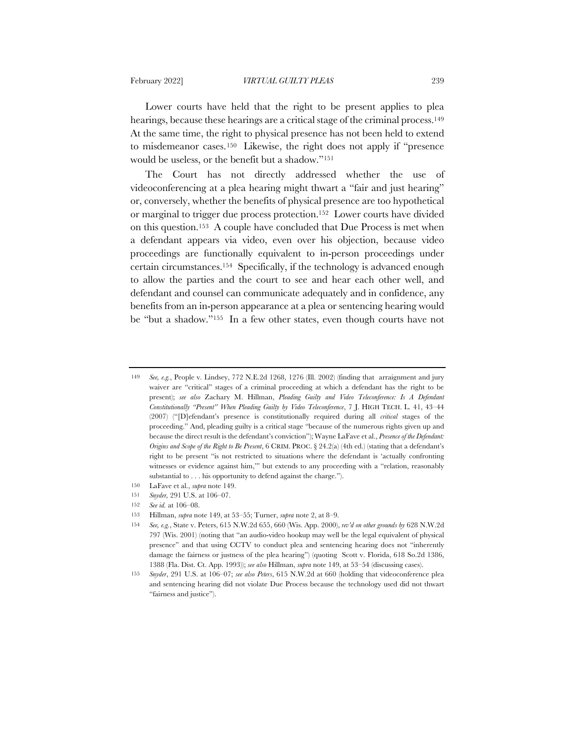Lower courts have held that the right to be present applies to plea hearings, because these hearings are a critical stage of the criminal process.[149] At the same time, the right to physical presence has not been held to extend to misdemeanor cases.[150] Likewise, the right does not apply if "presence would be useless, or the benefit but a shadow."[151]

The Court has not directly addressed whether the use of videoconferencing at a plea hearing might thwart a "fair and just hearing" or, conversely, whether the benefits of physical presence are too hypothetical or marginal to trigger due process protection.[152] Lower courts have divided on this question.[153] A couple have concluded that Due Process is met when a defendant appears via video, even over his objection, because video proceedings are functionally equivalent to in-person proceedings under certain circumstances.[154] Specifically, if the technology is advanced enough to allow the parties and the court to see and hear each other well, and defendant and counsel can communicate adequately and in confidence, any benefits from an in-person appearance at a plea or sentencing hearing would be "but a shadow."[155] In a few other states, even though courts have not

---

149 *See, e.g.*, People v. Lindsey, 772 N.E.2d 1268, 1276 (Ill. 2002) (finding that arraignment and jury waiver are "critical" stages of a criminal proceeding at which a defendant has the right to be present); *see also* Zachary M. Hillman, *Pleading Guilty and Video Teleconference: Is A Defendant Constitutionally "Present" When Pleading Guilty by Video Teleconference*, 7 J. HIGH TECH. L. 41, 43–44 (2007) ("[D]efendant's presence is constitutionally required during all *critical* stages of the proceeding." And, pleading guilty is a critical stage "because of the numerous rights given up and because the direct result is the defendant's conviction"); Wayne LaFave et al., *Presence of the Defendant: Origins and Scope of the Right to Be Present*, 6 CRIM. PROC. § 24.2(a) (4th ed.) (stating that a defendant's right to be present "is not restricted to situations where the defendant is 'actually confronting witnesses or evidence against him,'" but extends to any proceeding with a "relation, reasonably substantial to . . . his opportunity to defend against the charge.").

150 LaFave et al., *supra* note 149.

151 *Snyder*, 291 U.S. at 106–07.

152 *See id.* at 106–08.

153 Hillman, *supra* note 149, at 53–55; Turner, *supra* note 2, at 8–9.

154 *See, e.g.*, State v. Peters, 615 N.W.2d 655, 660 (Wis. App. 2000), *rev'd on other grounds by* 628 N.W.2d 797 (Wis. 2001) (noting that "an audio-video hookup may well be the legal equivalent of physical presence" and that using CCTV to conduct plea and sentencing hearing does not "inherently damage the fairness or justness of the plea hearing") (quoting Scott v. Florida, 618 So.2d 1386, 1388 (Fla. Dist. Ct. App. 1993)); *see also* Hillman, *supra* note 149, at 53–54 (discussing cases).

155 *Snyder*, 291 U.S. at 106–07; *see also Peters*, 615 N.W.2d at 660 (holding that videoconference plea and sentencing hearing did not violate Due Process because the technology used did not thwart "fairness and justice").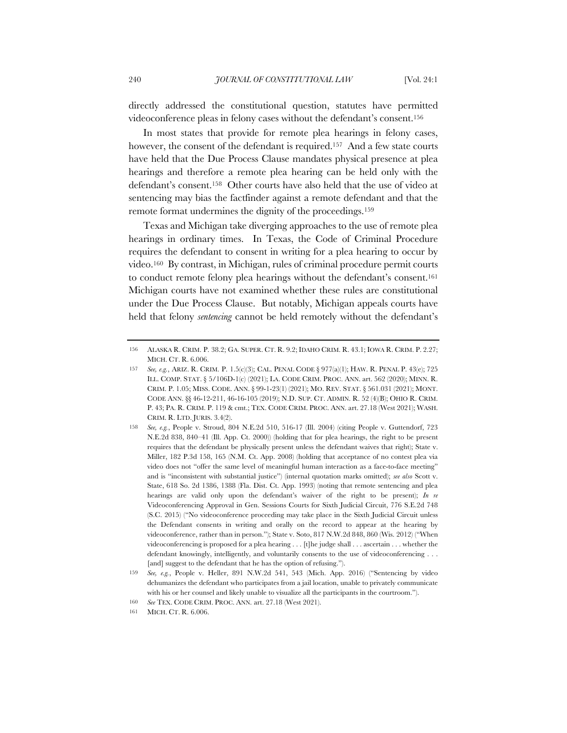directly addressed the constitutional question, statutes have permitted videoconference pleas in felony cases without the defendant's consent.[156]

In most states that provide for remote plea hearings in felony cases, however, the consent of the defendant is required.[157] And a few state courts have held that the Due Process Clause mandates physical presence at plea hearings and therefore a remote plea hearing can be held only with the defendant's consent.[158] Other courts have also held that the use of video at sentencing may bias the factfinder against a remote defendant and that the remote format undermines the dignity of the proceedings.[159]

Texas and Michigan take diverging approaches to the use of remote plea hearings in ordinary times. In Texas, the Code of Criminal Procedure requires the defendant to consent in writing for a plea hearing to occur by video.[160] By contrast, in Michigan, rules of criminal procedure permit courts to conduct remote felony plea hearings without the defendant's consent.[161] Michigan courts have not examined whether these rules are constitutional under the Due Process Clause. But notably, Michigan appeals courts have held that felony *sentencing* cannot be held remotely without the defendant's

---

156 ALASKA R. CRIM. P. 38.2; GA. SUPER. CT. R. 9.2; IDAHO CRIM. R. 43.1; IOWA R. CRIM. P. 2.27; MICH. CT. R. 6.006.

157 *See, e.g.*, ARIZ. R. CRIM. P. 1.5(c)(3); CAL. PENAL CODE § 977(a)(1); HAW. R. PENAL P. 43(e); 725 ILL. COMP. STAT. § 5/106D-1(c) (2021); LA. CODE CRIM. PROC. ANN. art. 562 (2020); MINN. R. CRIM. P. 1.05; MISS. CODE. ANN. § 99-1-23(1) (2021); MO. REV. STAT. § 561.031 (2021); MONT. CODE ANN. §§ 46-12-211, 46-16-105 (2019); N.D. SUP. CT. ADMIN. R. 52 (4)(B); OHIO R. CRIM. P. 43; PA. R. CRIM. P. 119 & cmt.; TEX. CODE CRIM. PROC. ANN. art. 27.18 (West 2021); WASH. CRIM. R. LTD. JURIS. 3.4(2).

158 *See, e.g.*, People v. Stroud, 804 N.E.2d 510, 516-17 (Ill. 2004) (citing People v. Guttendorf, 723 N.E.2d 838, 840–41 (Ill. App. Ct. 2000)) (holding that for plea hearings, the right to be present requires that the defendant be physically present unless the defendant waives that right); State v. Miller, 182 P.3d 158, 165 (N.M. Ct. App. 2008) (holding that acceptance of no contest plea via video does not "offer the same level of meaningful human interaction as a face-to-face meeting" and is "inconsistent with substantial justice") (internal quotation marks omitted); *see also* Scott v. State, 618 So. 2d 1386, 1388 (Fla. Dist. Ct. App. 1993) (noting that remote sentencing and plea hearings are valid only upon the defendant's waiver of the right to be present); *In re* Videoconferencing Approval in Gen. Sessions Courts for Sixth Judicial Circuit, 776 S.E.2d 748 (S.C. 2015) ("No videoconference proceeding may take place in the Sixth Judicial Circuit unless the Defendant consents in writing and orally on the record to appear at the hearing by videoconference, rather than in person."); State v. Soto, 817 N.W.2d 848, 860 (Wis. 2012) ("When videoconferencing is proposed for a plea hearing . . . [t]he judge shall . . . ascertain . . . whether the defendant knowingly, intelligently, and voluntarily consents to the use of videoconferencing . . . [and] suggest to the defendant that he has the option of refusing.").

159 *See, e.g.*, People v. Heller, 891 N.W.2d 541, 543 (Mich. App. 2016) ("Sentencing by video dehumanizes the defendant who participates from a jail location, unable to privately communicate with his or her counsel and likely unable to visualize all the participants in the courtroom.").

160 *See* TEX. CODE CRIM. PROC. ANN. art. 27.18 (West 2021).

161 MICH. CT. R. 6.006.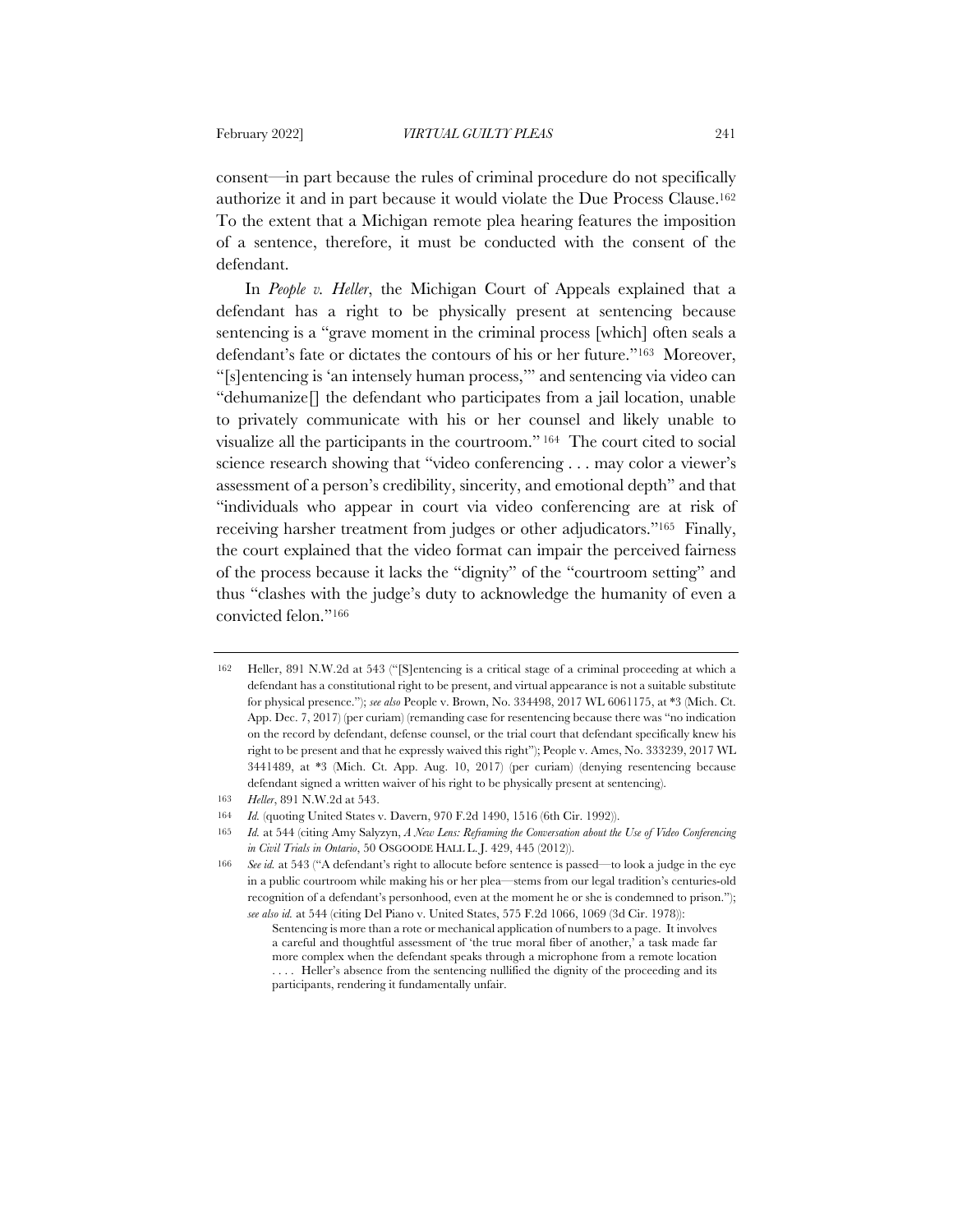consent—in part because the rules of criminal procedure do not specifically authorize it and in part because it would violate the Due Process Clause.[162] To the extent that a Michigan remote plea hearing features the imposition of a sentence, therefore, it must be conducted with the consent of the defendant.

In *People v. Heller*, the Michigan Court of Appeals explained that a defendant has a right to be physically present at sentencing because sentencing is a "grave moment in the criminal process [which] often seals a defendant's fate or dictates the contours of his or her future."[163] Moreover, "[s]entencing is 'an intensely human process,'" and sentencing via video can "dehumanize[] the defendant who participates from a jail location, unable to privately communicate with his or her counsel and likely unable to visualize all the participants in the courtroom."[164] The court cited to social science research showing that "video conferencing . . . may color a viewer's assessment of a person's credibility, sincerity, and emotional depth" and that "individuals who appear in court via video conferencing are at risk of receiving harsher treatment from judges or other adjudicators."[165] Finally, the court explained that the video format can impair the perceived fairness of the process because it lacks the "dignity" of the "courtroom setting" and thus "clashes with the judge's duty to acknowledge the humanity of even a convicted felon."[166]

---

162 Heller, 891 N.W.2d at 543 ("[S]entencing is a critical stage of a criminal proceeding at which a defendant has a constitutional right to be present, and virtual appearance is not a suitable substitute for physical presence."); *see also* People v. Brown, No. 334498, 2017 WL 6061175, at *3 (Mich. Ct. App. Dec. 7, 2017) (per curiam) (remanding case for resentencing because there was "no indication on the record by defendant, defense counsel, or the trial court that defendant specifically knew his right to be present and that he expressly waived this right"); People v. Ames, No. 333239, 2017 WL 3441489, at *3 (Mich. Ct. App. Aug. 10, 2017) (per curiam) (denying resentencing because defendant signed a written waiver of his right to be physically present at sentencing).

163 *Heller*, 891 N.W.2d at 543.

164 *Id.* (quoting United States v. Davern, 970 F.2d 1490, 1516 (6th Cir. 1992)).

165 *Id.* at 544 (citing Amy Salyzyn, *A New Lens: Reframing the Conversation about the Use of Video Conferencing in Civil Trials in Ontario*, 50 OSGOODE HALL L. J. 429, 445 (2012)).

166 *See id.* at 543 ("A defendant's right to allocute before sentence is passed—to look a judge in the eye in a public courtroom while making his or her plea—stems from our legal tradition's centuries-old recognition of a defendant's personhood, even at the moment he or she is condemned to prison."); *see also id.* at 544 (citing Del Piano v. United States, 575 F.2d 1066, 1069 (3d Cir. 1978)):

> Sentencing is more than a rote or mechanical application of numbers to a page. It involves a careful and thoughtful assessment of 'the true moral fiber of another,' a task made far more complex when the defendant speaks through a microphone from a remote location . . . . Heller's absence from the sentencing nullified the dignity of the proceeding and its participants, rendering it fundamentally unfair.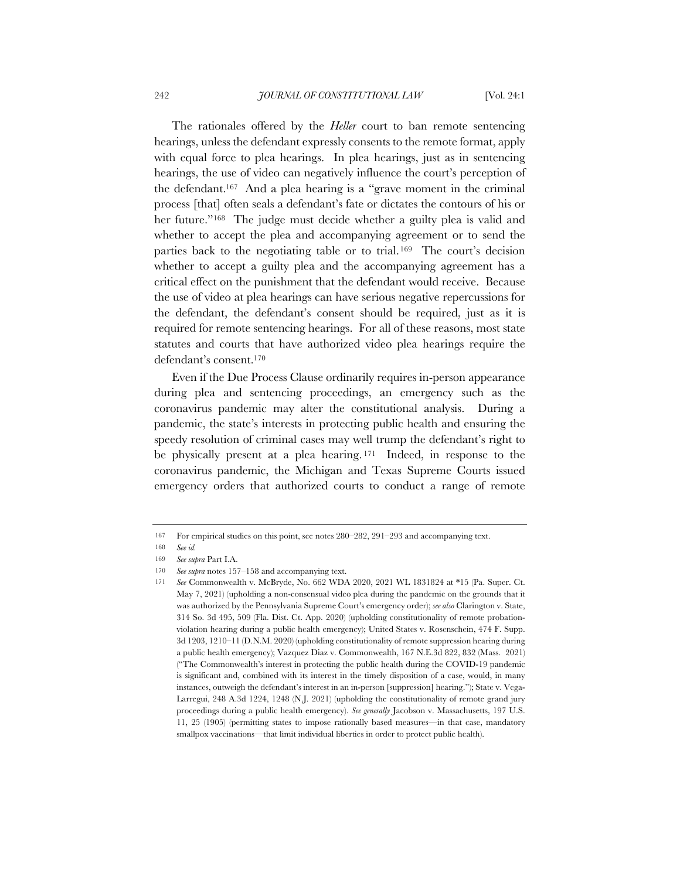The rationales offered by the *Heller* court to ban remote sentencing hearings, unless the defendant expressly consents to the remote format, apply with equal force to plea hearings. In plea hearings, just as in sentencing hearings, the use of video can negatively influence the court's perception of the defendant.[167] And a plea hearing is a "grave moment in the criminal process [that] often seals a defendant's fate or dictates the contours of his or her future."[168] The judge must decide whether a guilty plea is valid and whether to accept the plea and accompanying agreement or to send the parties back to the negotiating table or to trial.[169] The court's decision whether to accept a guilty plea and the accompanying agreement has a critical effect on the punishment that the defendant would receive. Because the use of video at plea hearings can have serious negative repercussions for the defendant, the defendant's consent should be required, just as it is required for remote sentencing hearings. For all of these reasons, most state statutes and courts that have authorized video plea hearings require the defendant's consent.[170]

Even if the Due Process Clause ordinarily requires in-person appearance during plea and sentencing proceedings, an emergency such as the coronavirus pandemic may alter the constitutional analysis. During a pandemic, the state's interests in protecting public health and ensuring the speedy resolution of criminal cases may well trump the defendant's right to be physically present at a plea hearing.[171] Indeed, in response to the coronavirus pandemic, the Michigan and Texas Supreme Courts issued emergency orders that authorized courts to conduct a range of remote

---

167 For empirical studies on this point, see notes 280–282, 291–293 and accompanying text.

168 *See id.*

169 *See supra* Part I.A.

170 *See supra* notes 157–158 and accompanying text.

171 *See* Commonwealth v. McBryde, No. 662 WDA 2020, 2021 WL 1831824 at *15 (Pa. Super. Ct. May 7, 2021) (upholding a non-consensual video plea during the pandemic on the grounds that it was authorized by the Pennsylvania Supreme Court's emergency order); *see also* Clarington v. State, 314 So. 3d 495, 509 (Fla. Dist. Ct. App. 2020) (upholding constitutionality of remote probation-violation hearing during a public health emergency); United States v. Rosenschein, 474 F. Supp. 3d 1203, 1210–11 (D.N.M. 2020) (upholding constitutionality of remote suppression hearing during a public health emergency); Vazquez Diaz v. Commonwealth, 167 N.E.3d 822, 832 (Mass. 2021) ("The Commonwealth's interest in protecting the public health during the COVID-19 pandemic is significant and, combined with its interest in the timely disposition of a case, would, in many instances, outweigh the defendant's interest in an in-person [suppression] hearing."); State v. Vega-Larregui, 248 A.3d 1224, 1248 (N.J. 2021) (upholding the constitutionality of remote grand jury proceedings during a public health emergency). *See generally* Jacobson v. Massachusetts, 197 U.S. 11, 25 (1905) (permitting states to impose rationally based measures—in that case, mandatory smallpox vaccinations—that limit individual liberties in order to protect public health).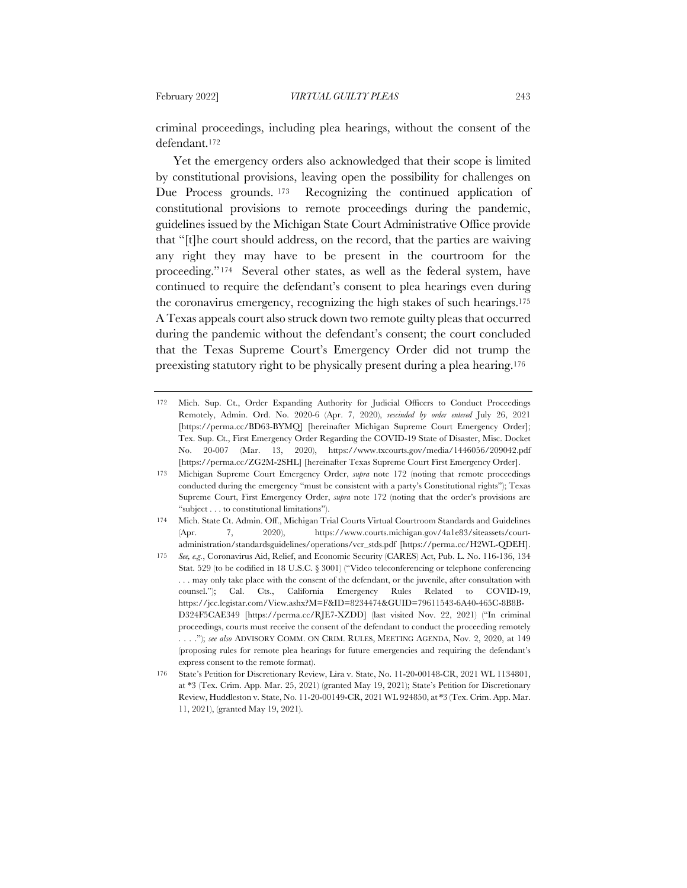criminal proceedings, including plea hearings, without the consent of the defendant.[172]

Yet the emergency orders also acknowledged that their scope is limited by constitutional provisions, leaving open the possibility for challenges on Due Process grounds.[173] Recognizing the continued application of constitutional provisions to remote proceedings during the pandemic, guidelines issued by the Michigan State Court Administrative Office provide that "[t]he court should address, on the record, that the parties are waiving any right they may have to be present in the courtroom for the proceeding."[174] Several other states, as well as the federal system, have continued to require the defendant's consent to plea hearings even during the coronavirus emergency, recognizing the high stakes of such hearings.[175] A Texas appeals court also struck down two remote guilty pleas that occurred during the pandemic without the defendant's consent; the court concluded that the Texas Supreme Court's Emergency Order did not trump the preexisting statutory right to be physically present during a plea hearing.[176]

---

172 Mich. Sup. Ct., Order Expanding Authority for Judicial Officers to Conduct Proceedings Remotely, Admin. Ord. No. 2020-6 (Apr. 7, 2020), *rescinded by order entered* July 26, 2021 [https://perma.cc/BD63-BYMQ] [hereinafter Michigan Supreme Court Emergency Order]; Tex. Sup. Ct., First Emergency Order Regarding the COVID-19 State of Disaster, Misc. Docket No. 20-007 (Mar. 13, 2020), https://www.txcourts.gov/media/1446056/209042.pdf [https://perma.cc/ZG2M-2SHL] [hereinafter Texas Supreme Court First Emergency Order].

173 Michigan Supreme Court Emergency Order, *supra* note 172 (noting that remote proceedings conducted during the emergency "must be consistent with a party's Constitutional rights"); Texas Supreme Court, First Emergency Order, *supra* note 172 (noting that the order's provisions are "subject . . . to constitutional limitations").

174 Mich. State Ct. Admin. Off., Michigan Trial Courts Virtual Courtroom Standards and Guidelines (Apr. 7, 2020), https://www.courts.michigan.gov/4a1e83/siteassets/court-administration/standardsguidelines/operations/vcr_stds.pdf [https://perma.cc/H2WL-QDEH].

175 *See, e.g.*, Coronavirus Aid, Relief, and Economic Security (CARES) Act, Pub. L. No. 116-136, 134 Stat. 529 (to be codified in 18 U.S.C. § 3001) ("Video teleconferencing or telephone conferencing . . . may only take place with the consent of the defendant, or the juvenile, after consultation with counsel."); Cal. Cts., California Emergency Rules Related to COVID-19, https://jcc.legistar.com/View.ashx?M=F&ID=8234474&GUID=79611543-6A40-465C-8B8B-D324F5CAE349 [https://perma.cc/RJE7-XZDD] (last visited Nov. 22, 2021) ("In criminal proceedings, courts must receive the consent of the defendant to conduct the proceeding remotely . . . ."); *see also* ADVISORY COMM. ON CRIM. RULES, MEETING AGENDA, Nov. 2, 2020, at 149 (proposing rules for remote plea hearings for future emergencies and requiring the defendant's express consent to the remote format).

176 State's Petition for Discretionary Review, Lira v. State, No. 11-20-00148-CR, 2021 WL 1134801, at *3 (Tex. Crim. App. Mar. 25, 2021) (granted May 19, 2021); State's Petition for Discretionary Review, Huddleston v. State, No. 11-20-00149-CR, 2021 WL 924850, at *3 (Tex. Crim. App. Mar. 11, 2021), (granted May 19, 2021).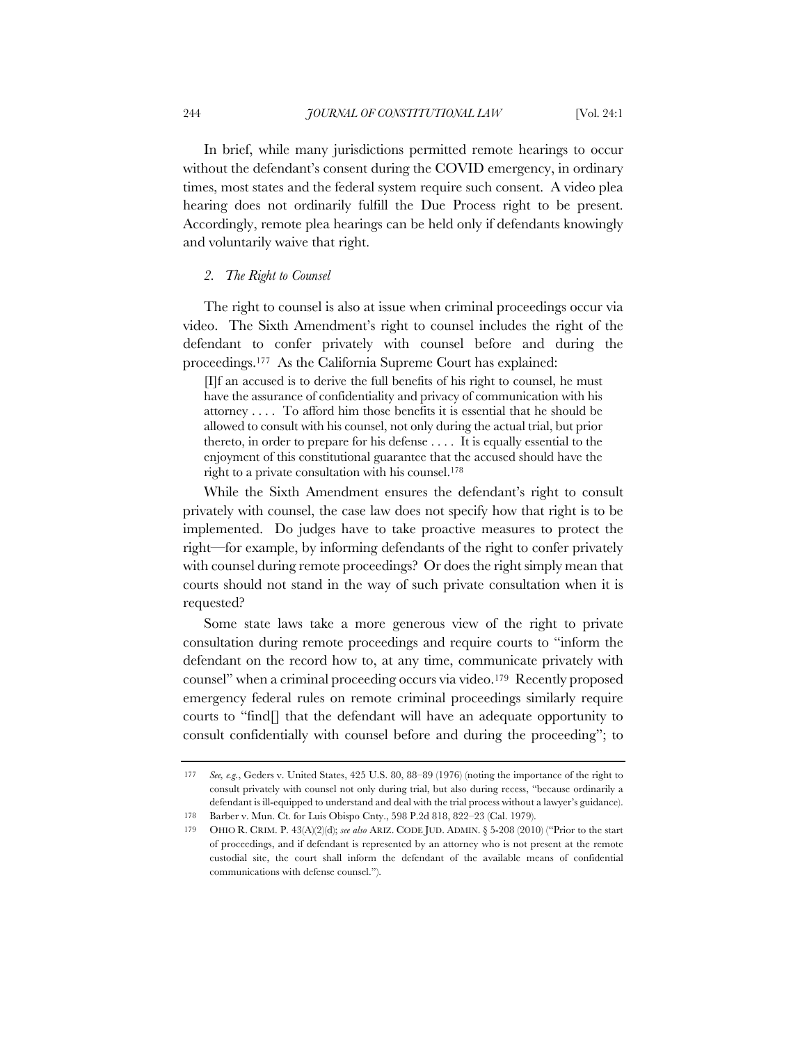In brief, while many jurisdictions permitted remote hearings to occur without the defendant's consent during the COVID emergency, in ordinary times, most states and the federal system require such consent. A video plea hearing does not ordinarily fulfill the Due Process right to be present. Accordingly, remote plea hearings can be held only if defendants knowingly and voluntarily waive that right.

### *2. The Right to Counsel*

The right to counsel is also at issue when criminal proceedings occur via video. The Sixth Amendment's right to counsel includes the right of the defendant to confer privately with counsel before and during the proceedings.[177] As the California Supreme Court has explained:

> [I]f an accused is to derive the full benefits of his right to counsel, he must have the assurance of confidentiality and privacy of communication with his attorney . . . . To afford him those benefits it is essential that he should be allowed to consult with his counsel, not only during the actual trial, but prior thereto, in order to prepare for his defense . . . . It is equally essential to the enjoyment of this constitutional guarantee that the accused should have the right to a private consultation with his counsel.[178]

While the Sixth Amendment ensures the defendant's right to consult privately with counsel, the case law does not specify how that right is to be implemented. Do judges have to take proactive measures to protect the right—for example, by informing defendants of the right to confer privately with counsel during remote proceedings? Or does the right simply mean that courts should not stand in the way of such private consultation when it is requested?

Some state laws take a more generous view of the right to private consultation during remote proceedings and require courts to "inform the defendant on the record how to, at any time, communicate privately with counsel" when a criminal proceeding occurs via video.[179] Recently proposed emergency federal rules on remote criminal proceedings similarly require courts to "find[] that the defendant will have an adequate opportunity to consult confidentially with counsel before and during the proceeding"; to

---

177 *See, e.g.*, Geders v. United States, 425 U.S. 80, 88–89 (1976) (noting the importance of the right to consult privately with counsel not only during trial, but also during recess, "because ordinarily a defendant is ill-equipped to understand and deal with the trial process without a lawyer's guidance).

178 Barber v. Mun. Ct. for Luis Obispo Cnty., 598 P.2d 818, 822–23 (Cal. 1979).

179 OHIO R. CRIM. P. 43(A)(2)(d); *see also* ARIZ. CODE JUD. ADMIN. § 5-208 (2010) ("Prior to the start of proceedings, and if defendant is represented by an attorney who is not present at the remote custodial site, the court shall inform the defendant of the available means of confidential communications with defense counsel.").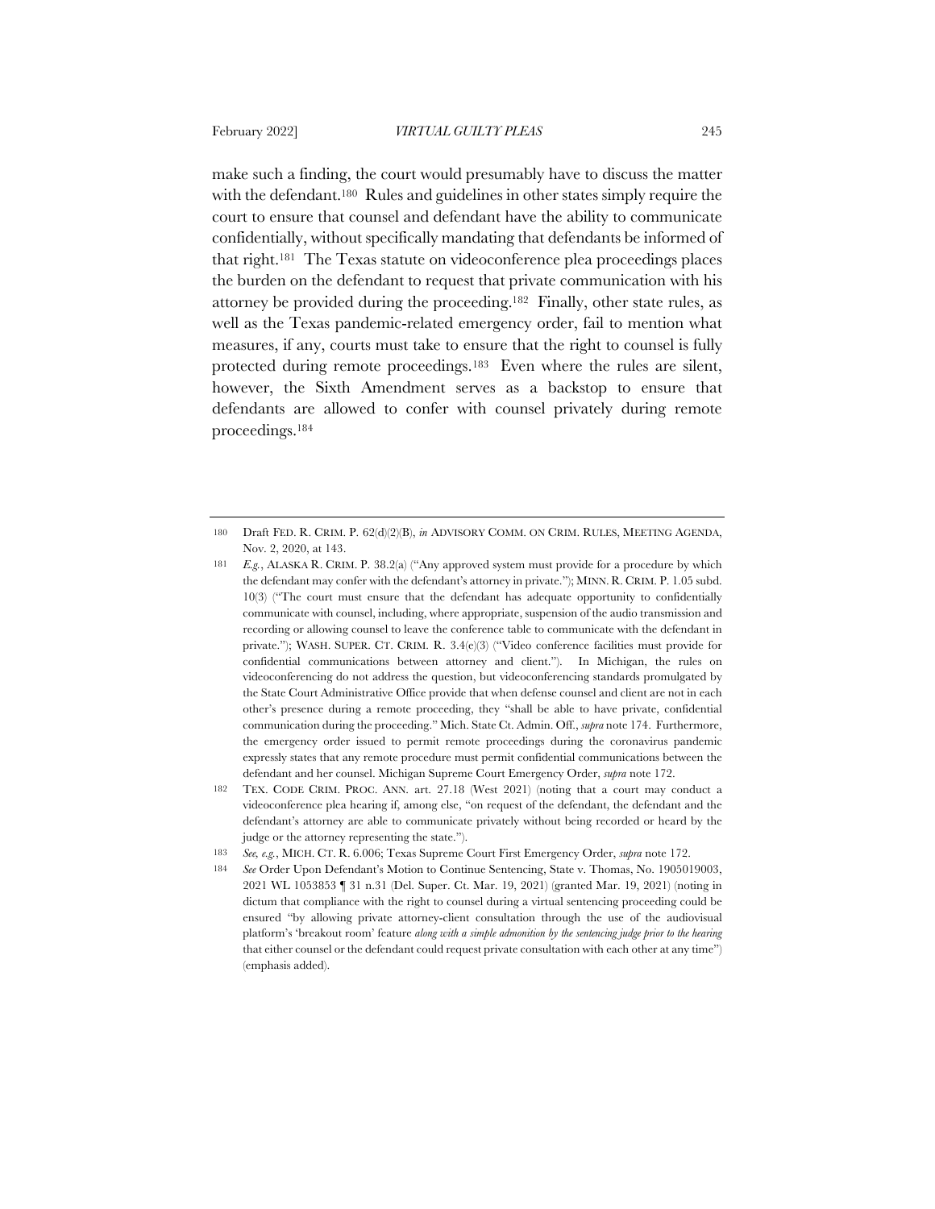make such a finding, the court would presumably have to discuss the matter with the defendant.[180] Rules and guidelines in other states simply require the court to ensure that counsel and defendant have the ability to communicate confidentially, without specifically mandating that defendants be informed of that right.[181] The Texas statute on videoconference plea proceedings places the burden on the defendant to request that private communication with his attorney be provided during the proceeding.[182] Finally, other state rules, as well as the Texas pandemic-related emergency order, fail to mention what measures, if any, courts must take to ensure that the right to counsel is fully protected during remote proceedings.[183] Even where the rules are silent, however, the Sixth Amendment serves as a backstop to ensure that defendants are allowed to confer with counsel privately during remote proceedings.[184]

---

180 Draft FED. R. CRIM. P. 62(d)(2)(B), *in* ADVISORY COMM. ON CRIM. RULES, MEETING AGENDA, Nov. 2, 2020, at 143.

181 *E.g.*, ALASKA R. CRIM. P. 38.2(a) ("Any approved system must provide for a procedure by which the defendant may confer with the defendant's attorney in private."); MINN. R. CRIM. P. 1.05 subd. 10(3) ("The court must ensure that the defendant has adequate opportunity to confidentially communicate with counsel, including, where appropriate, suspension of the audio transmission and recording or allowing counsel to leave the conference table to communicate with the defendant in private."); WASH. SUPER. CT. CRIM. R. 3.4(e)(3) ("Video conference facilities must provide for confidential communications between attorney and client."). In Michigan, the rules on videoconferencing do not address the question, but videoconferencing standards promulgated by the State Court Administrative Office provide that when defense counsel and client are not in each other's presence during a remote proceeding, they "shall be able to have private, confidential communication during the proceeding." Mich. State Ct. Admin. Off., *supra* note 174. Furthermore, the emergency order issued to permit remote proceedings during the coronavirus pandemic expressly states that any remote procedure must permit confidential communications between the defendant and her counsel. Michigan Supreme Court Emergency Order, *supra* note 172.

182 TEX. CODE CRIM. PROC. ANN. art. 27.18 (West 2021) (noting that a court may conduct a videoconference plea hearing if, among else, "on request of the defendant, the defendant and the defendant's attorney are able to communicate privately without being recorded or heard by the judge or the attorney representing the state.").

183 *See, e.g.*, MICH. CT. R. 6.006; Texas Supreme Court First Emergency Order, *supra* note 172.

184 *See* Order Upon Defendant's Motion to Continue Sentencing, State v. Thomas, No. 1905019003, 2021 WL 1053853 ¶ 31 n.31 (Del. Super. Ct. Mar. 19, 2021) (granted Mar. 19, 2021) (noting in dictum that compliance with the right to counsel during a virtual sentencing proceeding could be ensured "by allowing private attorney-client consultation through the use of the audiovisual platform's 'breakout room' feature *along with a simple admonition by the sentencing judge prior to the hearing* that either counsel or the defendant could request private consultation with each other at any time") (emphasis added).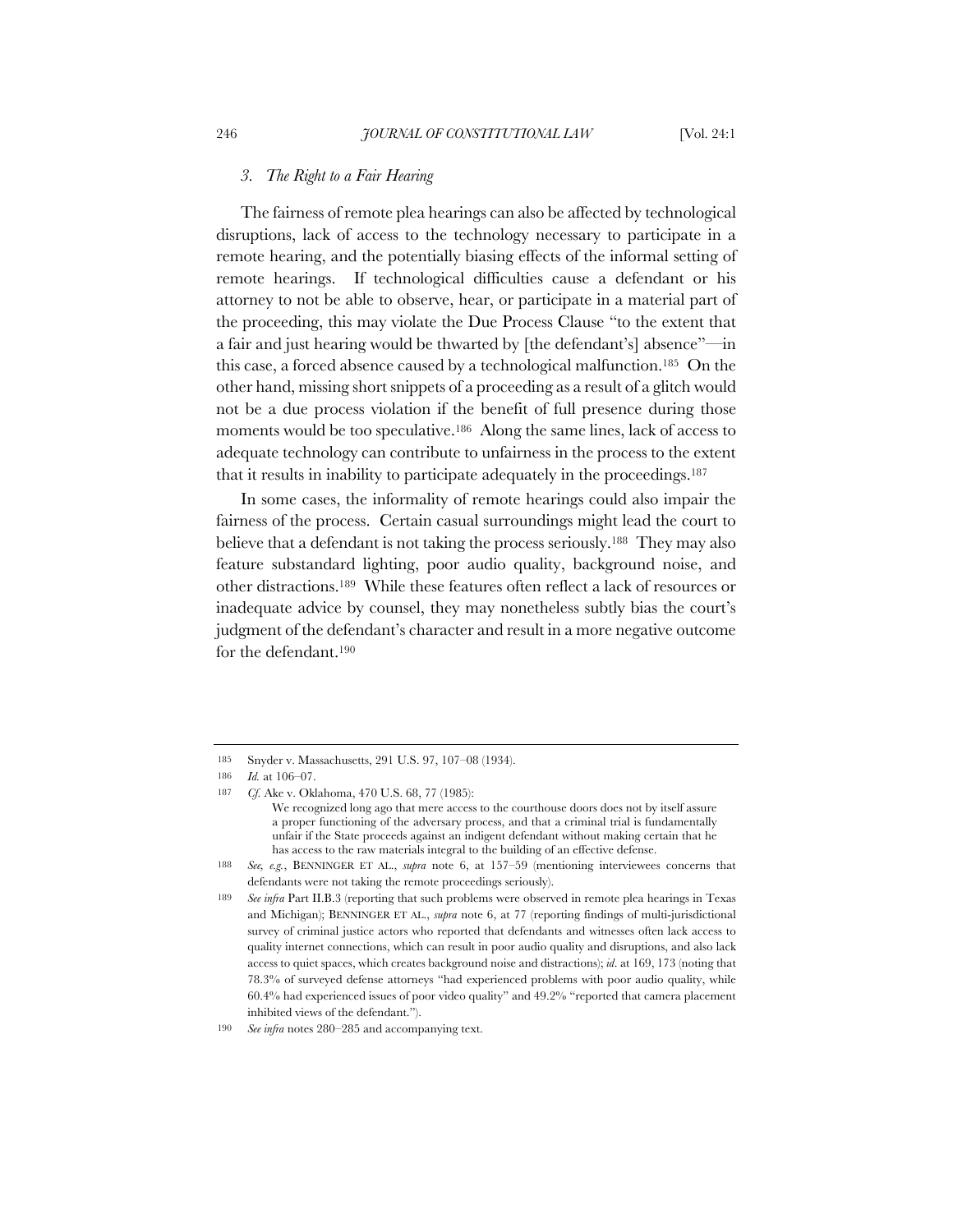### *3. The Right to a Fair Hearing*

The fairness of remote plea hearings can also be affected by technological disruptions, lack of access to the technology necessary to participate in a remote hearing, and the potentially biasing effects of the informal setting of remote hearings. If technological difficulties cause a defendant or his attorney to not be able to observe, hear, or participate in a material part of the proceeding, this may violate the Due Process Clause "to the extent that a fair and just hearing would be thwarted by [the defendant's] absence"—in this case, a forced absence caused by a technological malfunction.[185] On the other hand, missing short snippets of a proceeding as a result of a glitch would not be a due process violation if the benefit of full presence during those moments would be too speculative.[186] Along the same lines, lack of access to adequate technology can contribute to unfairness in the process to the extent that it results in inability to participate adequately in the proceedings.[187]

In some cases, the informality of remote hearings could also impair the fairness of the process. Certain casual surroundings might lead the court to believe that a defendant is not taking the process seriously.[188] They may also feature substandard lighting, poor audio quality, background noise, and other distractions.[189] While these features often reflect a lack of resources or inadequate advice by counsel, they may nonetheless subtly bias the court's judgment of the defendant's character and result in a more negative outcome for the defendant.[190]

---

185 Snyder v. Massachusetts, 291 U.S. 97, 107–08 (1934).

186 *Id.* at 106–07.

187 *Cf.* Ake v. Oklahoma, 470 U.S. 68, 77 (1985):

> We recognized long ago that mere access to the courthouse doors does not by itself assure a proper functioning of the adversary process, and that a criminal trial is fundamentally unfair if the State proceeds against an indigent defendant without making certain that he has access to the raw materials integral to the building of an effective defense.

188 *See, e.g.*, BENNINGER ET AL., *supra* note 6, at 157–59 (mentioning interviewees concerns that defendants were not taking the remote proceedings seriously).

189 *See infra* Part II.B.3 (reporting that such problems were observed in remote plea hearings in Texas and Michigan); BENNINGER ET AL., *supra* note 6, at 77 (reporting findings of multi-jurisdictional survey of criminal justice actors who reported that defendants and witnesses often lack access to quality internet connections, which can result in poor audio quality and disruptions, and also lack access to quiet spaces, which creates background noise and distractions); *id*. at 169, 173 (noting that 78.3% of surveyed defense attorneys "had experienced problems with poor audio quality, while 60.4% had experienced issues of poor video quality" and 49.2% "reported that camera placement inhibited views of the defendant.").

190 *See infra* notes 280–285 and accompanying text.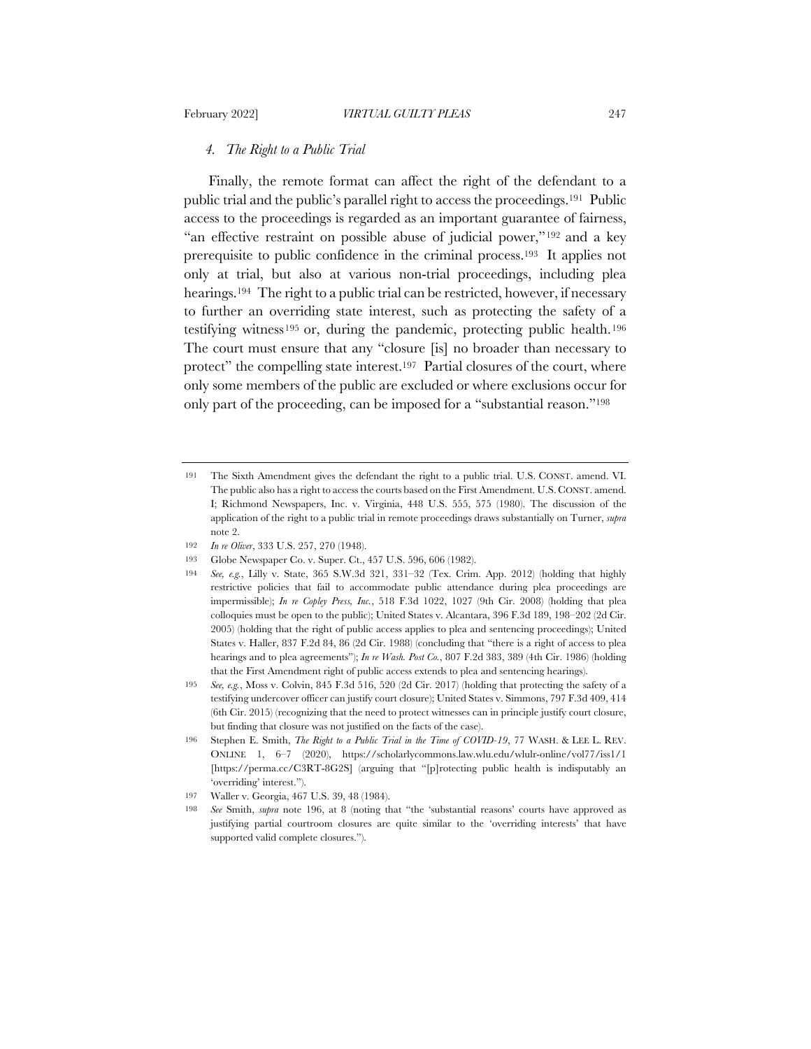#### 4. *The Right to a Public Trial*

Finally, the remote format can affect the right of the defendant to a public trial and the public's parallel right to access the proceedings.[191] Public access to the proceedings is regarded as an important guarantee of fairness, "an effective restraint on possible abuse of judicial power,"[192] and a key prerequisite to public confidence in the criminal process.[193] It applies not only at trial, but also at various non-trial proceedings, including plea hearings.[194] The right to a public trial can be restricted, however, if necessary to further an overriding state interest, such as protecting the safety of a testifying witness[195] or, during the pandemic, protecting public health.[196] The court must ensure that any "closure [is] no broader than necessary to protect" the compelling state interest.[197] Partial closures of the court, where only some members of the public are excluded or where exclusions occur for only part of the proceeding, can be imposed for a "substantial reason."[198]

---

191 The Sixth Amendment gives the defendant the right to a public trial. U.S. CONST. amend. VI. The public also has a right to access the courts based on the First Amendment. U.S. CONST. amend. I; Richmond Newspapers, Inc. v. Virginia, 448 U.S. 555, 575 (1980). The discussion of the application of the right to a public trial in remote proceedings draws substantially on Turner, *supra* note 2.

192 *In re Oliver*, 333 U.S. 257, 270 (1948).

193 Globe Newspaper Co. v. Super. Ct., 457 U.S. 596, 606 (1982).

194 *See, e.g.*, Lilly v. State, 365 S.W.3d 321, 331–32 (Tex. Crim. App. 2012) (holding that highly restrictive policies that fail to accommodate public attendance during plea proceedings are impermissible); *In re Copley Press, Inc.*, 518 F.3d 1022, 1027 (9th Cir. 2008) (holding that plea colloquies must be open to the public); United States v. Alcantara, 396 F.3d 189, 198–202 (2d Cir. 2005) (holding that the right of public access applies to plea and sentencing proceedings); United States v. Haller, 837 F.2d 84, 86 (2d Cir. 1988) (concluding that "there is a right of access to plea hearings and to plea agreements"); *In re Wash. Post Co.*, 807 F.2d 383, 389 (4th Cir. 1986) (holding that the First Amendment right of public access extends to plea and sentencing hearings).

195 *See, e.g.*, Moss v. Colvin, 845 F.3d 516, 520 (2d Cir. 2017) (holding that protecting the safety of a testifying undercover officer can justify court closure); United States v. Simmons, 797 F.3d 409, 414 (6th Cir. 2015) (recognizing that the need to protect witnesses can in principle justify court closure, but finding that closure was not justified on the facts of the case).

196 Stephen E. Smith, *The Right to a Public Trial in the Time of COVID-19*, 77 WASH. & LEE L. REV. ONLINE 1, 6–7 (2020), https://scholarlycommons.law.wlu.edu/wlulr-online/vol77/iss1/1 [https://perma.cc/C3RT-8G2S] (arguing that "[p]rotecting public health is indisputably an 'overriding' interest.").

197 Waller v. Georgia, 467 U.S. 39, 48 (1984).

198 *See* Smith, *supra* note 196, at 8 (noting that "the 'substantial reasons' courts have approved as justifying partial courtroom closures are quite similar to the 'overriding interests' that have supported valid complete closures.").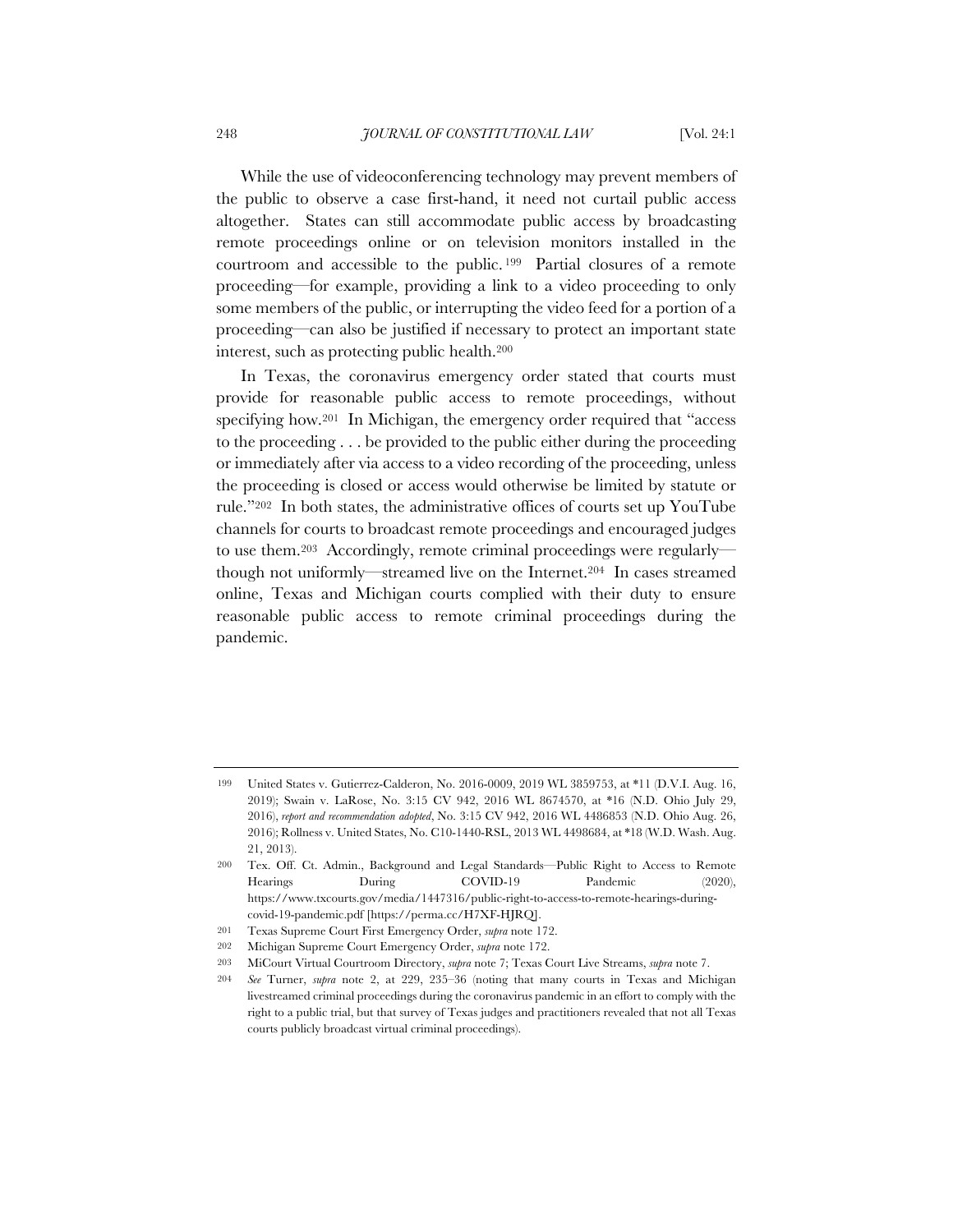While the use of videoconferencing technology may prevent members of the public to observe a case first-hand, it need not curtail public access altogether. States can still accommodate public access by broadcasting remote proceedings online or on television monitors installed in the courtroom and accessible to the public.[199] Partial closures of a remote proceeding—for example, providing a link to a video proceeding to only some members of the public, or interrupting the video feed for a portion of a proceeding—can also be justified if necessary to protect an important state interest, such as protecting public health.[200]

In Texas, the coronavirus emergency order stated that courts must provide for reasonable public access to remote proceedings, without specifying how.[201] In Michigan, the emergency order required that "access to the proceeding . . . be provided to the public either during the proceeding or immediately after via access to a video recording of the proceeding, unless the proceeding is closed or access would otherwise be limited by statute or rule."[202] In both states, the administrative offices of courts set up YouTube channels for courts to broadcast remote proceedings and encouraged judges to use them.[203] Accordingly, remote criminal proceedings were regularly—though not uniformly—streamed live on the Internet.[204] In cases streamed online, Texas and Michigan courts complied with their duty to ensure reasonable public access to remote criminal proceedings during the pandemic.

---

199 United States v. Gutierrez-Calderon, No. 2016-0009, 2019 WL 3859753, at *11 (D.V.I. Aug. 16, 2019); Swain v. LaRose, No. 3:15 CV 942, 2016 WL 8674570, at *16 (N.D. Ohio July 29, 2016), *report and recommendation adopted*, No. 3:15 CV 942, 2016 WL 4486853 (N.D. Ohio Aug. 26, 2016); Rollness v. United States, No. C10-1440-RSL, 2013 WL 4498684, at *18 (W.D. Wash. Aug. 21, 2013).

200 Tex. Off. Ct. Admin., Background and Legal Standards—Public Right to Access to Remote Hearings During COVID-19 Pandemic (2020), https://www.txcourts.gov/media/1447316/public-right-to-access-to-remote-hearings-during-covid-19-pandemic.pdf [https://perma.cc/H7XF-HJRQ].

201 Texas Supreme Court First Emergency Order, *supra* note 172.

202 Michigan Supreme Court Emergency Order, *supra* note 172.

203 MiCourt Virtual Courtroom Directory, *supra* note 7; Texas Court Live Streams, *supra* note 7.

204 *See* Turner, *supra* note 2, at 229, 235–36 (noting that many courts in Texas and Michigan livestreamed criminal proceedings during the coronavirus pandemic in an effort to comply with the right to a public trial, but that survey of Texas judges and practitioners revealed that not all Texas courts publicly broadcast virtual criminal proceedings).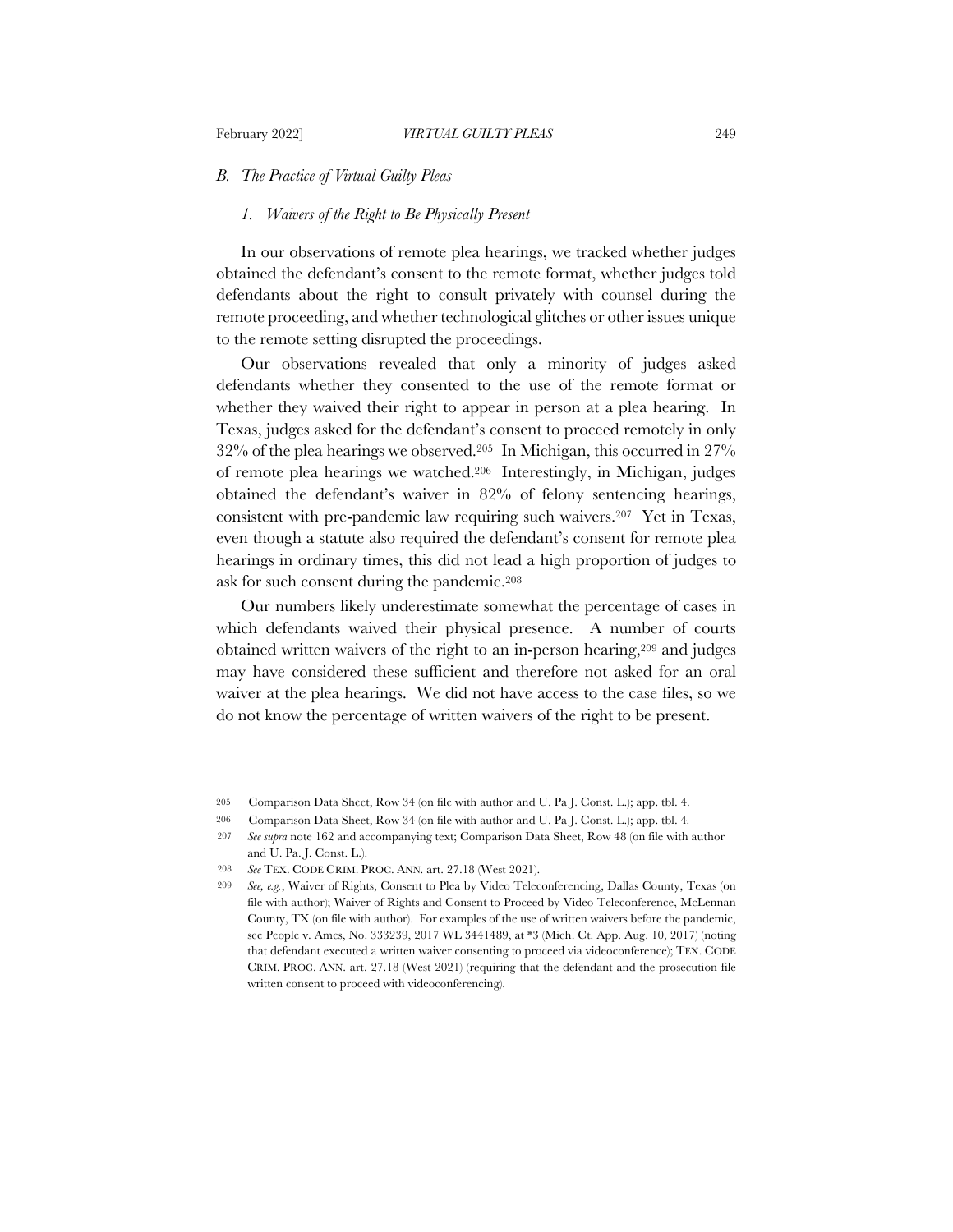### B. *The Practice of Virtual Guilty Pleas*

#### 1. *Waivers of the Right to Be Physically Present*

In our observations of remote plea hearings, we tracked whether judges obtained the defendant's consent to the remote format, whether judges told defendants about the right to consult privately with counsel during the remote proceeding, and whether technological glitches or other issues unique to the remote setting disrupted the proceedings.

Our observations revealed that only a minority of judges asked defendants whether they consented to the use of the remote format or whether they waived their right to appear in person at a plea hearing. In Texas, judges asked for the defendant's consent to proceed remotely in only 32% of the plea hearings we observed.[205] In Michigan, this occurred in 27% of remote plea hearings we watched.[206] Interestingly, in Michigan, judges obtained the defendant's waiver in 82% of felony sentencing hearings, consistent with pre-pandemic law requiring such waivers.[207] Yet in Texas, even though a statute also required the defendant's consent for remote plea hearings in ordinary times, this did not lead a high proportion of judges to ask for such consent during the pandemic.[208]

Our numbers likely underestimate somewhat the percentage of cases in which defendants waived their physical presence. A number of courts obtained written waivers of the right to an in-person hearing,[209] and judges may have considered these sufficient and therefore not asked for an oral waiver at the plea hearings. We did not have access to the case files, so we do not know the percentage of written waivers of the right to be present.

---

205 Comparison Data Sheet, Row 34 (on file with author and U. Pa J. Const. L.); app. tbl. 4.

206 Comparison Data Sheet, Row 34 (on file with author and U. Pa J. Const. L.); app. tbl. 4.

207 *See supra* note 162 and accompanying text; Comparison Data Sheet, Row 48 (on file with author and U. Pa. J. Const. L.).

208 *See* TEX. CODE CRIM. PROC. ANN. art. 27.18 (West 2021).

209 *See, e.g.*, Waiver of Rights, Consent to Plea by Video Teleconferencing, Dallas County, Texas (on file with author); Waiver of Rights and Consent to Proceed by Video Teleconference, McLennan County, TX (on file with author). For examples of the use of written waivers before the pandemic, see People v. Ames, No. 333239, 2017 WL 3441489, at *3 (Mich. Ct. App. Aug. 10, 2017) (noting that defendant executed a written waiver consenting to proceed via videoconference); TEX. CODE CRIM. PROC. ANN. art. 27.18 (West 2021) (requiring that the defendant and the prosecution file written consent to proceed with videoconferencing).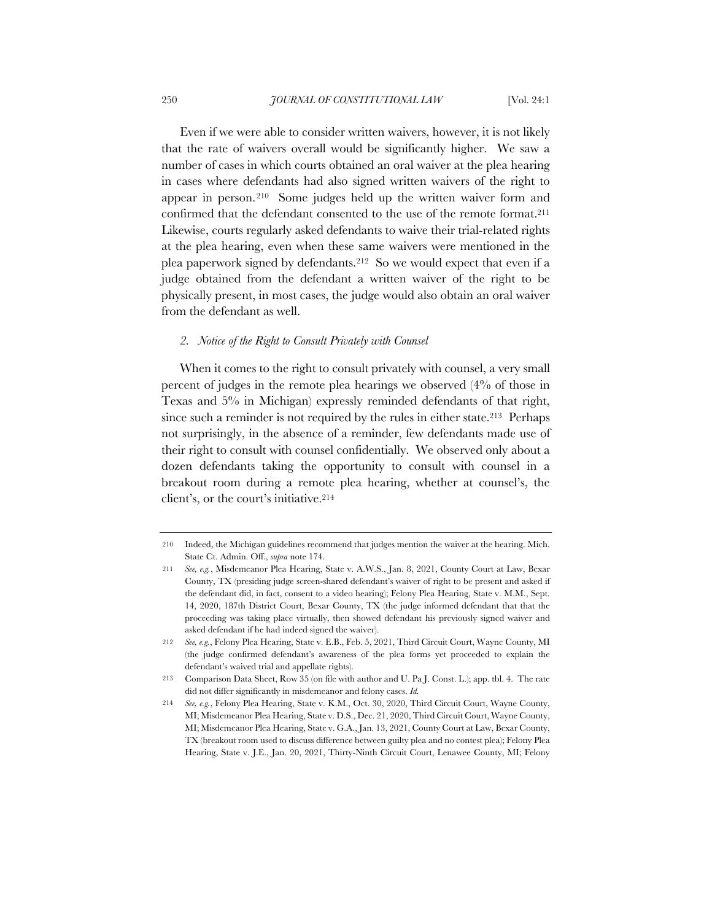Even if we were able to consider written waivers, however, it is not likely that the rate of waivers overall would be significantly higher. We saw a number of cases in which courts obtained an oral waiver at the plea hearing in cases where defendants had also signed written waivers of the right to appear in person.[210] Some judges held up the written waiver form and confirmed that the defendant consented to the use of the remote format.[211] Likewise, courts regularly asked defendants to waive their trial-related rights at the plea hearing, even when these same waivers were mentioned in the plea paperwork signed by defendants.[212] So we would expect that even if a judge obtained from the defendant a written waiver of the right to be physically present, in most cases, the judge would also obtain an oral waiver from the defendant as well.

### *2. Notice of the Right to Consult Privately with Counsel*

When it comes to the right to consult privately with counsel, a very small percent of judges in the remote plea hearings we observed (4% of those in Texas and 5% in Michigan) expressly reminded defendants of that right, since such a reminder is not required by the rules in either state.[213] Perhaps not surprisingly, in the absence of a reminder, few defendants made use of their right to consult with counsel confidentially. We observed only about a dozen defendants taking the opportunity to consult with counsel in a breakout room during a remote plea hearing, whether at counsel's, the client's, or the court's initiative.[214]

---

210 Indeed, the Michigan guidelines recommend that judges mention the waiver at the hearing. Mich. State Ct. Admin. Off., *supra* note 174.

211 *See, e.g.*, Misdemeanor Plea Hearing, State v. A.W.S., Jan. 8, 2021, County Court at Law, Bexar County, TX (presiding judge screen-shared defendant's waiver of right to be present and asked if the defendant did, in fact, consent to a video hearing); Felony Plea Hearing, State v. M.M., Sept. 14, 2020, 187th District Court, Bexar County, TX (the judge informed defendant that that the proceeding was taking place virtually, then showed defendant his previously signed waiver and asked defendant if he had indeed signed the waiver).

212 *See, e.g.*, Felony Plea Hearing, State v. E.B., Feb. 5, 2021, Third Circuit Court, Wayne County, MI (the judge confirmed defendant's awareness of the plea forms yet proceeded to explain the defendant's waived trial and appellate rights).

213 Comparison Data Sheet, Row 35 (on file with author and U. Pa J. Const. L.); app. tbl. 4. The rate did not differ significantly in misdemeanor and felony cases. *Id.*

214 *See, e.g.*, Felony Plea Hearing, State v. K.M., Oct. 30, 2020, Third Circuit Court, Wayne County, MI; Misdemeanor Plea Hearing, State v. D.S., Dec. 21, 2020, Third Circuit Court, Wayne County, MI; Misdemeanor Plea Hearing, State v. G.A., Jan. 13, 2021, County Court at Law, Bexar County, TX (breakout room used to discuss difference between guilty plea and no contest plea); Felony Plea Hearing, State v. J.E., Jan. 20, 2021, Thirty-Ninth Circuit Court, Lenawee County, MI; Felony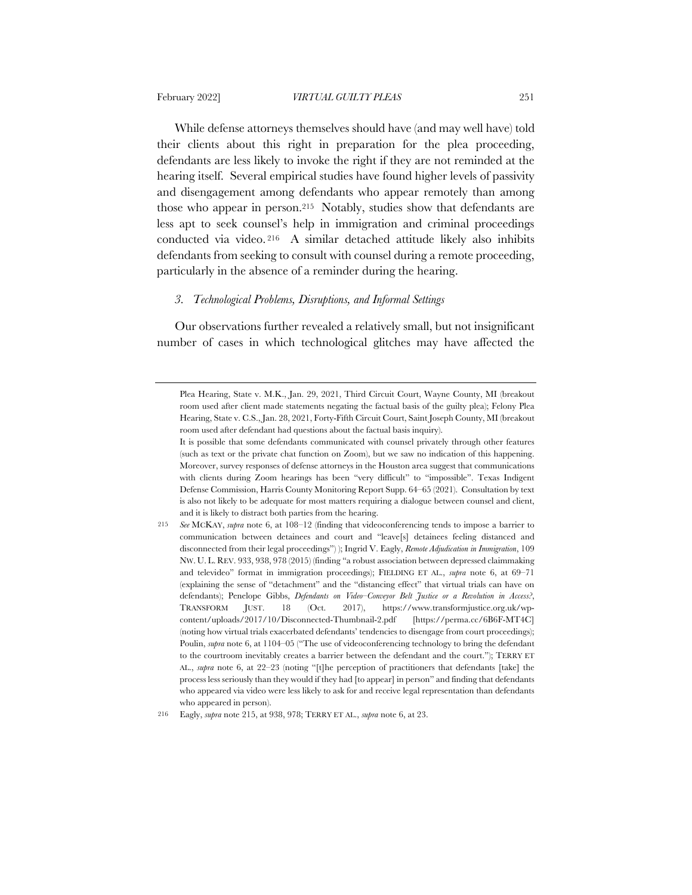While defense attorneys themselves should have (and may well have) told their clients about this right in preparation for the plea proceeding, defendants are less likely to invoke the right if they are not reminded at the hearing itself. Several empirical studies have found higher levels of passivity and disengagement among defendants who appear remotely than among those who appear in person.[215] Notably, studies show that defendants are less apt to seek counsel's help in immigration and criminal proceedings conducted via video.[216] A similar detached attitude likely also inhibits defendants from seeking to consult with counsel during a remote proceeding, particularly in the absence of a reminder during the hearing.

### *3. Technological Problems, Disruptions, and Informal Settings*

Our observations further revealed a relatively small, but not insignificant number of cases in which technological glitches may have affected the

---

Plea Hearing, State v. M.K., Jan. 29, 2021, Third Circuit Court, Wayne County, MI (breakout room used after client made statements negating the factual basis of the guilty plea); Felony Plea Hearing, State v. C.S., Jan. 28, 2021, Forty-Fifth Circuit Court, Saint Joseph County, MI (breakout room used after defendant had questions about the factual basis inquiry).

It is possible that some defendants communicated with counsel privately through other features (such as text or the private chat function on Zoom), but we saw no indication of this happening. Moreover, survey responses of defense attorneys in the Houston area suggest that communications with clients during Zoom hearings has been "very difficult" to "impossible". Texas Indigent Defense Commission, Harris County Monitoring Report Supp. 64–65 (2021). Consultation by text is also not likely to be adequate for most matters requiring a dialogue between counsel and client, and it is likely to distract both parties from the hearing.

215 *See* MCKAY, *supra* note 6, at 108–12 (finding that videoconferencing tends to impose a barrier to communication between detainees and court and "leave[s] detainees feeling distanced and disconnected from their legal proceedings") ); Ingrid V. Eagly, *Remote Adjudication in Immigration*, 109 NW. U. L. REV. 933, 938, 978 (2015) (finding "a robust association between depressed claimmaking and televideo" format in immigration proceedings); FIELDING ET AL., *supra* note 6, at 69–71 (explaining the sense of "detachment" and the "distancing effect" that virtual trials can have on defendants); Penelope Gibbs, *Defendants on Video–Conveyor Belt Justice or a Revolution in Access?*, TRANSFORM JUST. 18 (Oct. 2017), https://www.transformjustice.org.uk/wp-content/uploads/2017/10/Disconnected-Thumbnail-2.pdf [https://perma.cc/6B6F-MT4C] (noting how virtual trials exacerbated defendants' tendencies to disengage from court proceedings); Poulin, *supra* note 6, at 1104–05 ("The use of videoconferencing technology to bring the defendant to the courtroom inevitably creates a barrier between the defendant and the court."); TERRY ET AL., *supra* note 6, at 22–23 (noting "[t]he perception of practitioners that defendants [take] the process less seriously than they would if they had [to appear] in person" and finding that defendants who appeared via video were less likely to ask for and receive legal representation than defendants who appeared in person).

216 Eagly, *supra* note 215, at 938, 978; TERRY ET AL., *supra* note 6, at 23.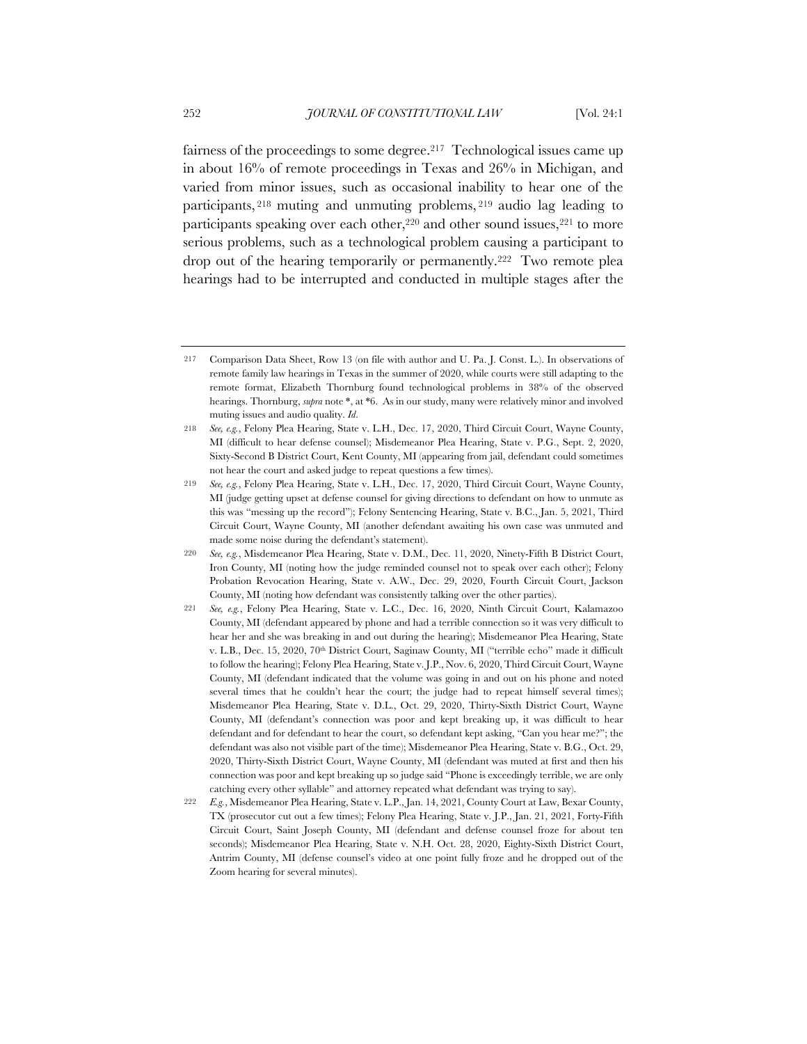fairness of the proceedings to some degree.[217] Technological issues came up in about 16% of remote proceedings in Texas and 26% in Michigan, and varied from minor issues, such as occasional inability to hear one of the participants,[218] muting and unmuting problems,[219] audio lag leading to participants speaking over each other,[220] and other sound issues,[221] to more serious problems, such as a technological problem causing a participant to drop out of the hearing temporarily or permanently.[222] Two remote plea hearings had to be interrupted and conducted in multiple stages after the

---

[217] Comparison Data Sheet, Row 13 (on file with author and U. Pa. J. Const. L.). In observations of remote family law hearings in Texas in the summer of 2020, while courts were still adapting to the remote format, Elizabeth Thornburg found technological problems in 38% of the observed hearings. Thornburg, *supra* note *, at *6. As in our study, many were relatively minor and involved muting issues and audio quality. *Id.*

[218] *See, e.g.*, Felony Plea Hearing, State v. L.H., Dec. 17, 2020, Third Circuit Court, Wayne County, MI (difficult to hear defense counsel); Misdemeanor Plea Hearing, State v. P.G., Sept. 2, 2020, Sixty-Second B District Court, Kent County, MI (appearing from jail, defendant could sometimes not hear the court and asked judge to repeat questions a few times).

[219] *See, e.g.*, Felony Plea Hearing, State v. L.H., Dec. 17, 2020, Third Circuit Court, Wayne County, MI (judge getting upset at defense counsel for giving directions to defendant on how to unmute as this was "messing up the record"); Felony Sentencing Hearing, State v. B.C., Jan. 5, 2021, Third Circuit Court, Wayne County, MI (another defendant awaiting his own case was unmuted and made some noise during the defendant's statement).

[220] *See, e.g.*, Misdemeanor Plea Hearing, State v. D.M., Dec. 11, 2020, Ninety-Fifth B District Court, Iron County, MI (noting how the judge reminded counsel not to speak over each other); Felony Probation Revocation Hearing, State v. A.W., Dec. 29, 2020, Fourth Circuit Court, Jackson County, MI (noting how defendant was consistently talking over the other parties).

[221] *See, e.g.*, Felony Plea Hearing, State v. L.C., Dec. 16, 2020, Ninth Circuit Court, Kalamazoo County, MI (defendant appeared by phone and had a terrible connection so it was very difficult to hear her and she was breaking in and out during the hearing); Misdemeanor Plea Hearing, State v. L.B., Dec. 15, 2020, 70th District Court, Saginaw County, MI ("terrible echo" made it difficult to follow the hearing); Felony Plea Hearing, State v. J.P., Nov. 6, 2020, Third Circuit Court, Wayne County, MI (defendant indicated that the volume was going in and out on his phone and noted several times that he couldn't hear the court; the judge had to repeat himself several times); Misdemeanor Plea Hearing, State v. D.L., Oct. 29, 2020, Thirty-Sixth District Court, Wayne County, MI (defendant's connection was poor and kept breaking up, it was difficult to hear defendant and for defendant to hear the court, so defendant kept asking, "Can you hear me?"; the defendant was also not visible part of the time); Misdemeanor Plea Hearing, State v. B.G., Oct. 29, 2020, Thirty-Sixth District Court, Wayne County, MI (defendant was muted at first and then his connection was poor and kept breaking up so judge said "Phone is exceedingly terrible, we are only catching every other syllable" and attorney repeated what defendant was trying to say).

[222] *E.g.*, Misdemeanor Plea Hearing, State v. L.P., Jan. 14, 2021, County Court at Law, Bexar County, TX (prosecutor cut out a few times); Felony Plea Hearing, State v. J.P., Jan. 21, 2021, Forty-Fifth Circuit Court, Saint Joseph County, MI (defendant and defense counsel froze for about ten seconds); Misdemeanor Plea Hearing, State v. N.H. Oct. 28, 2020, Eighty-Sixth District Court, Antrim County, MI (defense counsel's video at one point fully froze and he dropped out of the Zoom hearing for several minutes).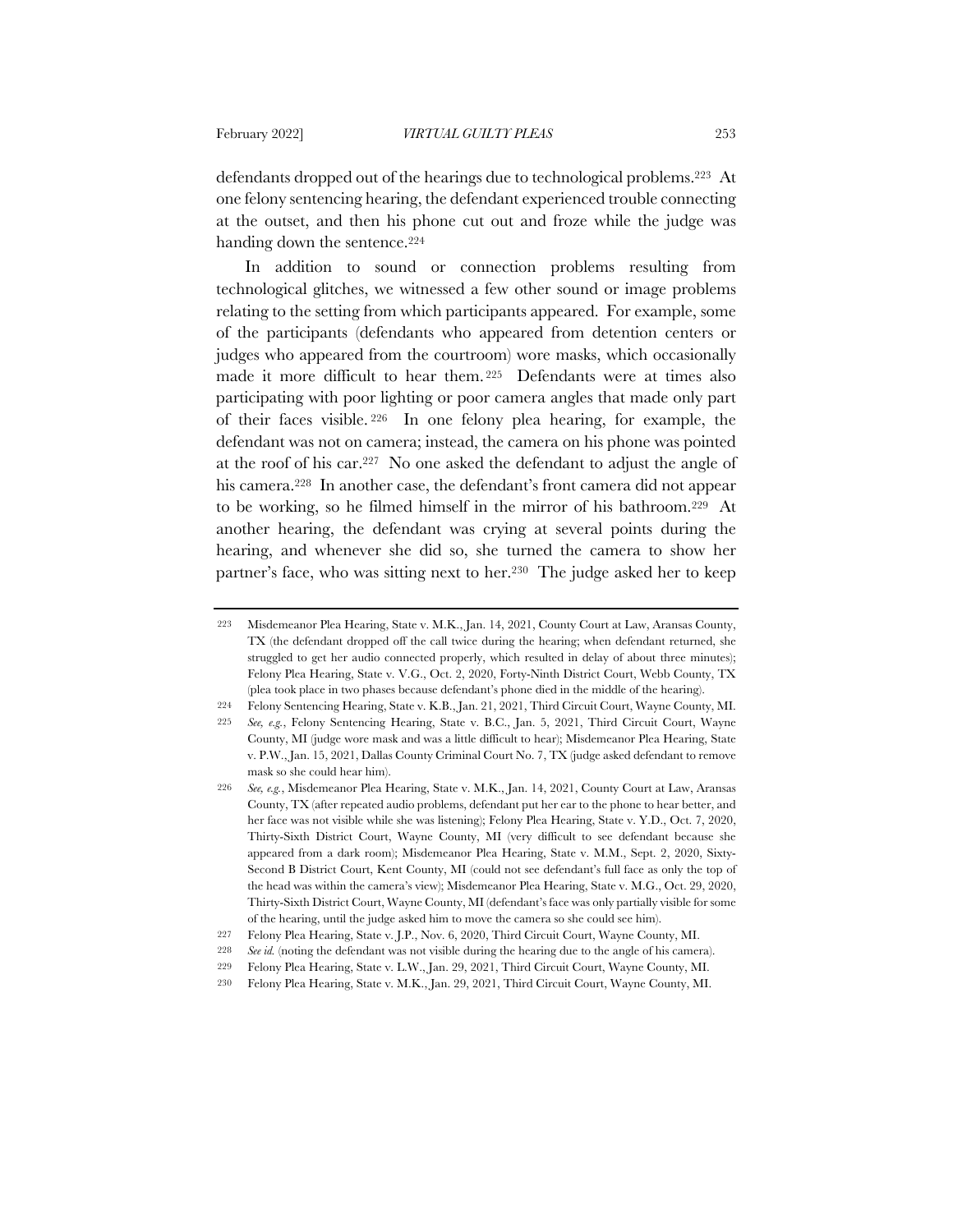defendants dropped out of the hearings due to technological problems.[223] At one felony sentencing hearing, the defendant experienced trouble connecting at the outset, and then his phone cut out and froze while the judge was handing down the sentence.[224]

In addition to sound or connection problems resulting from technological glitches, we witnessed a few other sound or image problems relating to the setting from which participants appeared. For example, some of the participants (defendants who appeared from detention centers or judges who appeared from the courtroom) wore masks, which occasionally made it more difficult to hear them.[225] Defendants were at times also participating with poor lighting or poor camera angles that made only part of their faces visible.[226] In one felony plea hearing, for example, the defendant was not on camera; instead, the camera on his phone was pointed at the roof of his car.[227] No one asked the defendant to adjust the angle of his camera.[228] In another case, the defendant's front camera did not appear to be working, so he filmed himself in the mirror of his bathroom.[229] At another hearing, the defendant was crying at several points during the hearing, and whenever she did so, she turned the camera to show her partner's face, who was sitting next to her.[230] The judge asked her to keep

---

[223] Misdemeanor Plea Hearing, State v. M.K., Jan. 14, 2021, County Court at Law, Aransas County, TX (the defendant dropped off the call twice during the hearing; when defendant returned, she struggled to get her audio connected properly, which resulted in delay of about three minutes); Felony Plea Hearing, State v. V.G., Oct. 2, 2020, Forty-Ninth District Court, Webb County, TX (plea took place in two phases because defendant's phone died in the middle of the hearing).

[224] Felony Sentencing Hearing, State v. K.B., Jan. 21, 2021, Third Circuit Court, Wayne County, MI.

[225] *See, e.g.*, Felony Sentencing Hearing, State v. B.C., Jan. 5, 2021, Third Circuit Court, Wayne County, MI (judge wore mask and was a little difficult to hear); Misdemeanor Plea Hearing, State v. P.W., Jan. 15, 2021, Dallas County Criminal Court No. 7, TX (judge asked defendant to remove mask so she could hear him).

[226] *See, e.g.*, Misdemeanor Plea Hearing, State v. M.K., Jan. 14, 2021, County Court at Law, Aransas County, TX (after repeated audio problems, defendant put her ear to the phone to hear better, and her face was not visible while she was listening); Felony Plea Hearing, State v. Y.D., Oct. 7, 2020, Thirty-Sixth District Court, Wayne County, MI (very difficult to see defendant because she appeared from a dark room); Misdemeanor Plea Hearing, State v. M.M., Sept. 2, 2020, Sixty-Second B District Court, Kent County, MI (could not see defendant's full face as only the top of the head was within the camera's view); Misdemeanor Plea Hearing, State v. M.G., Oct. 29, 2020, Thirty-Sixth District Court, Wayne County, MI (defendant's face was only partially visible for some of the hearing, until the judge asked him to move the camera so she could see him).

[227] Felony Plea Hearing, State v. J.P., Nov. 6, 2020, Third Circuit Court, Wayne County, MI.

[228] *See id.* (noting the defendant was not visible during the hearing due to the angle of his camera).

[229] Felony Plea Hearing, State v. L.W., Jan. 29, 2021, Third Circuit Court, Wayne County, MI.

[230] Felony Plea Hearing, State v. M.K., Jan. 29, 2021, Third Circuit Court, Wayne County, MI.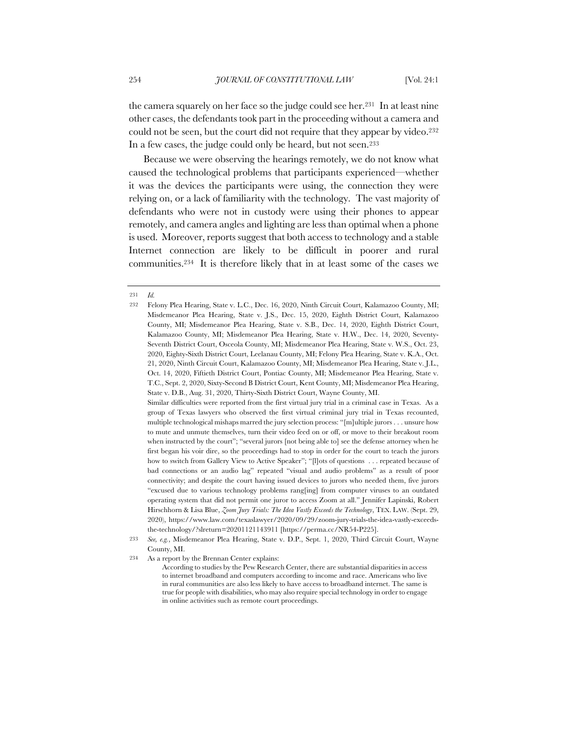the camera squarely on her face so the judge could see her.[231] In at least nine other cases, the defendants took part in the proceeding without a camera and could not be seen, but the court did not require that they appear by video.[232] In a few cases, the judge could only be heard, but not seen.[233]

Because we were observing the hearings remotely, we do not know what caused the technological problems that participants experienced—whether it was the devices the participants were using, the connection they were relying on, or a lack of familiarity with the technology. The vast majority of defendants who were not in custody were using their phones to appear remotely, and camera angles and lighting are less than optimal when a phone is used. Moreover, reports suggest that both access to technology and a stable Internet connection are likely to be difficult in poorer and rural communities.[234] It is therefore likely that in at least some of the cases we

---

231 *Id.*

232 Felony Plea Hearing, State v. L.C., Dec. 16, 2020, Ninth Circuit Court, Kalamazoo County, MI; Misdemeanor Plea Hearing, State v. J.S., Dec. 15, 2020, Eighth District Court, Kalamazoo County, MI; Misdemeanor Plea Hearing, State v. S.B., Dec. 14, 2020, Eighth District Court, Kalamazoo County, MI; Misdemeanor Plea Hearing, State v. H.W., Dec. 14, 2020, Seventy-Seventh District Court, Osceola County, MI; Misdemeanor Plea Hearing, State v. W.S., Oct. 23, 2020, Eighty-Sixth District Court, Leelanau County, MI; Felony Plea Hearing, State v. K.A., Oct. 21, 2020, Ninth Circuit Court, Kalamazoo County, MI; Misdemeanor Plea Hearing, State v. J.L., Oct. 14, 2020, Fiftieth District Court, Pontiac County, MI; Misdemeanor Plea Hearing, State v. T.C., Sept. 2, 2020, Sixty-Second B District Court, Kent County, MI; Misdemeanor Plea Hearing, State v. D.B., Aug. 31, 2020, Thirty-Sixth District Court, Wayne County, MI.

Similar difficulties were reported from the first virtual jury trial in a criminal case in Texas. As a group of Texas lawyers who observed the first virtual criminal jury trial in Texas recounted, multiple technological mishaps marred the jury selection process: "[m]ultiple jurors . . . unsure how to mute and unmute themselves, turn their video feed on or off, or move to their breakout room when instructed by the court"; "several jurors [not being able to] see the defense attorney when he first began his voir dire, so the proceedings had to stop in order for the court to teach the jurors how to switch from Gallery View to Active Speaker"; "[l]ots of questions . . . repeated because of bad connections or an audio lag" repeated "visual and audio problems" as a result of poor connectivity; and despite the court having issued devices to jurors who needed them, five jurors "excused due to various technology problems rang[ing] from computer viruses to an outdated operating system that did not permit one juror to access Zoom at all." Jennifer Lapinski, Robert Hirschhorn & Lisa Blue, *Zoom Jury Trials: The Idea Vastly Exceeds the Technology*, TEX. LAW. (Sept. 29, 2020), https://www.law.com/texaslawyer/2020/09/29/zoom-jury-trials-the-idea-vastly-exceeds-the-technology/?slreturn=20201121143911 [https://perma.cc/NR54-P225].

233 *See, e.g.*, Misdemeanor Plea Hearing, State v. D.P., Sept. 1, 2020, Third Circuit Court, Wayne County, MI.

234 As a report by the Brennan Center explains:

> According to studies by the Pew Research Center, there are substantial disparities in access to internet broadband and computers according to income and race. Americans who live in rural communities are also less likely to have access to broadband internet. The same is true for people with disabilities, who may also require special technology in order to engage in online activities such as remote court proceedings.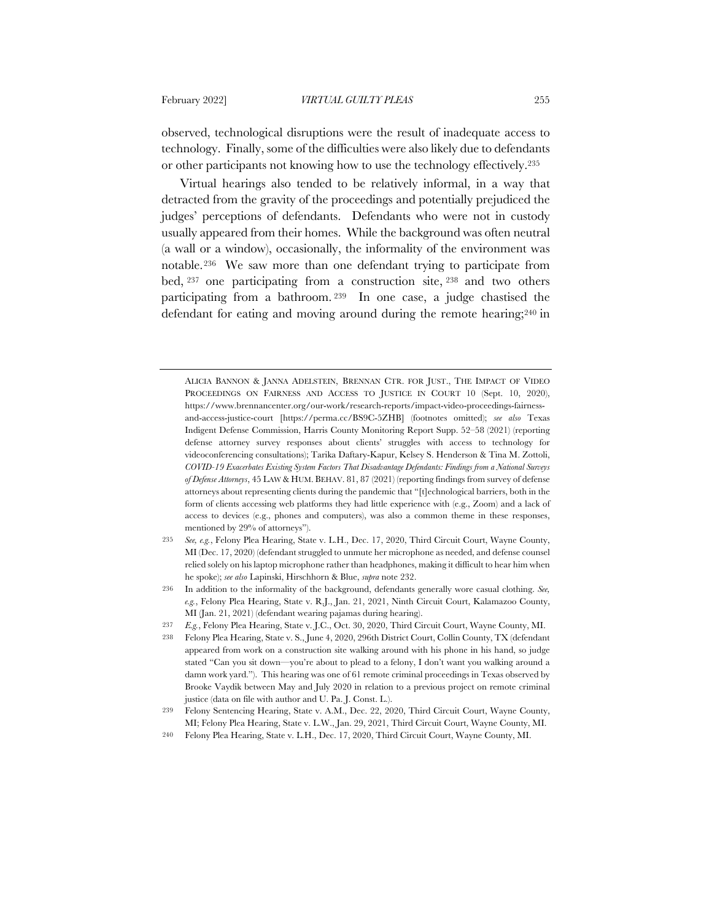observed, technological disruptions were the result of inadequate access to technology. Finally, some of the difficulties were also likely due to defendants or other participants not knowing how to use the technology effectively.[235]

Virtual hearings also tended to be relatively informal, in a way that detracted from the gravity of the proceedings and potentially prejudiced the judges' perceptions of defendants. Defendants who were not in custody usually appeared from their homes. While the background was often neutral (a wall or a window), occasionally, the informality of the environment was notable.[236] We saw more than one defendant trying to participate from bed,[237] one participating from a construction site,[238] and two others participating from a bathroom.[239] In one case, a judge chastised the defendant for eating and moving around during the remote hearing;[240] in

---

ALICIA BANNON & JANNA ADELSTEIN, BRENNAN CTR. FOR JUST., THE IMPACT OF VIDEO PROCEEDINGS ON FAIRNESS AND ACCESS TO JUSTICE IN COURT 10 (Sept. 10, 2020), https://www.brennancenter.org/our-work/research-reports/impact-video-proceedings-fairness-and-access-justice-court [https://perma.cc/BS9C-5ZHB] (footnotes omitted); *see also* Texas Indigent Defense Commission, Harris County Monitoring Report Supp. 52–58 (2021) (reporting defense attorney survey responses about clients' struggles with access to technology for videoconferencing consultations); Tarika Daftary-Kapur, Kelsey S. Henderson & Tina M. Zottoli, *COVID-19 Exacerbates Existing System Factors That Disadvantage Defendants: Findings from a National Surveys of Defense Attorneys*, 45 LAW & HUM. BEHAV. 81, 87 (2021) (reporting findings from survey of defense attorneys about representing clients during the pandemic that "[t]echnological barriers, both in the form of clients accessing web platforms they had little experience with (e.g., Zoom) and a lack of access to devices (e.g., phones and computers), was also a common theme in these responses, mentioned by 29% of attorneys").

235 *See, e.g.*, Felony Plea Hearing, State v. L.H., Dec. 17, 2020, Third Circuit Court, Wayne County, MI (Dec. 17, 2020) (defendant struggled to unmute her microphone as needed, and defense counsel relied solely on his laptop microphone rather than headphones, making it difficult to hear him when he spoke); *see also* Lapinski, Hirschhorn & Blue, *supra* note 232.

236 In addition to the informality of the background, defendants generally wore casual clothing. *See, e.g.*, Felony Plea Hearing, State v. R.J., Jan. 21, 2021, Ninth Circuit Court, Kalamazoo County, MI (Jan. 21, 2021) (defendant wearing pajamas during hearing).

237 *E.g.*, Felony Plea Hearing, State v. J.C., Oct. 30, 2020, Third Circuit Court, Wayne County, MI.

238 Felony Plea Hearing, State v. S., June 4, 2020, 296th District Court, Collin County, TX (defendant appeared from work on a construction site walking around with his phone in his hand, so judge stated "Can you sit down—you're about to plead to a felony, I don't want you walking around a damn work yard."). This hearing was one of 61 remote criminal proceedings in Texas observed by Brooke Vaydik between May and July 2020 in relation to a previous project on remote criminal justice (data on file with author and U. Pa. J. Const. L.).

239 Felony Sentencing Hearing, State v. A.M., Dec. 22, 2020, Third Circuit Court, Wayne County, MI; Felony Plea Hearing, State v. L.W., Jan. 29, 2021, Third Circuit Court, Wayne County, MI.

240 Felony Plea Hearing, State v. L.H., Dec. 17, 2020, Third Circuit Court, Wayne County, MI.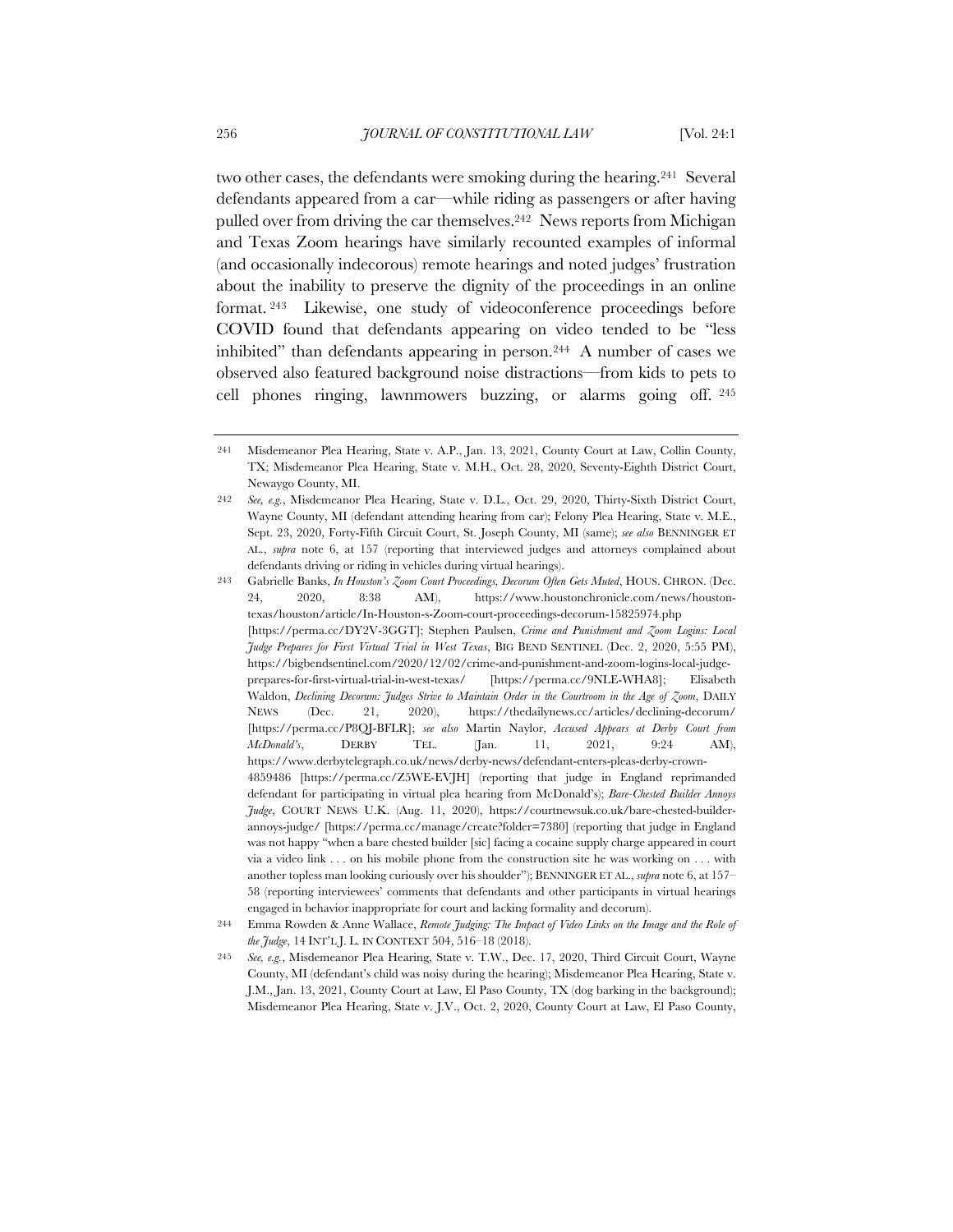two other cases, the defendants were smoking during the hearing.[241] Several defendants appeared from a car—while riding as passengers or after having pulled over from driving the car themselves.[242] News reports from Michigan and Texas Zoom hearings have similarly recounted examples of informal (and occasionally indecorous) remote hearings and noted judges' frustration about the inability to preserve the dignity of the proceedings in an online format.[243] Likewise, one study of videoconference proceedings before COVID found that defendants appearing on video tended to be "less inhibited" than defendants appearing in person.[244] A number of cases we observed also featured background noise distractions—from kids to pets to cell phones ringing, lawnmowers buzzing, or alarms going off.[245]

---

241 Misdemeanor Plea Hearing, State v. A.P., Jan. 13, 2021, County Court at Law, Collin County, TX; Misdemeanor Plea Hearing, State v. M.H., Oct. 28, 2020, Seventy-Eighth District Court, Newaygo County, MI.

242 *See, e.g.*, Misdemeanor Plea Hearing, State v. D.L., Oct. 29, 2020, Thirty-Sixth District Court, Wayne County, MI (defendant attending hearing from car); Felony Plea Hearing, State v. M.E., Sept. 23, 2020, Forty-Fifth Circuit Court, St. Joseph County, MI (same); *see also* BENNINGER ET AL., *supra* note 6, at 157 (reporting that interviewed judges and attorneys complained about defendants driving or riding in vehicles during virtual hearings).

243 Gabrielle Banks, *In Houston's Zoom Court Proceedings, Decorum Often Gets Muted*, HOUS. CHRON. (Dec. 24, 2020, 8:38 AM), https://www.houstonchronicle.com/news/houston-texas/houston/article/In-Houston-s-Zoom-court-proceedings-decorum-15825974.php [https://perma.cc/DY2V-3GGT]; Stephen Paulsen, *Crime and Punishment and Zoom Logins: Local Judge Prepares for First Virtual Trial in West Texas*, BIG BEND SENTINEL (Dec. 2, 2020, 5:55 PM), https://bigbendsentinel.com/2020/12/02/crime-and-punishment-and-zoom-logins-local-judge-prepares-for-first-virtual-trial-in-west-texas/ [https://perma.cc/9NLE-WHA8]; Elisabeth Waldon, *Declining Decorum: Judges Strive to Maintain Order in the Courtroom in the Age of Zoom*, DAILY NEWS (Dec. 21, 2020), https://thedailynews.cc/articles/declining-decorum/ [https://perma.cc/P8QJ-BFLR]; *see also* Martin Naylor, *Accused Appears at Derby Court from McDonald's*, DERBY TEL. (Jan. 11, 2021, 9:24 AM), https://www.derbytelegraph.co.uk/news/derby-news/defendant-enters-pleas-derby-crown-4859486 [https://perma.cc/Z5WE-EVJH] (reporting that judge in England reprimanded defendant for participating in virtual plea hearing from McDonald's); *Bare-Chested Builder Annoys Judge*, COURT NEWS U.K. (Aug. 11, 2020), https://courtnewsuk.co.uk/bare-chested-builder-annoys-judge/ [https://perma.cc/manage/create?folder=7380] (reporting that judge in England was not happy "when a bare chested builder [sic] facing a cocaine supply charge appeared in court via a video link . . . on his mobile phone from the construction site he was working on . . . with another topless man looking curiously over his shoulder"); BENNINGER ET AL., *supra* note 6, at 157–58 (reporting interviewees' comments that defendants and other participants in virtual hearings engaged in behavior inappropriate for court and lacking formality and decorum).

244 Emma Rowden & Anne Wallace, *Remote Judging: The Impact of Video Links on the Image and the Role of the Judge*, 14 INT'L J. L. IN CONTEXT 504, 516–18 (2018).

245 *See, e.g.*, Misdemeanor Plea Hearing, State v. T.W., Dec. 17, 2020, Third Circuit Court, Wayne County, MI (defendant's child was noisy during the hearing); Misdemeanor Plea Hearing, State v. J.M., Jan. 13, 2021, County Court at Law, El Paso County, TX (dog barking in the background); Misdemeanor Plea Hearing, State v. J.V., Oct. 2, 2020, County Court at Law, El Paso County,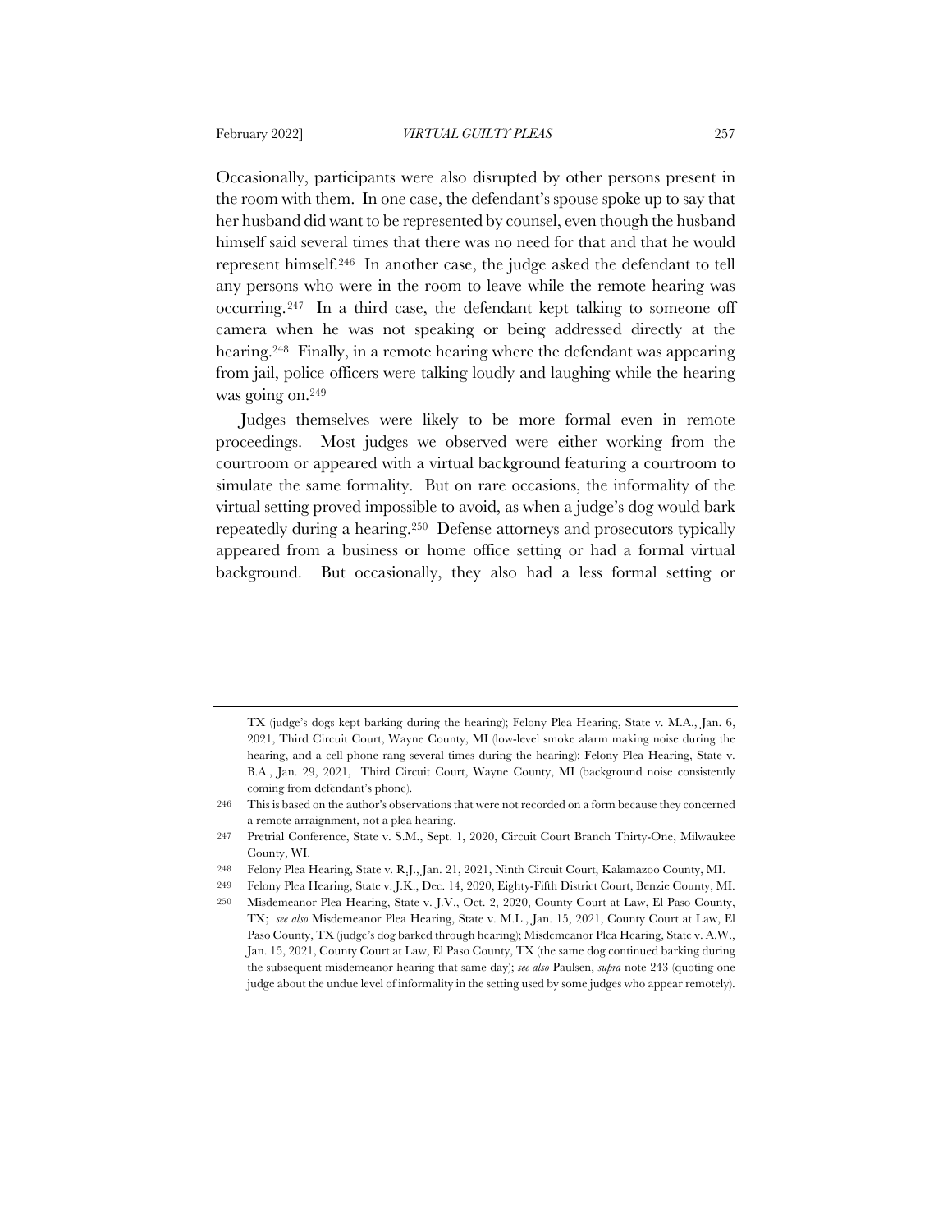Occasionally, participants were also disrupted by other persons present in the room with them. In one case, the defendant's spouse spoke up to say that her husband did want to be represented by counsel, even though the husband himself said several times that there was no need for that and that he would represent himself.[246] In another case, the judge asked the defendant to tell any persons who were in the room to leave while the remote hearing was occurring.[247] In a third case, the defendant kept talking to someone off camera when he was not speaking or being addressed directly at the hearing.[248] Finally, in a remote hearing where the defendant was appearing from jail, police officers were talking loudly and laughing while the hearing was going on.[249]

Judges themselves were likely to be more formal even in remote proceedings. Most judges we observed were either working from the courtroom or appeared with a virtual background featuring a courtroom to simulate the same formality. But on rare occasions, the informality of the virtual setting proved impossible to avoid, as when a judge's dog would bark repeatedly during a hearing.[250] Defense attorneys and prosecutors typically appeared from a business or home office setting or had a formal virtual background. But occasionally, they also had a less formal setting or

---

TX (judge's dogs kept barking during the hearing); Felony Plea Hearing, State v. M.A., Jan. 6, 2021, Third Circuit Court, Wayne County, MI (low-level smoke alarm making noise during the hearing, and a cell phone rang several times during the hearing); Felony Plea Hearing, State v. B.A., Jan. 29, 2021, Third Circuit Court, Wayne County, MI (background noise consistently coming from defendant's phone).

246 This is based on the author's observations that were not recorded on a form because they concerned a remote arraignment, not a plea hearing.

247 Pretrial Conference, State v. S.M., Sept. 1, 2020, Circuit Court Branch Thirty-One, Milwaukee County, WI.

248 Felony Plea Hearing, State v. R.J., Jan. 21, 2021, Ninth Circuit Court, Kalamazoo County, MI.

249 Felony Plea Hearing, State v. J.K., Dec. 14, 2020, Eighty-Fifth District Court, Benzie County, MI.

250 Misdemeanor Plea Hearing, State v. J.V., Oct. 2, 2020, County Court at Law, El Paso County, TX; *see also* Misdemeanor Plea Hearing, State v. M.L., Jan. 15, 2021, County Court at Law, El Paso County, TX (judge's dog barked through hearing); Misdemeanor Plea Hearing, State v. A.W., Jan. 15, 2021, County Court at Law, El Paso County, TX (the same dog continued barking during the subsequent misdemeanor hearing that same day); *see also* Paulsen, *supra* note 243 (quoting one judge about the undue level of informality in the setting used by some judges who appear remotely).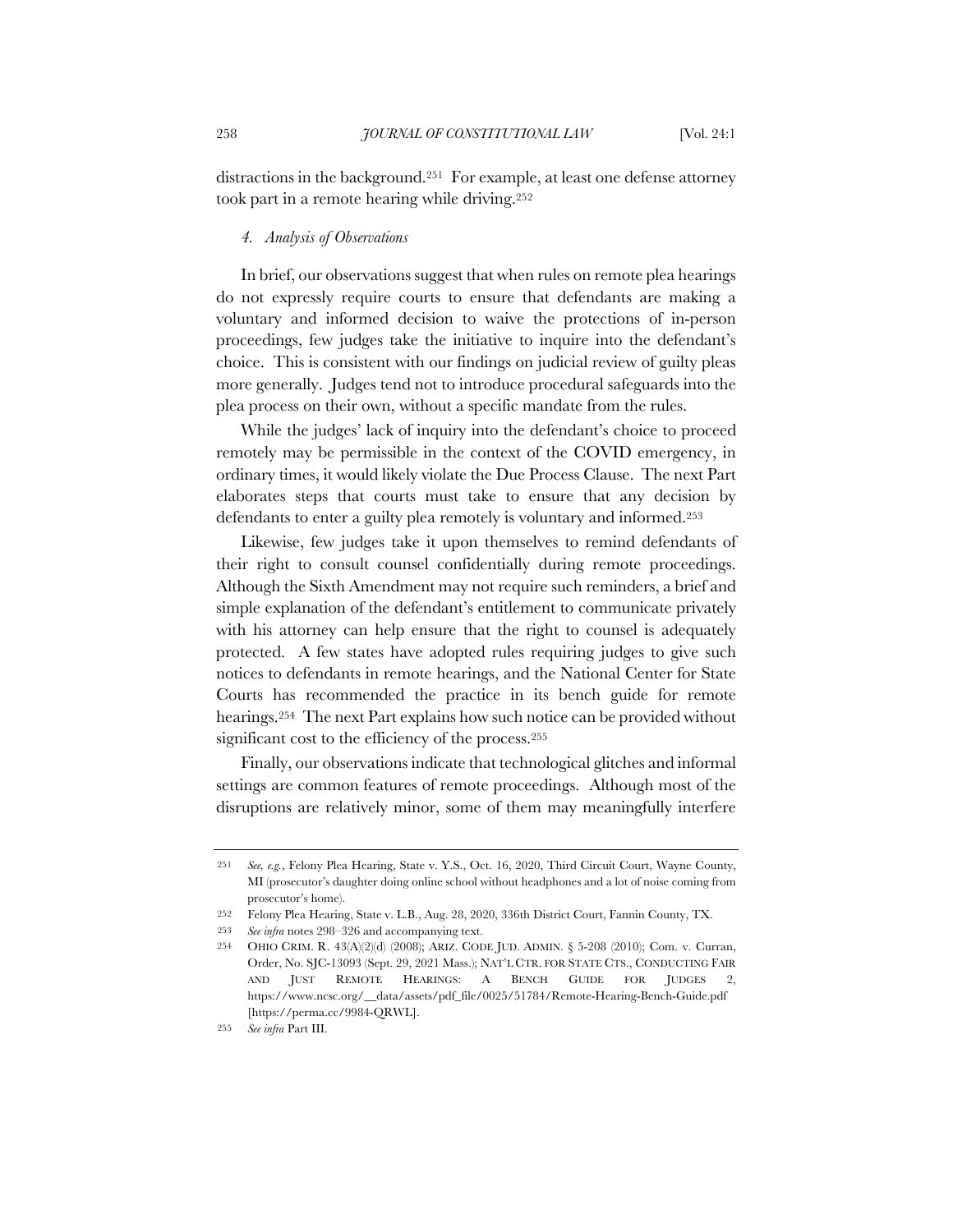distractions in the background.[251] For example, at least one defense attorney took part in a remote hearing while driving.[252]

#### *4. Analysis of Observations*

In brief, our observations suggest that when rules on remote plea hearings do not expressly require courts to ensure that defendants are making a voluntary and informed decision to waive the protections of in-person proceedings, few judges take the initiative to inquire into the defendant's choice. This is consistent with our findings on judicial review of guilty pleas more generally. Judges tend not to introduce procedural safeguards into the plea process on their own, without a specific mandate from the rules.

While the judges' lack of inquiry into the defendant's choice to proceed remotely may be permissible in the context of the COVID emergency, in ordinary times, it would likely violate the Due Process Clause. The next Part elaborates steps that courts must take to ensure that any decision by defendants to enter a guilty plea remotely is voluntary and informed.[253]

Likewise, few judges take it upon themselves to remind defendants of their right to consult counsel confidentially during remote proceedings. Although the Sixth Amendment may not require such reminders, a brief and simple explanation of the defendant's entitlement to communicate privately with his attorney can help ensure that the right to counsel is adequately protected. A few states have adopted rules requiring judges to give such notices to defendants in remote hearings, and the National Center for State Courts has recommended the practice in its bench guide for remote hearings.[254] The next Part explains how such notice can be provided without significant cost to the efficiency of the process.[255]

Finally, our observations indicate that technological glitches and informal settings are common features of remote proceedings. Although most of the disruptions are relatively minor, some of them may meaningfully interfere

---

251 *See, e.g.*, Felony Plea Hearing, State v. Y.S., Oct. 16, 2020, Third Circuit Court, Wayne County, MI (prosecutor's daughter doing online school without headphones and a lot of noise coming from prosecutor's home).

252 Felony Plea Hearing, State v. L.B., Aug. 28, 2020, 336th District Court, Fannin County, TX.

253 *See infra* notes 298–326 and accompanying text.

254 OHIO CRIM. R. 43(A)(2)(d) (2008); ARIZ. CODE JUD. ADMIN. § 5-208 (2010); Com. v. Curran, Order, No. SJC-13093 (Sept. 29, 2021 Mass.); NAT'L CTR. FOR STATE CTS., CONDUCTING FAIR AND JUST REMOTE HEARINGS: A BENCH GUIDE FOR JUDGES 2, https://www.ncsc.org/__data/assets/pdf_file/0025/51784/Remote-Hearing-Bench-Guide.pdf [https://perma.cc/9984-QRWL].

255 *See infra* Part III.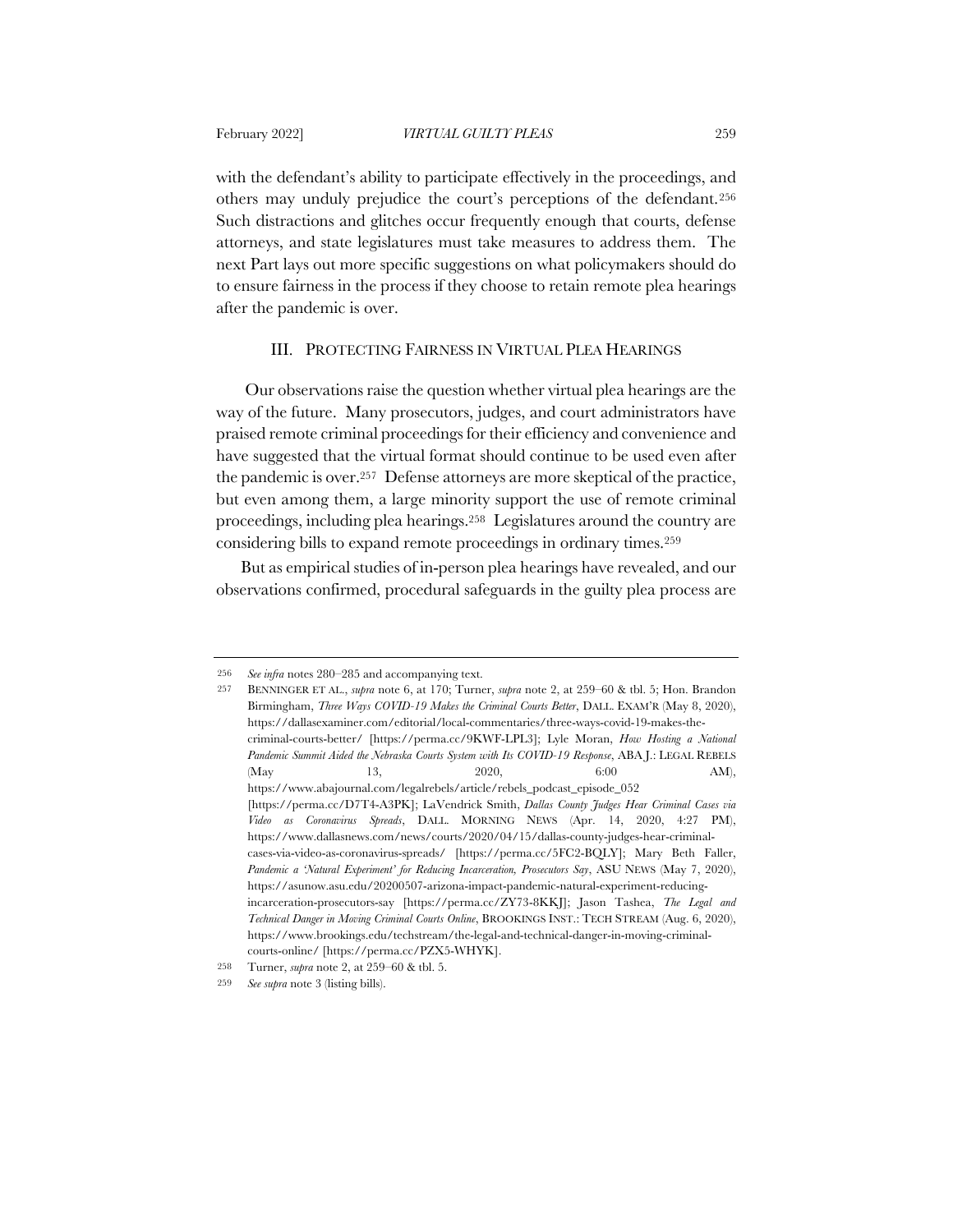with the defendant's ability to participate effectively in the proceedings, and others may unduly prejudice the court's perceptions of the defendant.[256] Such distractions and glitches occur frequently enough that courts, defense attorneys, and state legislatures must take measures to address them. The next Part lays out more specific suggestions on what policymakers should do to ensure fairness in the process if they choose to retain remote plea hearings after the pandemic is over.

## III. PROTECTING FAIRNESS IN VIRTUAL PLEA HEARINGS

Our observations raise the question whether virtual plea hearings are the way of the future. Many prosecutors, judges, and court administrators have praised remote criminal proceedings for their efficiency and convenience and have suggested that the virtual format should continue to be used even after the pandemic is over.[257] Defense attorneys are more skeptical of the practice, but even among them, a large minority support the use of remote criminal proceedings, including plea hearings.[258] Legislatures around the country are considering bills to expand remote proceedings in ordinary times.[259]

But as empirical studies of in-person plea hearings have revealed, and our observations confirmed, procedural safeguards in the guilty plea process are

---

256 *See infra* notes 280–285 and accompanying text.

257 BENNINGER ET AL., *supra* note 6, at 170; Turner, *supra* note 2, at 259–60 & tbl. 5; Hon. Brandon Birmingham, *Three Ways COVID-19 Makes the Criminal Courts Better*, DALL. EXAM'R (May 8, 2020), https://dallasexaminer.com/editorial/local-commentaries/three-ways-covid-19-makes-the-criminal-courts-better/ [https://perma.cc/9KWF-LPL3]; Lyle Moran, *How Hosting a National Pandemic Summit Aided the Nebraska Courts System with Its COVID-19 Response*, ABA J.: LEGAL REBELS (May 13, 2020, 6:00 AM), https://www.abajournal.com/legalrebels/article/rebels_podcast_episode_052 [https://perma.cc/D7T4-A3PK]; LaVendrick Smith, *Dallas County Judges Hear Criminal Cases via Video as Coronavirus Spreads*, DALL. MORNING NEWS (Apr. 14, 2020, 4:27 PM), https://www.dallasnews.com/news/courts/2020/04/15/dallas-county-judges-hear-criminal-cases-via-video-as-coronavirus-spreads/ [https://perma.cc/5FC2-BQLY]; Mary Beth Faller, *Pandemic a 'Natural Experiment' for Reducing Incarceration, Prosecutors Say*, ASU NEWS (May 7, 2020), https://asunow.asu.edu/20200507-arizona-impact-pandemic-natural-experiment-reducing-incarceration-prosecutors-say [https://perma.cc/ZY73-8KKJ]; Jason Tashea, *The Legal and Technical Danger in Moving Criminal Courts Online*, BROOKINGS INST.: TECH STREAM (Aug. 6, 2020), https://www.brookings.edu/techstream/the-legal-and-technical-danger-in-moving-criminal-courts-online/ [https://perma.cc/PZX5-WHYK].

258 Turner, *supra* note 2, at 259–60 & tbl. 5.

259 *See supra* note 3 (listing bills).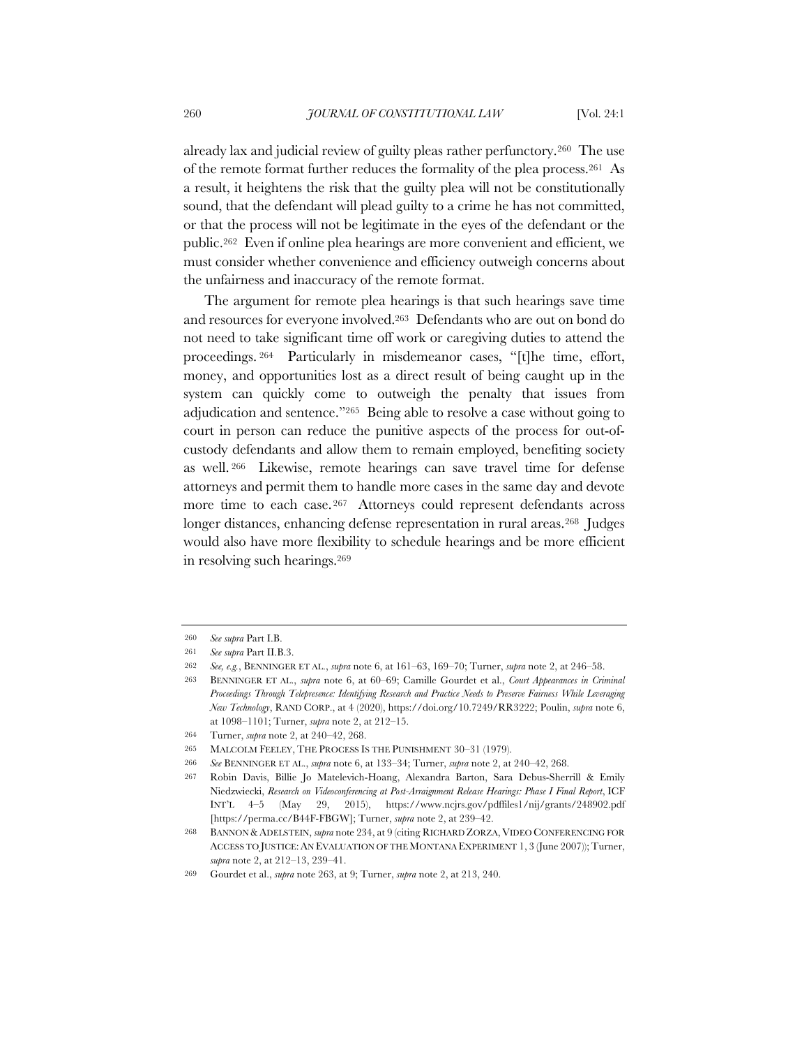already lax and judicial review of guilty pleas rather perfunctory.[260] The use of the remote format further reduces the formality of the plea process.[261] As a result, it heightens the risk that the guilty plea will not be constitutionally sound, that the defendant will plead guilty to a crime he has not committed, or that the process will not be legitimate in the eyes of the defendant or the public.[262] Even if online plea hearings are more convenient and efficient, we must consider whether convenience and efficiency outweigh concerns about the unfairness and inaccuracy of the remote format.

The argument for remote plea hearings is that such hearings save time and resources for everyone involved.[263] Defendants who are out on bond do not need to take significant time off work or caregiving duties to attend the proceedings.[264] Particularly in misdemeanor cases, "[t]he time, effort, money, and opportunities lost as a direct result of being caught up in the system can quickly come to outweigh the penalty that issues from adjudication and sentence."[265] Being able to resolve a case without going to court in person can reduce the punitive aspects of the process for out-of-custody defendants and allow them to remain employed, benefiting society as well.[266] Likewise, remote hearings can save travel time for defense attorneys and permit them to handle more cases in the same day and devote more time to each case.[267] Attorneys could represent defendants across longer distances, enhancing defense representation in rural areas.[268] Judges would also have more flexibility to schedule hearings and be more efficient in resolving such hearings.[269]

---

260 *See supra* Part I.B.

261 *See supra* Part II.B.3.

262 *See, e.g.*, BENNINGER ET AL., *supra* note 6, at 161–63, 169–70; Turner, *supra* note 2, at 246–58.

263 BENNINGER ET AL., *supra* note 6, at 60–69; Camille Gourdet et al., *Court Appearances in Criminal Proceedings Through Telepresence: Identifying Research and Practice Needs to Preserve Fairness While Leveraging New Technology*, RAND CORP., at 4 (2020), https://doi.org/10.7249/RR3222; Poulin, *supra* note 6, at 1098–1101; Turner, *supra* note 2, at 212–15.

264 Turner, *supra* note 2, at 240–42, 268.

265 MALCOLM FEELEY, THE PROCESS IS THE PUNISHMENT 30–31 (1979).

266 *See* BENNINGER ET AL., *supra* note 6, at 133–34; Turner, *supra* note 2, at 240–42, 268.

267 Robin Davis, Billie Jo Matelevich-Hoang, Alexandra Barton, Sara Debus-Sherrill & Emily Niedzwiecki, *Research on Videoconferencing at Post-Arraignment Release Hearings: Phase I Final Report*, ICF INT'L 4–5 (May 29, 2015), https://www.ncjrs.gov/pdffiles1/nij/grants/248902.pdf [https://perma.cc/B44F-FBGW]; Turner, *supra* note 2, at 239–42.

268 BANNON & ADELSTEIN, *supra* note 234, at 9 (citing RICHARD ZORZA, VIDEO CONFERENCING FOR ACCESS TO JUSTICE: AN EVALUATION OF THE MONTANA EXPERIMENT 1, 3 (June 2007)); Turner, *supra* note 2, at 212–13, 239–41.

269 Gourdet et al., *supra* note 263, at 9; Turner, *supra* note 2, at 213, 240.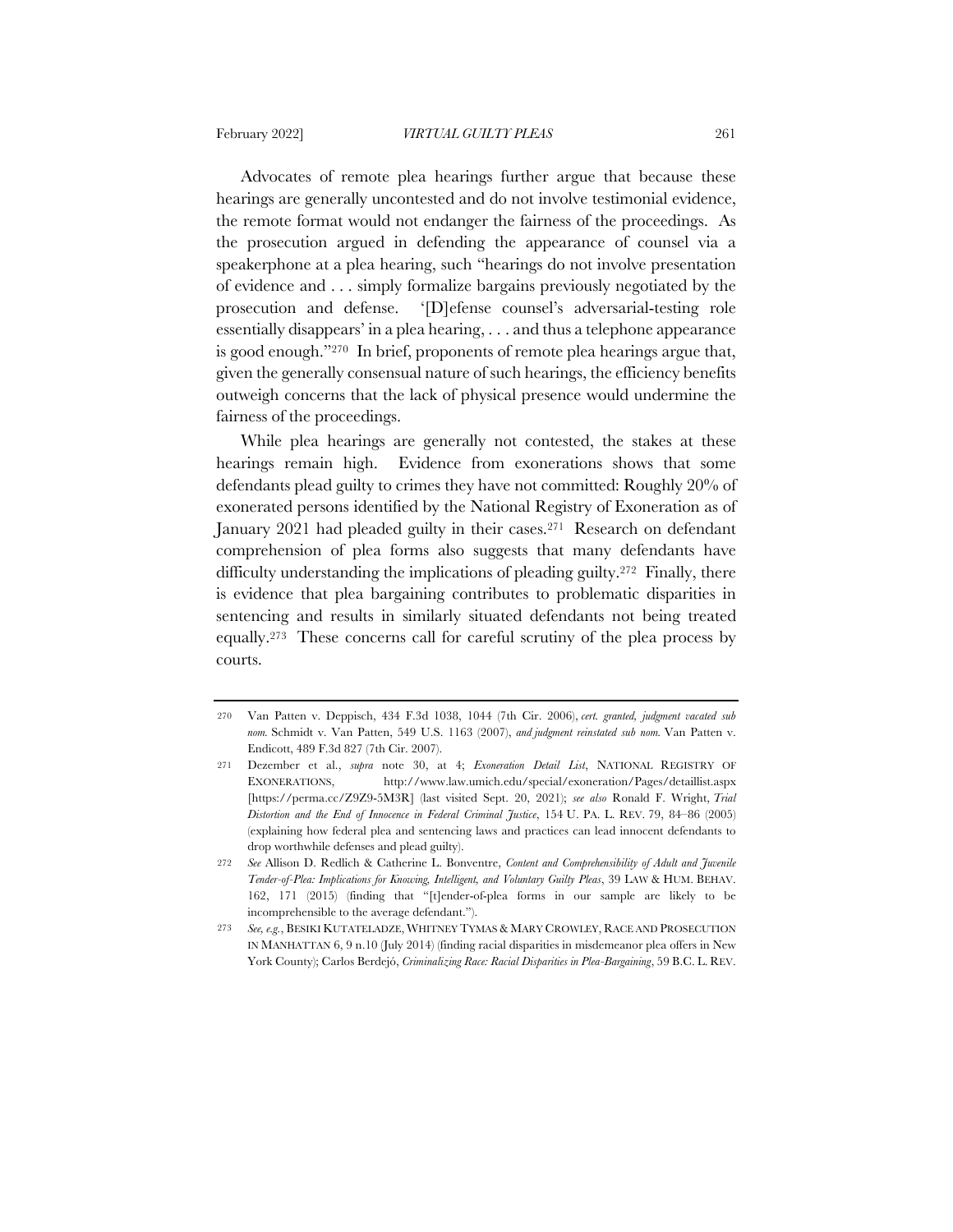Advocates of remote plea hearings further argue that because these hearings are generally uncontested and do not involve testimonial evidence, the remote format would not endanger the fairness of the proceedings. As the prosecution argued in defending the appearance of counsel via a speakerphone at a plea hearing, such "hearings do not involve presentation of evidence and . . . simply formalize bargains previously negotiated by the prosecution and defense. '[D]efense counsel's adversarial-testing role essentially disappears' in a plea hearing, . . . and thus a telephone appearance is good enough."[270] In brief, proponents of remote plea hearings argue that, given the generally consensual nature of such hearings, the efficiency benefits outweigh concerns that the lack of physical presence would undermine the fairness of the proceedings.

While plea hearings are generally not contested, the stakes at these hearings remain high. Evidence from exonerations shows that some defendants plead guilty to crimes they have not committed: Roughly 20% of exonerated persons identified by the National Registry of Exoneration as of January 2021 had pleaded guilty in their cases.[271] Research on defendant comprehension of plea forms also suggests that many defendants have difficulty understanding the implications of pleading guilty.[272] Finally, there is evidence that plea bargaining contributes to problematic disparities in sentencing and results in similarly situated defendants not being treated equally.[273] These concerns call for careful scrutiny of the plea process by courts.

---

270 Van Patten v. Deppisch, 434 F.3d 1038, 1044 (7th Cir. 2006), *cert. granted, judgment vacated sub nom.* Schmidt v. Van Patten, 549 U.S. 1163 (2007), *and judgment reinstated sub nom.* Van Patten v. Endicott, 489 F.3d 827 (7th Cir. 2007).

271 Dezember et al., *supra* note 30, at 4; *Exoneration Detail List*, NATIONAL REGISTRY OF EXONERATIONS, http://www.law.umich.edu/special/exoneration/Pages/detaillist.aspx [https://perma.cc/Z9Z9-5M3R] (last visited Sept. 20, 2021); *see also* Ronald F. Wright, *Trial Distortion and the End of Innocence in Federal Criminal Justice*, 154 U. PA. L. REV. 79, 84–86 (2005) (explaining how federal plea and sentencing laws and practices can lead innocent defendants to drop worthwhile defenses and plead guilty).

272 *See* Allison D. Redlich & Catherine L. Bonventre, *Content and Comprehensibility of Adult and Juvenile Tender-of-Plea: Implications for Knowing, Intelligent, and Voluntary Guilty Pleas*, 39 LAW & HUM. BEHAV. 162, 171 (2015) (finding that "[t]ender-of-plea forms in our sample are likely to be incomprehensible to the average defendant.").

273 *See, e.g.*, BESIKI KUTATELADZE, WHITNEY TYMAS & MARY CROWLEY, RACE AND PROSECUTION IN MANHATTAN 6, 9 n.10 (July 2014) (finding racial disparities in misdemeanor plea offers in New York County); Carlos Berdejó, *Criminalizing Race: Racial Disparities in Plea-Bargaining*, 59 B.C. L. REV.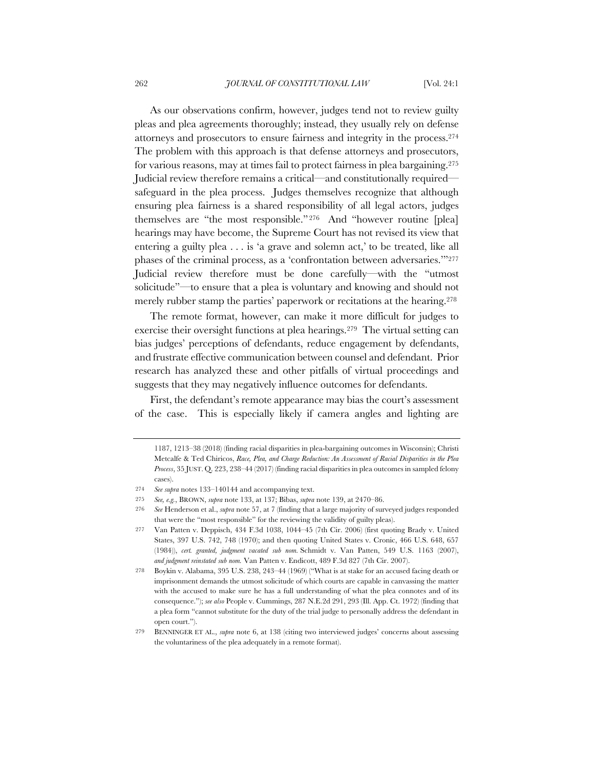As our observations confirm, however, judges tend not to review guilty pleas and plea agreements thoroughly; instead, they usually rely on defense attorneys and prosecutors to ensure fairness and integrity in the process.[274] The problem with this approach is that defense attorneys and prosecutors, for various reasons, may at times fail to protect fairness in plea bargaining.[275] Judicial review therefore remains a critical—and constitutionally required—safeguard in the plea process. Judges themselves recognize that although ensuring plea fairness is a shared responsibility of all legal actors, judges themselves are "the most responsible."[276] And "however routine [plea] hearings may have become, the Supreme Court has not revised its view that entering a guilty plea . . . is 'a grave and solemn act,' to be treated, like all phases of the criminal process, as a 'confrontation between adversaries.'"[277] Judicial review therefore must be done carefully—with the "utmost solicitude"—to ensure that a plea is voluntary and knowing and should not merely rubber stamp the parties' paperwork or recitations at the hearing.[278]

The remote format, however, can make it more difficult for judges to exercise their oversight functions at plea hearings.[279] The virtual setting can bias judges' perceptions of defendants, reduce engagement by defendants, and frustrate effective communication between counsel and defendant. Prior research has analyzed these and other pitfalls of virtual proceedings and suggests that they may negatively influence outcomes for defendants.

First, the defendant's remote appearance may bias the court's assessment of the case. This is especially likely if camera angles and lighting are

---

1187, 1213–38 (2018) (finding racial disparities in plea-bargaining outcomes in Wisconsin); Christi Metcalfe & Ted Chiricos, *Race, Plea, and Charge Reduction: An Assessment of Racial Disparities in the Plea Process*, 35 JUST. Q. 223, 238–44 (2017) (finding racial disparities in plea outcomes in sampled felony cases).

274 *See supra* notes 133–140144 and accompanying text.

275 *See, e.g.*, BROWN, *supra* note 133, at 137; Bibas, *supra* note 139, at 2470–86.

276 *See* Henderson et al., *supra* note 57, at 7 (finding that a large majority of surveyed judges responded that were the "most responsible" for the reviewing the validity of guilty pleas).

277 Van Patten v. Deppisch, 434 F.3d 1038, 1044–45 (7th Cir. 2006) (first quoting Brady v. United States, 397 U.S. 742, 748 (1970); and then quoting United States v. Cronic, 466 U.S. 648, 657 (1984)), *cert. granted, judgment vacated sub nom.* Schmidt v. Van Patten, 549 U.S. 1163 (2007), *and judgment reinstated sub nom.* Van Patten v. Endicott, 489 F.3d 827 (7th Cir. 2007).

278 Boykin v. Alabama, 395 U.S. 238, 243–44 (1969) ("What is at stake for an accused facing death or imprisonment demands the utmost solicitude of which courts are capable in canvassing the matter with the accused to make sure he has a full understanding of what the plea connotes and of its consequence."); *see also* People v. Cummings, 287 N.E.2d 291, 293 (Ill. App. Ct. 1972) (finding that a plea form "cannot substitute for the duty of the trial judge to personally address the defendant in open court.").

279 BENNINGER ET AL., *supra* note 6, at 138 (citing two interviewed judges' concerns about assessing the voluntariness of the plea adequately in a remote format).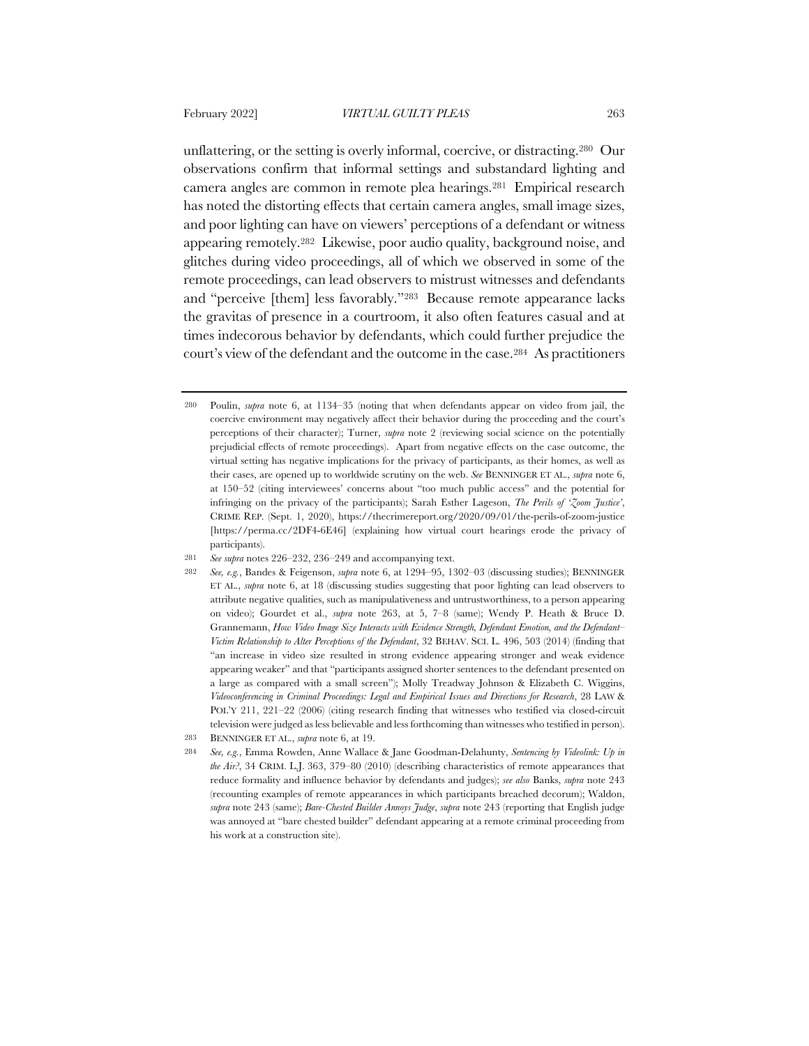unflattering, or the setting is overly informal, coercive, or distracting.[280] Our observations confirm that informal settings and substandard lighting and camera angles are common in remote plea hearings.[281] Empirical research has noted the distorting effects that certain camera angles, small image sizes, and poor lighting can have on viewers' perceptions of a defendant or witness appearing remotely.[282] Likewise, poor audio quality, background noise, and glitches during video proceedings, all of which we observed in some of the remote proceedings, can lead observers to mistrust witnesses and defendants and "perceive [them] less favorably."[283] Because remote appearance lacks the gravitas of presence in a courtroom, it also often features casual and at times indecorous behavior by defendants, which could further prejudice the court's view of the defendant and the outcome in the case.[284] As practitioners

---

280 Poulin, *supra* note 6, at 1134–35 (noting that when defendants appear on video from jail, the coercive environment may negatively affect their behavior during the proceeding and the court's perceptions of their character); Turner, *supra* note 2 (reviewing social science on the potentially prejudicial effects of remote proceedings). Apart from negative effects on the case outcome, the virtual setting has negative implications for the privacy of participants, as their homes, as well as their cases, are opened up to worldwide scrutiny on the web. *See* BENNINGER ET AL., *supra* note 6, at 150–52 (citing interviewees' concerns about "too much public access" and the potential for infringing on the privacy of the participants); Sarah Esther Lageson, *The Perils of 'Zoom Justice'*, CRIME REP. (Sept. 1, 2020), https://thecrimereport.org/2020/09/01/the-perils-of-zoom-justice [https://perma.cc/2DF4-6E46] (explaining how virtual court hearings erode the privacy of participants).

281 *See supra* notes 226–232, 236–249 and accompanying text.

282 *See, e.g.*, Bandes & Feigenson, *supra* note 6, at 1294–95, 1302–03 (discussing studies); BENNINGER ET AL., *supra* note 6, at 18 (discussing studies suggesting that poor lighting can lead observers to attribute negative qualities, such as manipulativeness and untrustworthiness, to a person appearing on video); Gourdet et al., *supra* note 263, at 5, 7–8 (same); Wendy P. Heath & Bruce D. Grannemann, *How Video Image Size Interacts with Evidence Strength, Defendant Emotion, and the Defendant–Victim Relationship to Alter Perceptions of the Defendant*, 32 BEHAV. SCI. L. 496, 503 (2014) (finding that "an increase in video size resulted in strong evidence appearing stronger and weak evidence appearing weaker" and that "participants assigned shorter sentences to the defendant presented on a large as compared with a small screen"); Molly Treadway Johnson & Elizabeth C. Wiggins, *Videoconferencing in Criminal Proceedings: Legal and Empirical Issues and Directions for Research*, 28 LAW & POL'Y 211, 221–22 (2006) (citing research finding that witnesses who testified via closed-circuit television were judged as less believable and less forthcoming than witnesses who testified in person).

283 BENNINGER ET AL., *supra* note 6, at 19.

284 *See, e.g.*, Emma Rowden, Anne Wallace & Jane Goodman-Delahunty, *Sentencing by Videolink: Up in the Air?*, 34 CRIM. L.J. 363, 379–80 (2010) (describing characteristics of remote appearances that reduce formality and influence behavior by defendants and judges); *see also* Banks, *supra* note 243 (recounting examples of remote appearances in which participants breached decorum); Waldon, *supra* note 243 (same); *Bare-Chested Builder Annoys Judge*, *supra* note 243 (reporting that English judge was annoyed at "bare chested builder" defendant appearing at a remote criminal proceeding from his work at a construction site).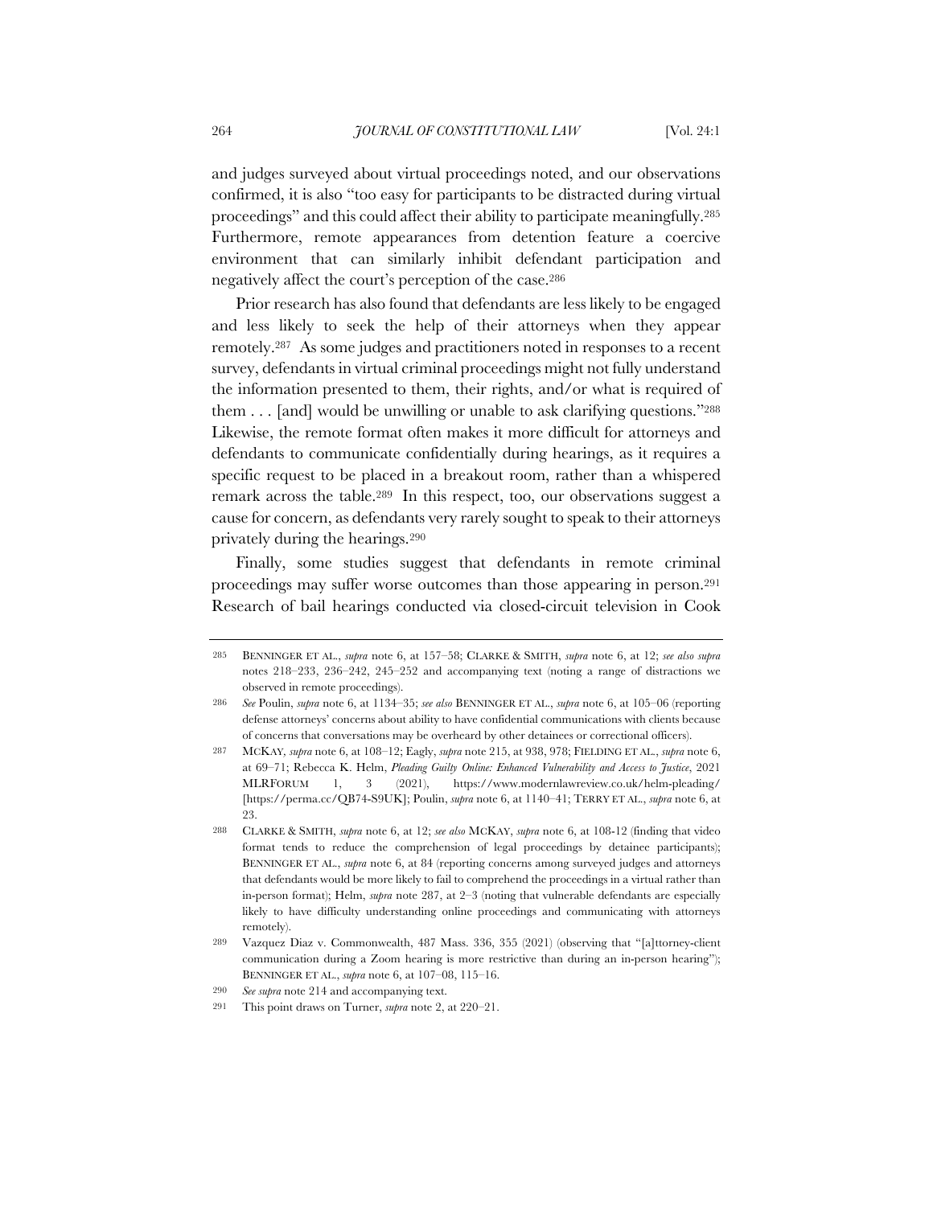and judges surveyed about virtual proceedings noted, and our observations confirmed, it is also "too easy for participants to be distracted during virtual proceedings" and this could affect their ability to participate meaningfully.[285] Furthermore, remote appearances from detention feature a coercive environment that can similarly inhibit defendant participation and negatively affect the court's perception of the case.[286]

Prior research has also found that defendants are less likely to be engaged and less likely to seek the help of their attorneys when they appear remotely.[287] As some judges and practitioners noted in responses to a recent survey, defendants in virtual criminal proceedings might not fully understand the information presented to them, their rights, and/or what is required of them . . . [and] would be unwilling or unable to ask clarifying questions."[288] Likewise, the remote format often makes it more difficult for attorneys and defendants to communicate confidentially during hearings, as it requires a specific request to be placed in a breakout room, rather than a whispered remark across the table.[289] In this respect, too, our observations suggest a cause for concern, as defendants very rarely sought to speak to their attorneys privately during the hearings.[290]

Finally, some studies suggest that defendants in remote criminal proceedings may suffer worse outcomes than those appearing in person.[291] Research of bail hearings conducted via closed-circuit television in Cook

---

285 BENNINGER ET AL., *supra* note 6, at 157–58; CLARKE & SMITH, *supra* note 6, at 12; *see also supra* notes 218–233, 236–242, 245–252 and accompanying text (noting a range of distractions we observed in remote proceedings).

286 *See* Poulin, *supra* note 6, at 1134–35; *see also* BENNINGER ET AL., *supra* note 6, at 105–06 (reporting defense attorneys' concerns about ability to have confidential communications with clients because of concerns that conversations may be overheard by other detainees or correctional officers).

287 MCKAY, *supra* note 6, at 108–12; Eagly, *supra* note 215, at 938, 978; FIELDING ET AL., *supra* note 6, at 69–71; Rebecca K. Helm, *Pleading Guilty Online: Enhanced Vulnerability and Access to Justice*, 2021 MLRFORUM 1, 3 (2021), https://www.modernlawreview.co.uk/helm-pleading/ [https://perma.cc/QB74-S9UK]; Poulin, *supra* note 6, at 1140–41; TERRY ET AL., *supra* note 6, at 23.

288 CLARKE & SMITH, *supra* note 6, at 12; *see also* MCKAY, *supra* note 6, at 108-12 (finding that video format tends to reduce the comprehension of legal proceedings by detainee participants); BENNINGER ET AL., *supra* note 6, at 84 (reporting concerns among surveyed judges and attorneys that defendants would be more likely to fail to comprehend the proceedings in a virtual rather than in-person format); Helm, *supra* note 287, at 2–3 (noting that vulnerable defendants are especially likely to have difficulty understanding online proceedings and communicating with attorneys remotely).

289 Vazquez Diaz v. Commonwealth, 487 Mass. 336, 355 (2021) (observing that "[a]ttorney-client communication during a Zoom hearing is more restrictive than during an in-person hearing"); BENNINGER ET AL., *supra* note 6, at 107–08, 115–16.

290 *See supra* note 214 and accompanying text.

291 This point draws on Turner, *supra* note 2, at 220–21.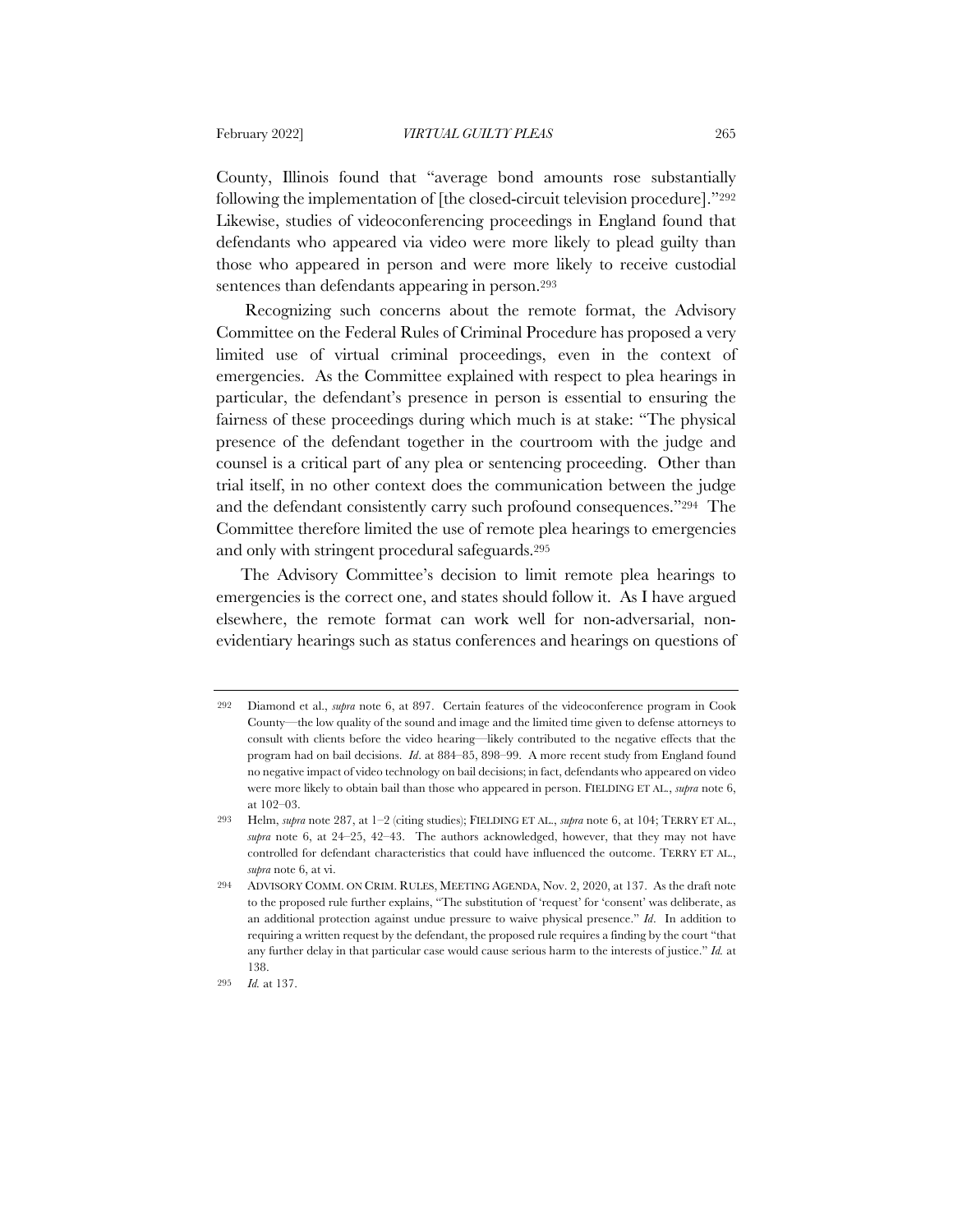County, Illinois found that "average bond amounts rose substantially following the implementation of [the closed-circuit television procedure]."[292] Likewise, studies of videoconferencing proceedings in England found that defendants who appeared via video were more likely to plead guilty than those who appeared in person and were more likely to receive custodial sentences than defendants appearing in person.[293]

Recognizing such concerns about the remote format, the Advisory Committee on the Federal Rules of Criminal Procedure has proposed a very limited use of virtual criminal proceedings, even in the context of emergencies. As the Committee explained with respect to plea hearings in particular, the defendant's presence in person is essential to ensuring the fairness of these proceedings during which much is at stake: "The physical presence of the defendant together in the courtroom with the judge and counsel is a critical part of any plea or sentencing proceeding. Other than trial itself, in no other context does the communication between the judge and the defendant consistently carry such profound consequences."[294] The Committee therefore limited the use of remote plea hearings to emergencies and only with stringent procedural safeguards.[295]

The Advisory Committee's decision to limit remote plea hearings to emergencies is the correct one, and states should follow it. As I have argued elsewhere, the remote format can work well for non-adversarial, non-evidentiary hearings such as status conferences and hearings on questions of

---

292 Diamond et al., *supra* note 6, at 897. Certain features of the videoconference program in Cook County—the low quality of the sound and image and the limited time given to defense attorneys to consult with clients before the video hearing—likely contributed to the negative effects that the program had on bail decisions. *Id*. at 884–85, 898–99. A more recent study from England found no negative impact of video technology on bail decisions; in fact, defendants who appeared on video were more likely to obtain bail than those who appeared in person. FIELDING ET AL., *supra* note 6, at 102–03.

293 Helm, *supra* note 287, at 1–2 (citing studies); FIELDING ET AL., *supra* note 6, at 104; TERRY ET AL., *supra* note 6, at 24–25, 42–43. The authors acknowledged, however, that they may not have controlled for defendant characteristics that could have influenced the outcome. TERRY ET AL., *supra* note 6, at vi.

294 ADVISORY COMM. ON CRIM. RULES, MEETING AGENDA, Nov. 2, 2020, at 137. As the draft note to the proposed rule further explains, "The substitution of 'request' for 'consent' was deliberate, as an additional protection against undue pressure to waive physical presence." *Id*. In addition to requiring a written request by the defendant, the proposed rule requires a finding by the court "that any further delay in that particular case would cause serious harm to the interests of justice." *Id.* at 138.

295 *Id.* at 137.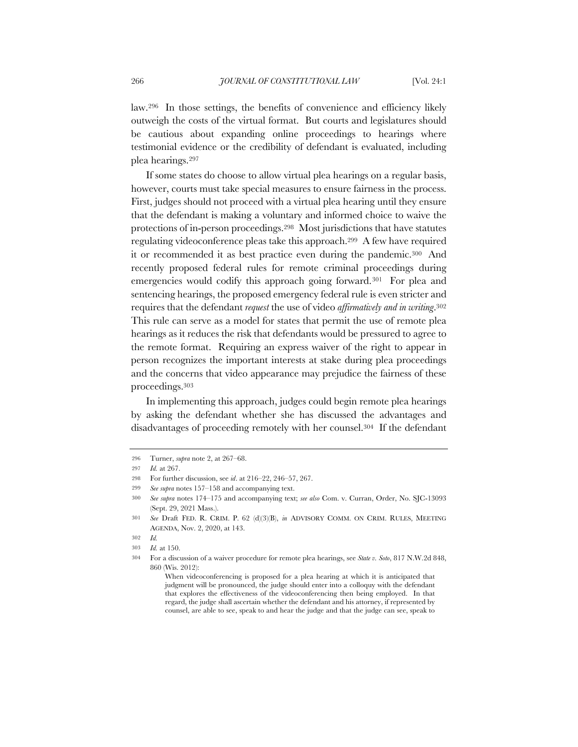law.[296] In those settings, the benefits of convenience and efficiency likely outweigh the costs of the virtual format. But courts and legislatures should be cautious about expanding online proceedings to hearings where testimonial evidence or the credibility of defendant is evaluated, including plea hearings.[297]

If some states do choose to allow virtual plea hearings on a regular basis, however, courts must take special measures to ensure fairness in the process. First, judges should not proceed with a virtual plea hearing until they ensure that the defendant is making a voluntary and informed choice to waive the protections of in-person proceedings.[298] Most jurisdictions that have statutes regulating videoconference pleas take this approach.[299] A few have required it or recommended it as best practice even during the pandemic.[300] And recently proposed federal rules for remote criminal proceedings during emergencies would codify this approach going forward.[301] For plea and sentencing hearings, the proposed emergency federal rule is even stricter and requires that the defendant *request* the use of video *affirmatively and in writing*.[302] This rule can serve as a model for states that permit the use of remote plea hearings as it reduces the risk that defendants would be pressured to agree to the remote format. Requiring an express waiver of the right to appear in person recognizes the important interests at stake during plea proceedings and the concerns that video appearance may prejudice the fairness of these proceedings.[303]

In implementing this approach, judges could begin remote plea hearings by asking the defendant whether she has discussed the advantages and disadvantages of proceeding remotely with her counsel.[304] If the defendant

---

296 Turner, *supra* note 2, at 267–68.

297 *Id.* at 267.

298 For further discussion, see *id*. at 216–22, 246–57, 267.

299 *See supra* notes 157–158 and accompanying text.

300 *See supra* notes 174–175 and accompanying text; *see also* Com. v. Curran, Order, No. SJC-13093 (Sept. 29, 2021 Mass.).

301 *See* Draft FED. R. CRIM. P. 62 (d)(3)(B), *in* ADVISORY COMM. ON CRIM. RULES, MEETING AGENDA, Nov. 2, 2020, at 143.

302 *Id.*

303 *Id.* at 150.

304 For a discussion of a waiver procedure for remote plea hearings, see *State v. Soto*, 817 N.W.2d 848, 860 (Wis. 2012):

> When videoconferencing is proposed for a plea hearing at which it is anticipated that judgment will be pronounced, the judge should enter into a colloquy with the defendant that explores the effectiveness of the videoconferencing then being employed. In that regard, the judge shall ascertain whether the defendant and his attorney, if represented by counsel, are able to see, speak to and hear the judge and that the judge can see, speak to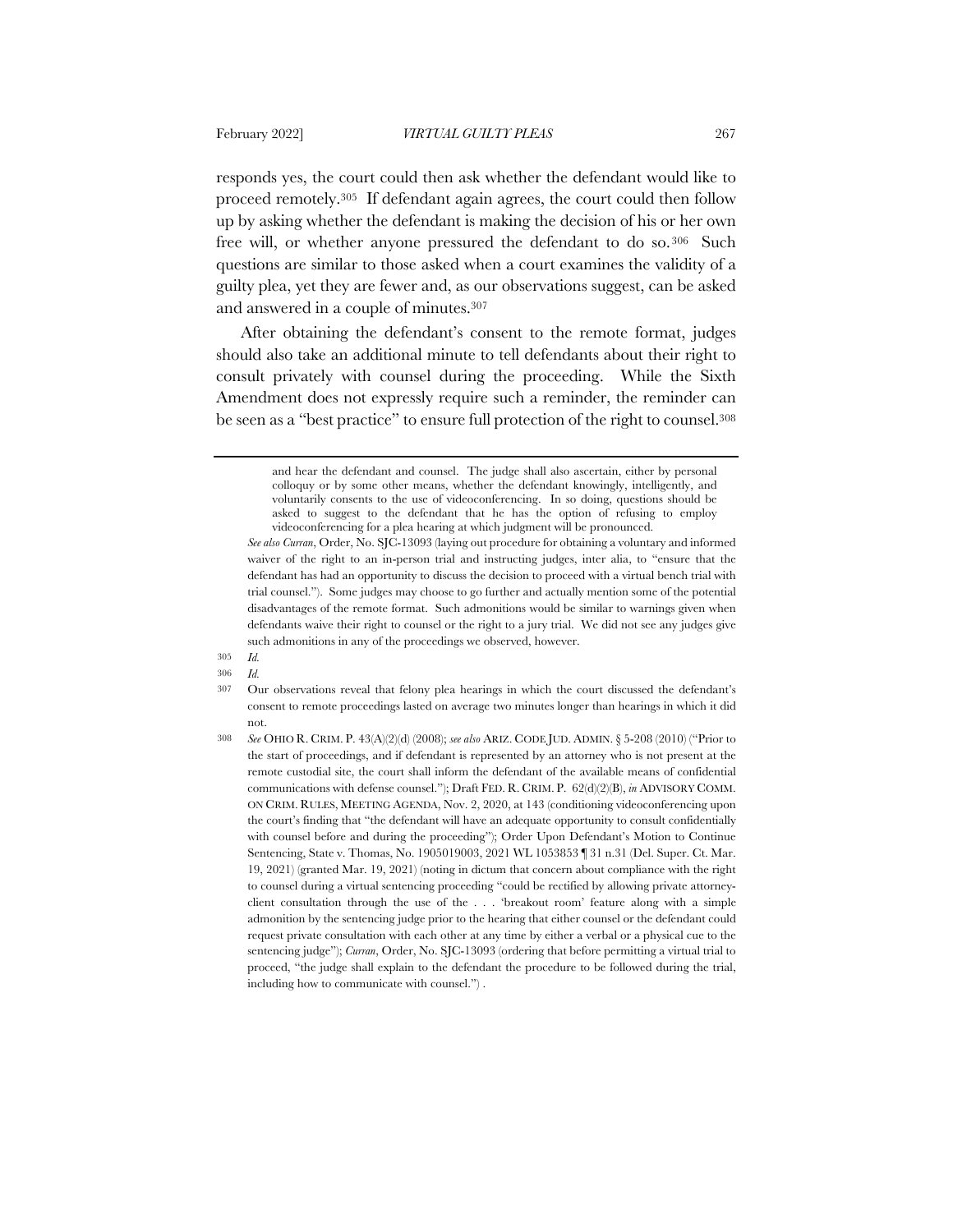responds yes, the court could then ask whether the defendant would like to proceed remotely.[305] If defendant again agrees, the court could then follow up by asking whether the defendant is making the decision of his or her own free will, or whether anyone pressured the defendant to do so.[306] Such questions are similar to those asked when a court examines the validity of a guilty plea, yet they are fewer and, as our observations suggest, can be asked and answered in a couple of minutes.[307]

After obtaining the defendant's consent to the remote format, judges should also take an additional minute to tell defendants about their right to consult privately with counsel during the proceeding. While the Sixth Amendment does not expressly require such a reminder, the reminder can be seen as a "best practice" to ensure full protection of the right to counsel.[308]

---

> and hear the defendant and counsel. The judge shall also ascertain, either by personal colloquy or by some other means, whether the defendant knowingly, intelligently, and voluntarily consents to the use of videoconferencing. In so doing, questions should be asked to suggest to the defendant that he has the option of refusing to employ videoconferencing for a plea hearing at which judgment will be pronounced.

*See also Curran*, Order, No. SJC-13093 (laying out procedure for obtaining a voluntary and informed waiver of the right to an in-person trial and instructing judges, inter alia, to "ensure that the defendant has had an opportunity to discuss the decision to proceed with a virtual bench trial with trial counsel."). Some judges may choose to go further and actually mention some of the potential disadvantages of the remote format. Such admonitions would be similar to warnings given when defendants waive their right to counsel or the right to a jury trial. We did not see any judges give such admonitions in any of the proceedings we observed, however.

305 *Id.*

306 *Id.*

307 Our observations reveal that felony plea hearings in which the court discussed the defendant's consent to remote proceedings lasted on average two minutes longer than hearings in which it did not.

308 *See* OHIO R. CRIM. P. 43(A)(2)(d) (2008); *see also* ARIZ. CODE JUD. ADMIN. § 5-208 (2010) ("Prior to the start of proceedings, and if defendant is represented by an attorney who is not present at the remote custodial site, the court shall inform the defendant of the available means of confidential communications with defense counsel."); Draft FED. R. CRIM. P. 62(d)(2)(B), *in* ADVISORY COMM. ON CRIM. RULES, MEETING AGENDA, Nov. 2, 2020, at 143 (conditioning videoconferencing upon the court's finding that "the defendant will have an adequate opportunity to consult confidentially with counsel before and during the proceeding"); Order Upon Defendant's Motion to Continue Sentencing, State v. Thomas, No. 1905019003, 2021 WL 1053853 ¶ 31 n.31 (Del. Super. Ct. Mar. 19, 2021) (granted Mar. 19, 2021) (noting in dictum that concern about compliance with the right to counsel during a virtual sentencing proceeding "could be rectified by allowing private attorney-client consultation through the use of the . . . 'breakout room' feature along with a simple admonition by the sentencing judge prior to the hearing that either counsel or the defendant could request private consultation with each other at any time by either a verbal or a physical cue to the sentencing judge"); *Curran*, Order, No. SJC-13093 (ordering that before permitting a virtual trial to proceed, "the judge shall explain to the defendant the procedure to be followed during the trial, including how to communicate with counsel.") .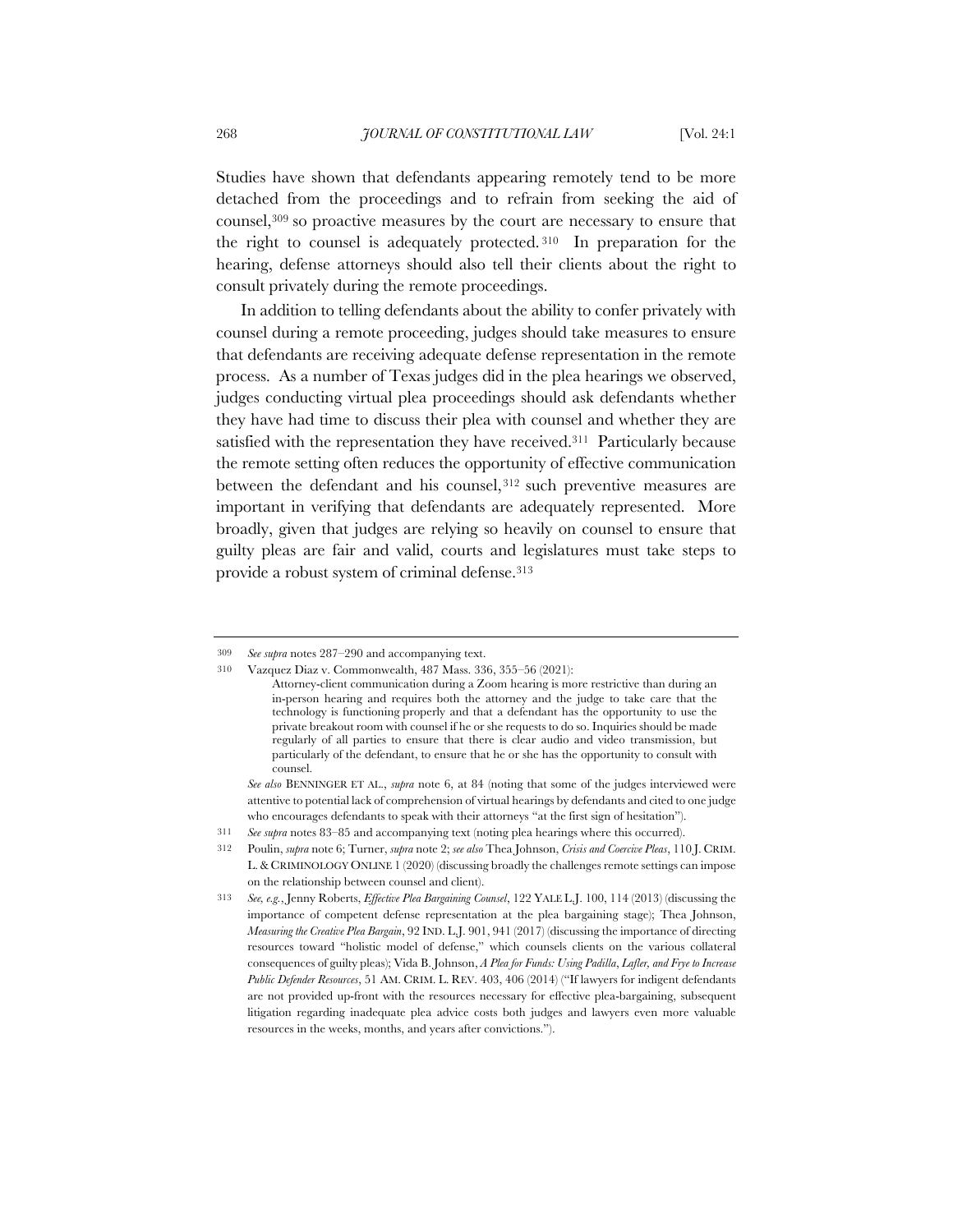Studies have shown that defendants appearing remotely tend to be more detached from the proceedings and to refrain from seeking the aid of counsel,[309] so proactive measures by the court are necessary to ensure that the right to counsel is adequately protected.[310] In preparation for the hearing, defense attorneys should also tell their clients about the right to consult privately during the remote proceedings.

In addition to telling defendants about the ability to confer privately with counsel during a remote proceeding, judges should take measures to ensure that defendants are receiving adequate defense representation in the remote process. As a number of Texas judges did in the plea hearings we observed, judges conducting virtual plea proceedings should ask defendants whether they have had time to discuss their plea with counsel and whether they are satisfied with the representation they have received.[311] Particularly because the remote setting often reduces the opportunity of effective communication between the defendant and his counsel,[312] such preventive measures are important in verifying that defendants are adequately represented. More broadly, given that judges are relying so heavily on counsel to ensure that guilty pleas are fair and valid, courts and legislatures must take steps to provide a robust system of criminal defense.[313]

---

309 *See supra* notes 287–290 and accompanying text.

310 Vazquez Diaz v. Commonwealth, 487 Mass. 336, 355–56 (2021):

> Attorney-client communication during a Zoom hearing is more restrictive than during an in-person hearing and requires both the attorney and the judge to take care that the technology is functioning properly and that a defendant has the opportunity to use the private breakout room with counsel if he or she requests to do so. Inquiries should be made regularly of all parties to ensure that there is clear audio and video transmission, but particularly of the defendant, to ensure that he or she has the opportunity to consult with counsel.

*See also* BENNINGER ET AL., *supra* note 6, at 84 (noting that some of the judges interviewed were attentive to potential lack of comprehension of virtual hearings by defendants and cited to one judge who encourages defendants to speak with their attorneys "at the first sign of hesitation").

311 *See supra* notes 83–85 and accompanying text (noting plea hearings where this occurred).

312 Poulin, *supra* note 6; Turner, *supra* note 2; *see also* Thea Johnson, *Crisis and Coercive Pleas*, 110 J. CRIM. L. & CRIMINOLOGY ONLINE 1 (2020) (discussing broadly the challenges remote settings can impose on the relationship between counsel and client).

313 *See, e.g.*, Jenny Roberts, *Effective Plea Bargaining Counsel*, 122 YALE L.J. 100, 114 (2013) (discussing the importance of competent defense representation at the plea bargaining stage); Thea Johnson, *Measuring the Creative Plea Bargain*, 92 IND. L.J. 901, 941 (2017) (discussing the importance of directing resources toward "holistic model of defense," which counsels clients on the various collateral consequences of guilty pleas); Vida B. Johnson, *A Plea for Funds: Using Padilla, Lafler, and Frye to Increase Public Defender Resources*, 51 AM. CRIM. L. REV. 403, 406 (2014) ("If lawyers for indigent defendants are not provided up-front with the resources necessary for effective plea-bargaining, subsequent litigation regarding inadequate plea advice costs both judges and lawyers even more valuable resources in the weeks, months, and years after convictions.").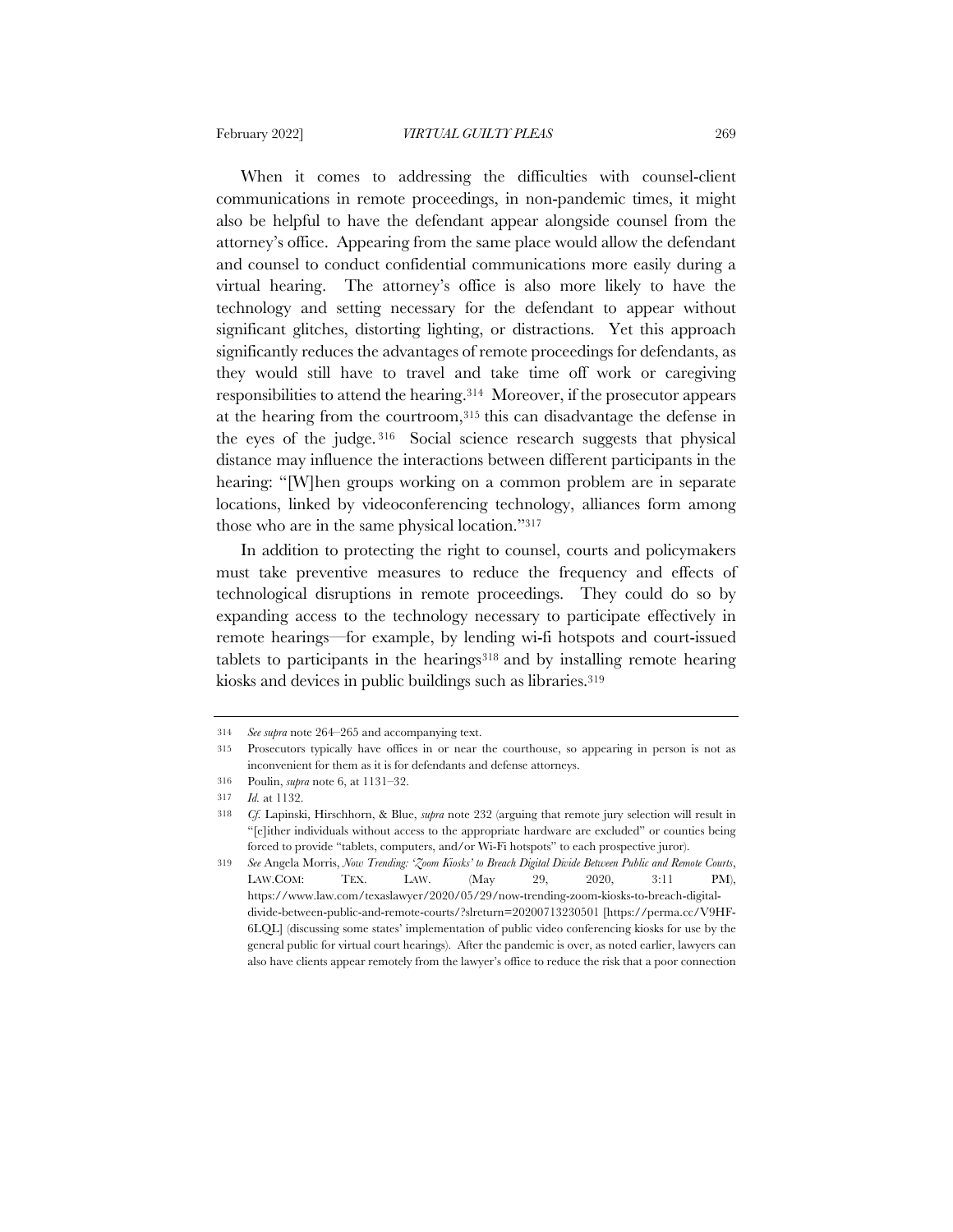When it comes to addressing the difficulties with counsel-client communications in remote proceedings, in non-pandemic times, it might also be helpful to have the defendant appear alongside counsel from the attorney's office. Appearing from the same place would allow the defendant and counsel to conduct confidential communications more easily during a virtual hearing. The attorney's office is also more likely to have the technology and setting necessary for the defendant to appear without significant glitches, distorting lighting, or distractions. Yet this approach significantly reduces the advantages of remote proceedings for defendants, as they would still have to travel and take time off work or caregiving responsibilities to attend the hearing.[314] Moreover, if the prosecutor appears at the hearing from the courtroom,[315] this can disadvantage the defense in the eyes of the judge.[316] Social science research suggests that physical distance may influence the interactions between different participants in the hearing: "[W]hen groups working on a common problem are in separate locations, linked by videoconferencing technology, alliances form among those who are in the same physical location."[317]

In addition to protecting the right to counsel, courts and policymakers must take preventive measures to reduce the frequency and effects of technological disruptions in remote proceedings. They could do so by expanding access to the technology necessary to participate effectively in remote hearings—for example, by lending wi-fi hotspots and court-issued tablets to participants in the hearings[318] and by installing remote hearing kiosks and devices in public buildings such as libraries.[319]

---

314 *See supra* note 264–265 and accompanying text.

315 Prosecutors typically have offices in or near the courthouse, so appearing in person is not as inconvenient for them as it is for defendants and defense attorneys.

316 Poulin, *supra* note 6, at 1131–32.

317 *Id.* at 1132.

318 *Cf.* Lapinski, Hirschhorn, & Blue, *supra* note 232 (arguing that remote jury selection will result in "[e]ither individuals without access to the appropriate hardware are excluded" or counties being forced to provide "tablets, computers, and/or Wi-Fi hotspots" to each prospective juror).

319 *See* Angela Morris, *Now Trending: 'Zoom Kiosks' to Breach Digital Divide Between Public and Remote Courts*, LAW.COM: TEX. LAW. (May 29, 2020, 3:11 PM), https://www.law.com/texaslawyer/2020/05/29/now-trending-zoom-kiosks-to-breach-digital-divide-between-public-and-remote-courts/?slreturn=20200713230501 [https://perma.cc/V9HF-6LQL] (discussing some states' implementation of public video conferencing kiosks for use by the general public for virtual court hearings). After the pandemic is over, as noted earlier, lawyers can also have clients appear remotely from the lawyer's office to reduce the risk that a poor connection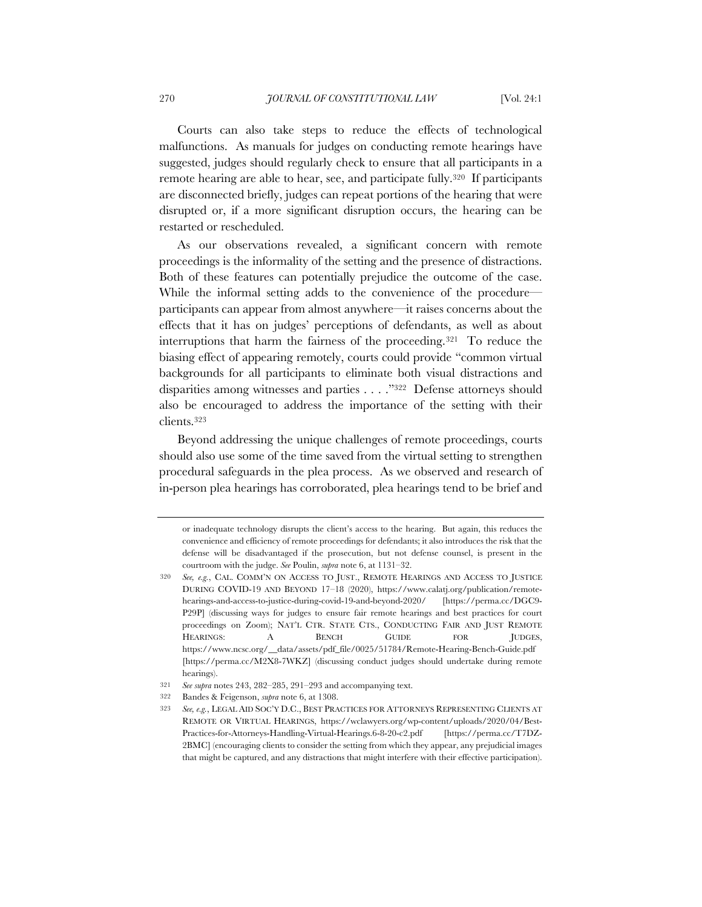Courts can also take steps to reduce the effects of technological malfunctions. As manuals for judges on conducting remote hearings have suggested, judges should regularly check to ensure that all participants in a remote hearing are able to hear, see, and participate fully.[320] If participants are disconnected briefly, judges can repeat portions of the hearing that were disrupted or, if a more significant disruption occurs, the hearing can be restarted or rescheduled.

As our observations revealed, a significant concern with remote proceedings is the informality of the setting and the presence of distractions. Both of these features can potentially prejudice the outcome of the case. While the informal setting adds to the convenience of the procedure—participants can appear from almost anywhere—it raises concerns about the effects that it has on judges' perceptions of defendants, as well as about interruptions that harm the fairness of the proceeding.[321] To reduce the biasing effect of appearing remotely, courts could provide "common virtual backgrounds for all participants to eliminate both visual distractions and disparities among witnesses and parties . . . ."[322] Defense attorneys should also be encouraged to address the importance of the setting with their clients.[323]

Beyond addressing the unique challenges of remote proceedings, courts should also use some of the time saved from the virtual setting to strengthen procedural safeguards in the plea process. As we observed and research of in-person plea hearings has corroborated, plea hearings tend to be brief and

---

or inadequate technology disrupts the client's access to the hearing. But again, this reduces the convenience and efficiency of remote proceedings for defendants; it also introduces the risk that the defense will be disadvantaged if the prosecution, but not defense counsel, is present in the courtroom with the judge. *See* Poulin, *supra* note 6, at 1131–32.

320 *See, e.g.*, CAL. COMM'N ON ACCESS TO JUST., REMOTE HEARINGS AND ACCESS TO JUSTICE DURING COVID-19 AND BEYOND 17–18 (2020), https://www.calatj.org/publication/remote-hearings-and-access-to-justice-during-covid-19-and-beyond-2020/ [https://perma.cc/DGC9-P29P] (discussing ways for judges to ensure fair remote hearings and best practices for court proceedings on Zoom); NAT'L CTR. STATE CTS., CONDUCTING FAIR AND JUST REMOTE HEARINGS: A BENCH GUIDE FOR JUDGES, https://www.ncsc.org/__data/assets/pdf_file/0025/51784/Remote-Hearing-Bench-Guide.pdf [https://perma.cc/M2X8-7WKZ] (discussing conduct judges should undertake during remote hearings).

321 *See supra* notes 243, 282–285, 291–293 and accompanying text.

322 Bandes & Feigenson, *supra* note 6, at 1308.

323 *See, e.g.*, LEGAL AID SOC'Y D.C., BEST PRACTICES FOR ATTORNEYS REPRESENTING CLIENTS AT REMOTE OR VIRTUAL HEARINGS, https://wclawyers.org/wp-content/uploads/2020/04/Best-Practices-for-Attorneys-Handling-Virtual-Hearings.6-8-20-c2.pdf [https://perma.cc/T7DZ-2BMC] (encouraging clients to consider the setting from which they appear, any prejudicial images that might be captured, and any distractions that might interfere with their effective participation).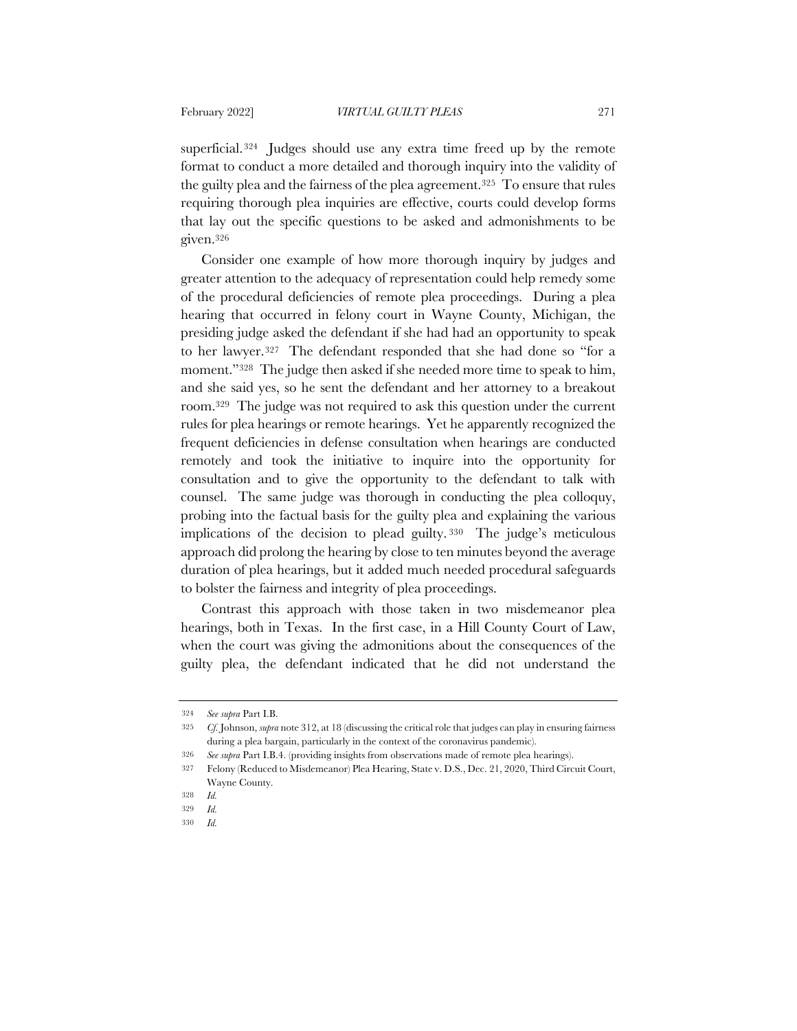superficial.[324] Judges should use any extra time freed up by the remote format to conduct a more detailed and thorough inquiry into the validity of the guilty plea and the fairness of the plea agreement.[325] To ensure that rules requiring thorough plea inquiries are effective, courts could develop forms that lay out the specific questions to be asked and admonishments to be given.[326]

Consider one example of how more thorough inquiry by judges and greater attention to the adequacy of representation could help remedy some of the procedural deficiencies of remote plea proceedings. During a plea hearing that occurred in felony court in Wayne County, Michigan, the presiding judge asked the defendant if she had had an opportunity to speak to her lawyer.[327] The defendant responded that she had done so "for a moment."[328] The judge then asked if she needed more time to speak to him, and she said yes, so he sent the defendant and her attorney to a breakout room.[329] The judge was not required to ask this question under the current rules for plea hearings or remote hearings. Yet he apparently recognized the frequent deficiencies in defense consultation when hearings are conducted remotely and took the initiative to inquire into the opportunity for consultation and to give the opportunity to the defendant to talk with counsel. The same judge was thorough in conducting the plea colloquy, probing into the factual basis for the guilty plea and explaining the various implications of the decision to plead guilty.[330] The judge's meticulous approach did prolong the hearing by close to ten minutes beyond the average duration of plea hearings, but it added much needed procedural safeguards to bolster the fairness and integrity of plea proceedings.

Contrast this approach with those taken in two misdemeanor plea hearings, both in Texas. In the first case, in a Hill County Court of Law, when the court was giving the admonitions about the consequences of the guilty plea, the defendant indicated that he did not understand the

---

324 *See supra* Part I.B.

325 *Cf.* Johnson, *supra* note 312, at 18 (discussing the critical role that judges can play in ensuring fairness during a plea bargain, particularly in the context of the coronavirus pandemic).

326 *See supra* Part I.B.4. (providing insights from observations made of remote plea hearings).

327 Felony (Reduced to Misdemeanor) Plea Hearing, State v. D.S., Dec. 21, 2020, Third Circuit Court, Wayne County.

328 *Id.*

329 *Id.*

330 *Id.*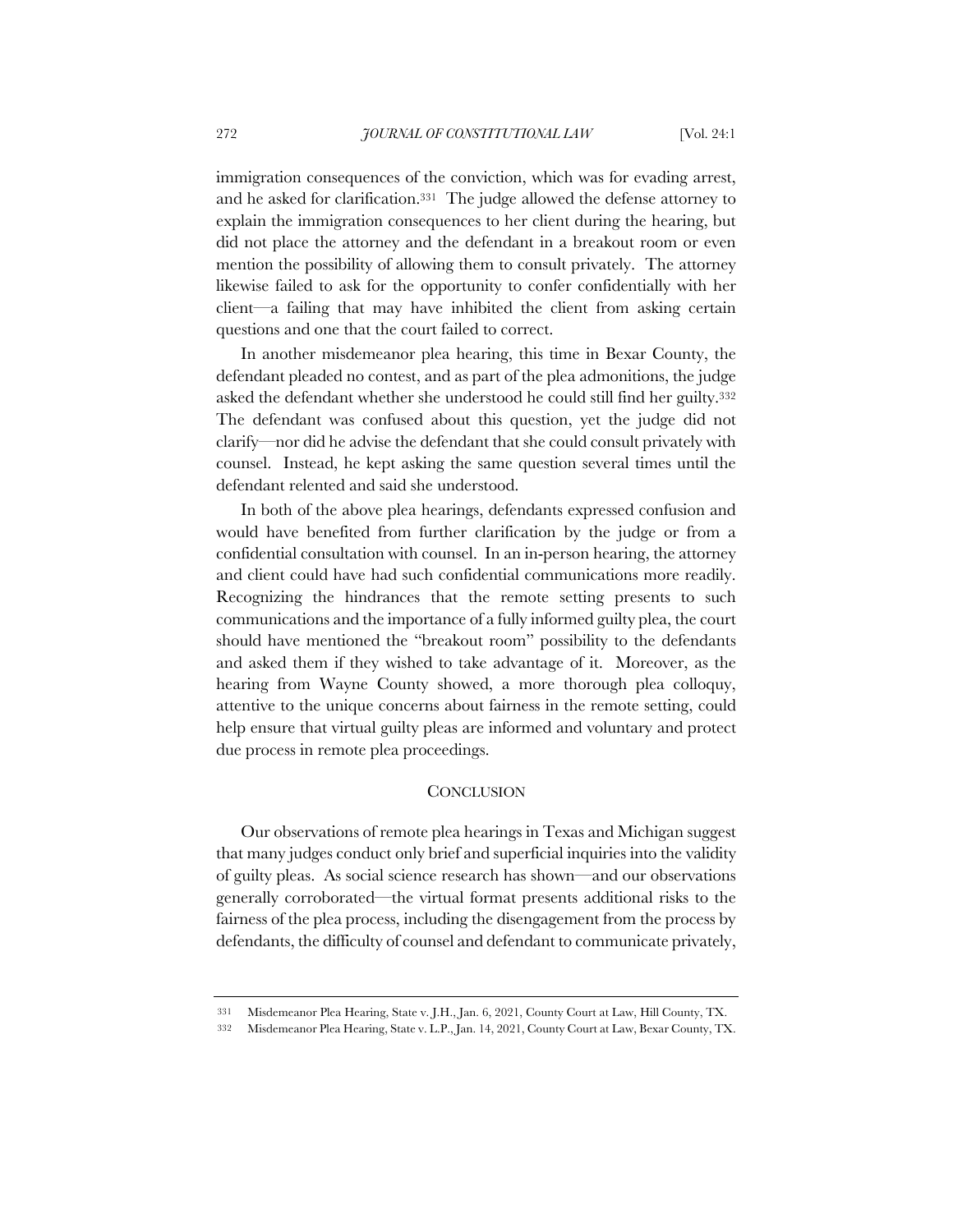immigration consequences of the conviction, which was for evading arrest, and he asked for clarification.[331] The judge allowed the defense attorney to explain the immigration consequences to her client during the hearing, but did not place the attorney and the defendant in a breakout room or even mention the possibility of allowing them to consult privately. The attorney likewise failed to ask for the opportunity to confer confidentially with her client—a failing that may have inhibited the client from asking certain questions and one that the court failed to correct.

In another misdemeanor plea hearing, this time in Bexar County, the defendant pleaded no contest, and as part of the plea admonitions, the judge asked the defendant whether she understood he could still find her guilty.[332] The defendant was confused about this question, yet the judge did not clarify—nor did he advise the defendant that she could consult privately with counsel. Instead, he kept asking the same question several times until the defendant relented and said she understood.

In both of the above plea hearings, defendants expressed confusion and would have benefited from further clarification by the judge or from a confidential consultation with counsel. In an in-person hearing, the attorney and client could have had such confidential communications more readily. Recognizing the hindrances that the remote setting presents to such communications and the importance of a fully informed guilty plea, the court should have mentioned the "breakout room" possibility to the defendants and asked them if they wished to take advantage of it. Moreover, as the hearing from Wayne County showed, a more thorough plea colloquy, attentive to the unique concerns about fairness in the remote setting, could help ensure that virtual guilty pleas are informed and voluntary and protect due process in remote plea proceedings.

## CONCLUSION

Our observations of remote plea hearings in Texas and Michigan suggest that many judges conduct only brief and superficial inquiries into the validity of guilty pleas. As social science research has shown—and our observations generally corroborated—the virtual format presents additional risks to the fairness of the plea process, including the disengagement from the process by defendants, the difficulty of counsel and defendant to communicate privately,

---

331 Misdemeanor Plea Hearing, State v. J.H., Jan. 6, 2021, County Court at Law, Hill County, TX.

332 Misdemeanor Plea Hearing, State v. L.P., Jan. 14, 2021, County Court at Law, Bexar County, TX.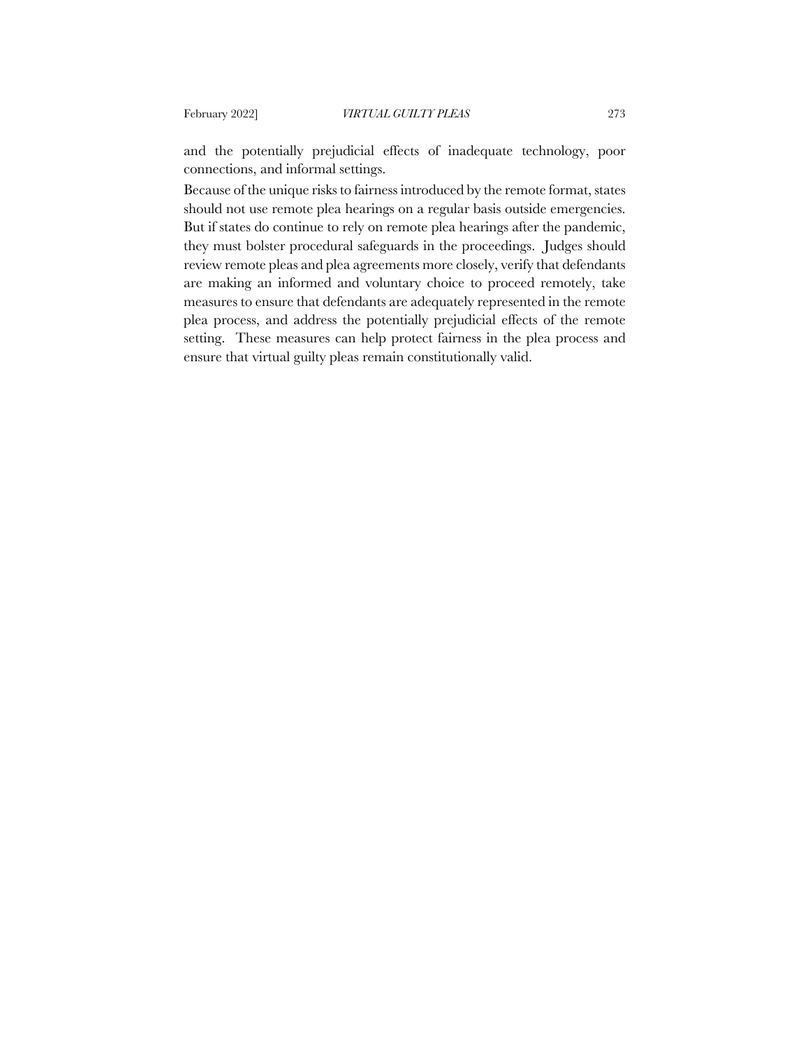and the potentially prejudicial effects of inadequate technology, poor connections, and informal settings.

Because of the unique risks to fairness introduced by the remote format, states should not use remote plea hearings on a regular basis outside emergencies. But if states do continue to rely on remote plea hearings after the pandemic, they must bolster procedural safeguards in the proceedings. Judges should review remote pleas and plea agreements more closely, verify that defendants are making an informed and voluntary choice to proceed remotely, take measures to ensure that defendants are adequately represented in the remote plea process, and address the potentially prejudicial effects of the remote setting. These measures can help protect fairness in the plea process and ensure that virtual guilty pleas remain constitutionally valid.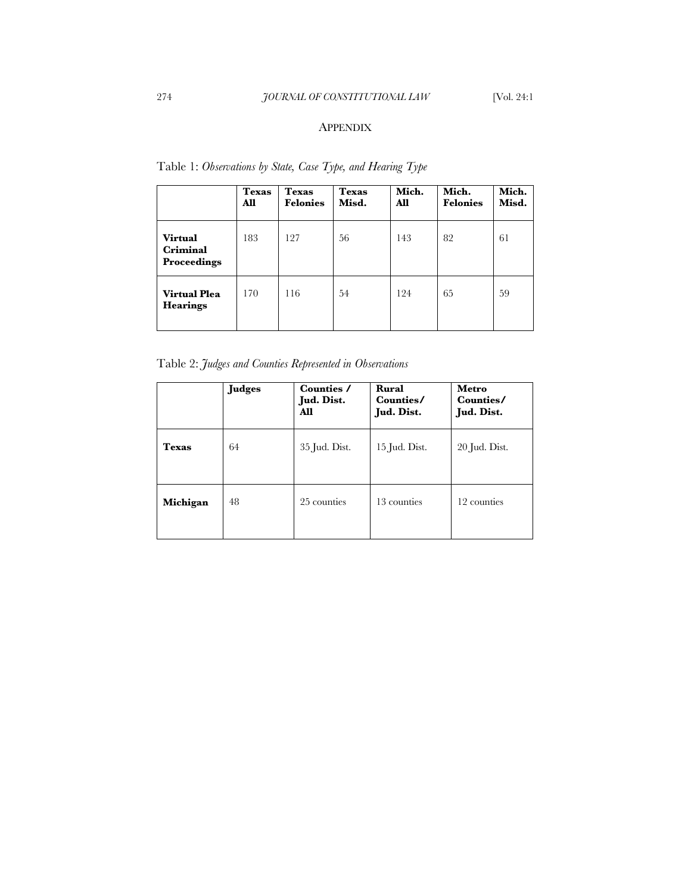## APPENDIX

Table 1: *Observations by State, Case Type, and Hearing Type*

| | **Texas All** | **Texas Felonies** | **Texas Misd.** | **Mich. All** | **Mich. Felonies** | **Mich. Misd.** |
|---|---|---|---|---|---|---|
| **Virtual Criminal Proceedings** | 183 | 127 | 56 | 143 | 82 | 61 |
| **Virtual Plea Hearings** | 170 | 116 | 54 | 124 | 65 | 59 |

Table 2: *Judges and Counties Represented in Observations*

| | **Judges** | **Counties / Jud. Dist. All** | **Rural Counties/ Jud. Dist.** | **Metro Counties/ Jud. Dist.** |
|---|---|---|---|---|
| **Texas** | 64 | 35 Jud. Dist. | 15 Jud. Dist. | 20 Jud. Dist. |
| **Michigan** | 48 | 25 counties | 13 counties | 12 counties |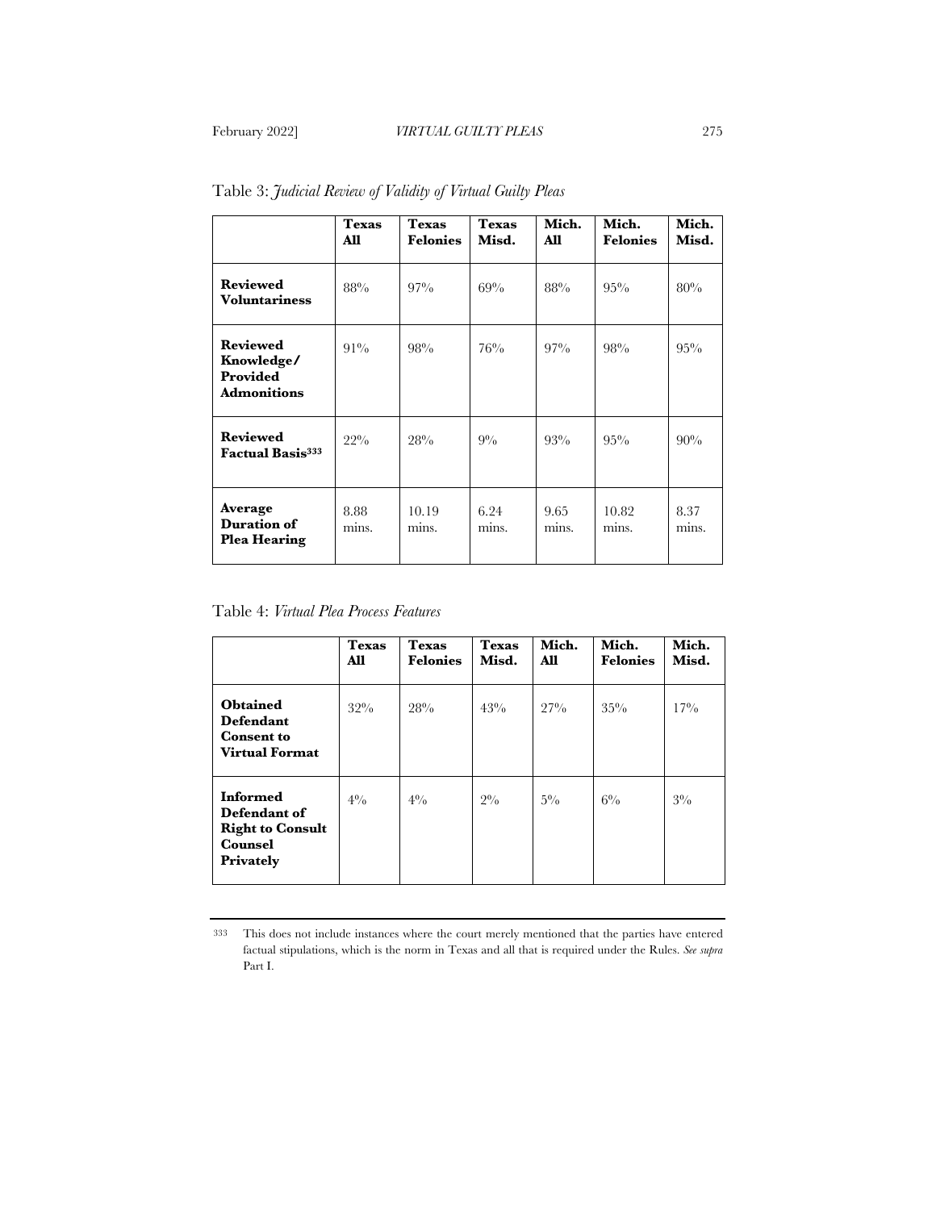Table 3: *Judicial Review of Validity of Virtual Guilty Pleas*

| | **Texas All** | **Texas Felonies** | **Texas Misd.** | **Mich. All** | **Mich. Felonies** | **Mich. Misd.** |
|---|---|---|---|---|---|---|
| **Reviewed Voluntariness** | 88% | 97% | 69% | 88% | 95% | 80% |
| **Reviewed Knowledge/ Provided Admonitions** | 91% | 98% | 76% | 97% | 98% | 95% |
| **Reviewed Factual Basis**[333] | 22% | 28% | 9% | 93% | 95% | 90% |
| **Average Duration of Plea Hearing** | 8.88 mins. | 10.19 mins. | 6.24 mins. | 9.65 mins. | 10.82 mins. | 8.37 mins. |

Table 4: *Virtual Plea Process Features*

| | **Texas All** | **Texas Felonies** | **Texas Misd.** | **Mich. All** | **Mich. Felonies** | **Mich. Misd.** |
|---|---|---|---|---|---|---|
| **Obtained Defendant Consent to Virtual Format** | 32% | 28% | 43% | 27% | 35% | 17% |
| **Informed Defendant of Right to Consult Counsel Privately** | 4% | 4% | 2% | 5% | 6% | 3% |

[333] This does not include instances where the court merely mentioned that the parties have entered factual stipulations, which is the norm in Texas and all that is required under the Rules. *See supra* Part I.